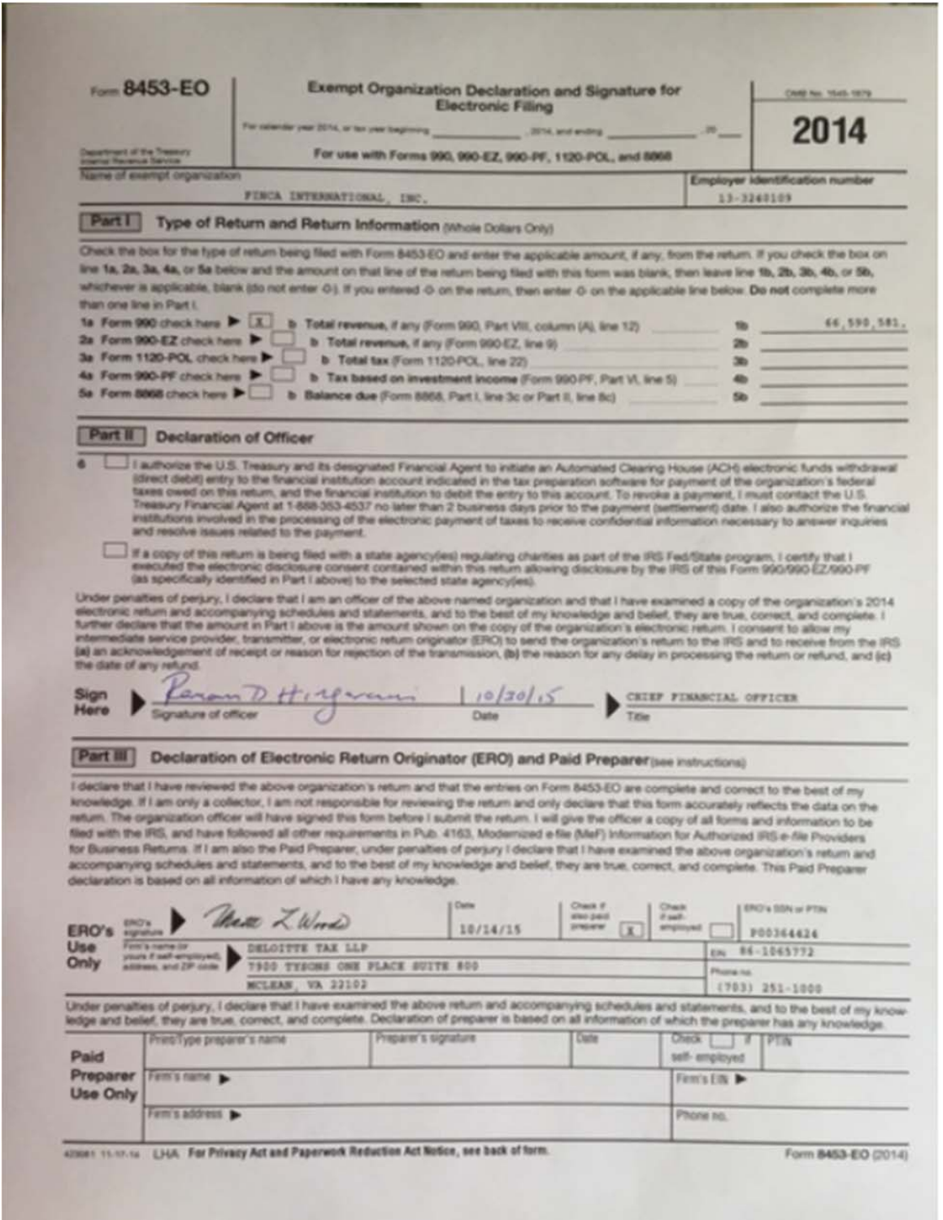Form **8453-EO**

Department of the Treasury
Internal Revenue Service

# Exempt Organization Declaration and Signature for Electronic Filing

For calendar year 2014, or tax year beginning ____________, 2014, and ending ____________, 20__

For use with Forms 990, 990-EZ, 990-PF, 1120-POL, and 8868

OMB No. 1545-1879

**2014**

Name of exempt organization: FINCA INTERNATIONAL, INC.

Employer identification number: 13-3240109

## Part I Type of Return and Return Information (Whole Dollars Only)

Check the box for the type of return being filed with Form 8453-EO and enter the applicable amount, if any, from the return. If you check the box on line 1a, 2a, 3a, 4a, or 5a below and the amount on that line of the return being filed with this form was blank, then leave line 1b, 2b, 3b, 4b, or 5b, whichever is applicable, blank (do not enter -0-). If you entered -0- on the return, then enter -0- on the applicable line below. **Do not** complete more than one line in Part I.

| | | | |
|---|---|---|---|
| **1a** Form 990 check here ▶ [X] | **b** Total revenue, if any (Form 990, Part VIII, column (A), line 12) | **1b** | 66,590,581. |
| **2a** Form 990-EZ check here ▶ [ ] | **b** Total revenue, if any (Form 990-EZ, line 9) | **2b** | |
| **3a** Form 1120-POL check here ▶ [ ] | **b** Total tax (Form 1120-POL, line 22) | **3b** | |
| **4a** Form 990-PF check here ▶ [ ] | **b** Tax based on investment income (Form 990-PF, Part VI, line 5) | **4b** | |
| **5a** Form 8868 check here ▶ [ ] | **b** Balance due (Form 8868, Part I, line 3c or Part II, line 8c) | **5b** | |

## Part II Declaration of Officer

**6** [ ] I authorize the U.S. Treasury and its designated Financial Agent to initiate an Automated Clearing House (ACH) electronic funds withdrawal (direct debit) entry to the financial institution account indicated in the tax preparation software for payment of the organization's federal taxes owed on this return, and the financial institution to debit the entry to this account. To revoke a payment, I must contact the U.S. Treasury Financial Agent at 1-888-353-4537 no later than 2 business days prior to the payment (settlement) date. I also authorize the financial institutions involved in the processing of the electronic payment of taxes to receive confidential information necessary to answer inquiries and resolve issues related to the payment.

[ ] If a copy of this return is being filed with a state agency(ies) regulating charities as part of the IRS Fed/State program, I certify that I executed the electronic disclosure consent contained within this return allowing disclosure by the IRS of this Form 990/990-EZ/990-PF (as specifically identified in Part I above) to the selected state agency(ies).

Under penalties of perjury, I declare that I am an officer of the above named organization and that I have examined a copy of the organization's 2014 electronic return and accompanying schedules and statements, and to the best of my knowledge and belief, they are true, correct, and complete. I further declare that the amount in Part I above is the amount shown on the copy of the organization's electronic return. I consent to allow my intermediate service provider, transmitter, or electronic return originator (ERO) to send the organization's return to the IRS and to receive from the IRS (a) an acknowledgement of receipt or reason for rejection of the transmission, (b) the reason for any delay in processing the return or refund, and (c) the date of any refund.

**Sign Here** ▶ [Signature] | 10/30/15 ▶ CHIEF FINANCIAL OFFICER

Signature of officer | Date | Title

## Part III Declaration of Electronic Return Originator (ERO) and Paid Preparer (see instructions)

I declare that I have reviewed the above organization's return and that the entries on Form 8453-EO are complete and correct to the best of my knowledge. If I am only a collector, I am not responsible for reviewing the return and only declare that this form accurately reflects the data on the return. The organization officer will have signed this form before I submit the return. I will give the officer a copy of all forms and information to be filed with the IRS, and have followed all other requirements in Pub. 4163, Modernized e-File (MeF) Information for Authorized IRS e-file Providers for Business Returns. If I am also the Paid Preparer, under penalties of perjury I declare that I have examined the above organization's return and accompanying schedules and statements, and to the best of my knowledge and belief, they are true, correct, and complete. This Paid Preparer declaration is based on all information of which I have any knowledge.

| **ERO's Use Only** | | | | |
|---|---|---|---|---|
| ERO's signature ▶ [Signature] | Date: 10/14/15 | Check if also paid preparer [X] | Check if self-employed [ ] | ERO's SSN or PTIN: P00364424 |
| Firm's name (or yours if self-employed), address, and ZIP code ▶ DELOITTE TAX LLP, 7900 TYSONS ONE PLACE SUITE 800, MCLEAN, VA 22102 | | | | EIN: 86-1065772 |
| | | | | Phone no.: (703) 251-1000 |

Under penalties of perjury, I declare that I have examined the above return and accompanying schedules and statements, and to the best of my knowledge and belief, they are true, correct, and complete. Declaration of preparer is based on all information of which the preparer has any knowledge.

| **Paid Preparer Use Only** | | | | |
|---|---|---|---|---|
| Print/Type preparer's name | Preparer's signature | Date | Check [ ] if self-employed | PTIN |
| Firm's name ▶ | | | Firm's EIN ▶ | |
| Firm's address ▶ | | | Phone no. | |

423081 11-17-14 LHA For Privacy Act and Paperwork Reduction Act Notice, see back of form. Form **8453-EO** (2014)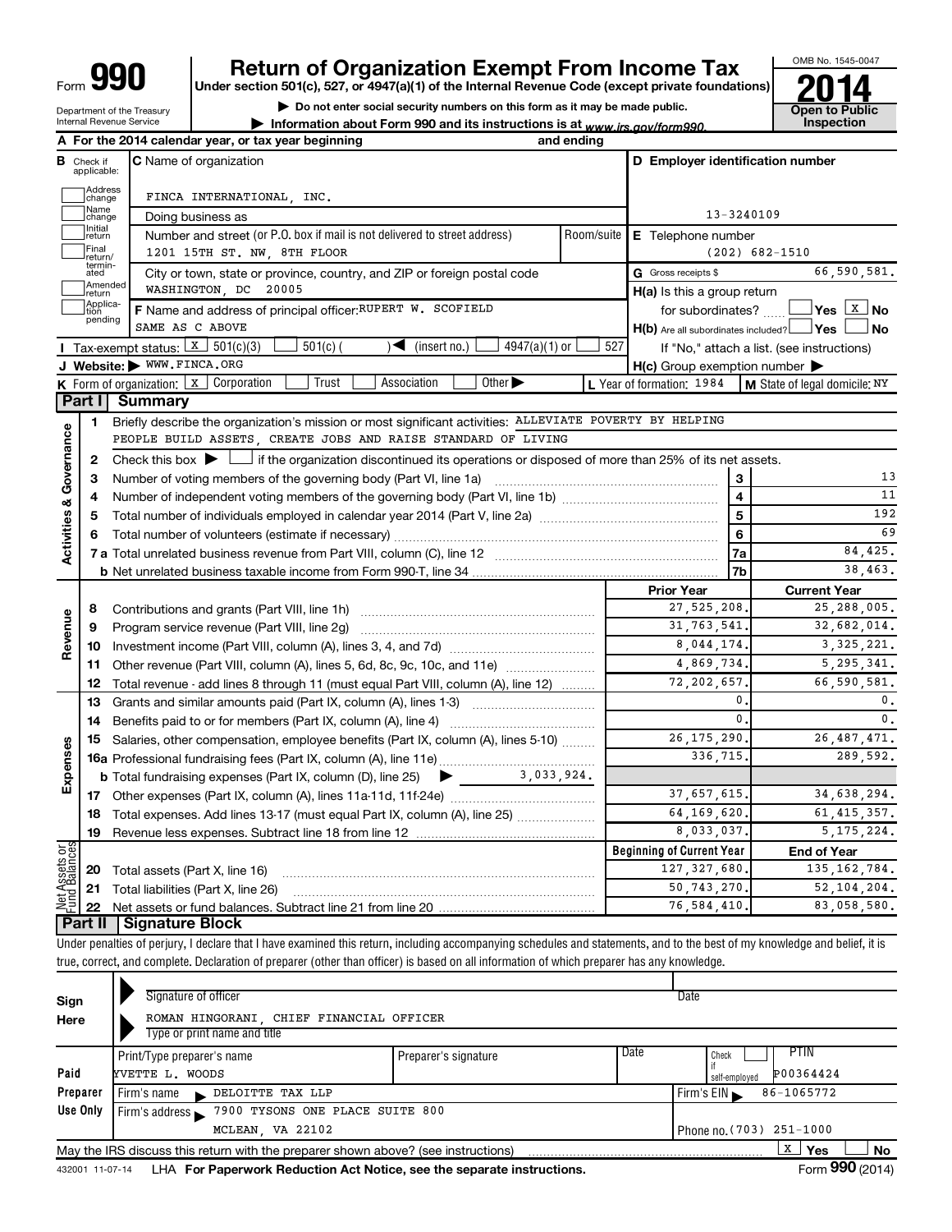Form **990** — Department of the Treasury, Internal Revenue Service

# Return of Organization Exempt From Income Tax

**Under section 501(c), 527, or 4947(a)(1) of the Internal Revenue Code (except private foundations)**

▶ Do not enter social security numbers on this form as it may be made public.

▶ Information about Form 990 and its instructions is at www.irs.gov/form990.

OMB No. 1545-0047 — **2014** — Open to Public Inspection

**A** For the 2014 calendar year, or tax year beginning and ending

**B** Check if applicable: Address change, Name change, Initial return, Final return/terminated, Amended return, Application pending

**C** Name of organization: FINCA INTERNATIONAL, INC.

Doing business as

Number and street (or P.O. box if mail is not delivered to street address) Room/suite: 1201 15TH ST. NW, 8TH FLOOR

City or town, state or province, country, and ZIP or foreign postal code: WASHINGTON, DC 20005

**F** Name and address of principal officer: RUPERT W. SCOFIELD, SAME AS C ABOVE

**D** Employer identification number: 13-3240109

**E** Telephone number: (202) 682-1510

**G** Gross receipts $ 66,590,581.

**H(a)** Is this a group return for subordinates? ☐ Yes ☒ No

**H(b)** Are all subordinates included? ☐ Yes ☐ No — If "No," attach a list. (see instructions)

**H(c)** Group exemption number ▶

**I** Tax-exempt status: ☒ 501(c)(3) ☐ 501(c) ( ) ◀ (insert no.) ☐ 4947(a)(1) or ☐ 527

**J** Website: ▶ WWW.FINCA.ORG

**K** Form of organization: ☒ Corporation ☐ Trust ☐ Association ☐ Other ▶

**L** Year of formation: 1984 **M** State of legal domicile: NY

## Part I Summary

**Activities & Governance**

1. Briefly describe the organization's mission or most significant activities: ALLEVIATE POVERTY BY HELPING PEOPLE BUILD ASSETS, CREATE JOBS AND RAISE STANDARD OF LIVING
2. Check this box ▶ ☐ if the organization discontinued its operations or disposed of more than 25% of its net assets.

| Line | Description | | Value |
|---|---|---|---|
| 3 | Number of voting members of the governing body (Part VI, line 1a) | 3 | 13 |
| 4 | Number of independent voting members of the governing body (Part VI, line 1b) | 4 | 11 |
| 5 | Total number of individuals employed in calendar year 2014 (Part V, line 2a) | 5 | 192 |
| 6 | Total number of volunteers (estimate if necessary) | 6 | 69 |
| 7a | Total unrelated business revenue from Part VIII, column (C), line 12 | 7a | 84,425. |
| 7b | Net unrelated business taxable income from Form 990-T, line 34 | 7b | 38,463. |

| | Line | Description | Prior Year | Current Year |
|---|---|---|---|---|
| Revenue | 8 | Contributions and grants (Part VIII, line 1h) | 27,525,208. | 25,288,005. |
| | 9 | Program service revenue (Part VIII, line 2g) | 31,763,541. | 32,682,014. |
| | 10 | Investment income (Part VIII, column (A), lines 3, 4, and 7d) | 8,044,174. | 3,325,221. |
| | 11 | Other revenue (Part VIII, column (A), lines 5, 6d, 8c, 9c, 10c, and 11e) | 4,869,734. | 5,295,341. |
| | 12 | Total revenue - add lines 8 through 11 (must equal Part VIII, column (A), line 12) | 72,202,657. | 66,590,581. |
| Expenses | 13 | Grants and similar amounts paid (Part IX, column (A), lines 1-3) | 0. | 0. |
| | 14 | Benefits paid to or for members (Part IX, column (A), line 4) | 0. | 0. |
| | 15 | Salaries, other compensation, employee benefits (Part IX, column (A), lines 5-10) | 26,175,290. | 26,487,471. |
| | 16a | Professional fundraising fees (Part IX, column (A), line 11e) | 336,715. | 289,592. |
| | b | Total fundraising expenses (Part IX, column (D), line 25) ▶ 3,033,924. | | |
| | 17 | Other expenses (Part IX, column (A), lines 11a-11d, 11f-24e) | 37,657,615. | 34,638,294. |
| | 18 | Total expenses. Add lines 13-17 (must equal Part IX, column (A), line 25) | 64,169,620. | 61,415,357. |
| | 19 | Revenue less expenses. Subtract line 18 from line 12 | 8,033,037. | 5,175,224. |

| | Line | Description | Beginning of Current Year | End of Year |
|---|---|---|---|---|
| Net Assets or Fund Balances | 20 | Total assets (Part X, line 16) | 127,327,680. | 135,162,784. |
| | 21 | Total liabilities (Part X, line 26) | 50,743,270. | 52,104,204. |
| | 22 | Net assets or fund balances. Subtract line 21 from line 20 | 76,584,410. | 83,058,580. |

## Part II Signature Block

Under penalties of perjury, I declare that I have examined this return, including accompanying schedules and statements, and to the best of my knowledge and belief, it is true, correct, and complete. Declaration of preparer (other than officer) is based on all information of which preparer has any knowledge.

**Sign Here**

Signature of officer — Date

ROMAN HINGORANI, CHIEF FINANCIAL OFFICER

Type or print name and title

**Paid Preparer Use Only**

| Print/Type preparer's name | Preparer's signature | Date | Check ☐ if self-employed | PTIN |
|---|---|---|---|---|
| YVETTE L. WOODS | | | | P00364424 |

Firm's name ▶ DELOITTE TAX LLP — Firm's EIN ▶ 86-1065772

Firm's address ▶ 7900 TYSONS ONE PLACE SUITE 800, MCLEAN, VA 22102 — Phone no. (703) 251-1000

May the IRS discuss this return with the preparer shown above? (see instructions) ☒ Yes ☐ No

432001 11-07-14 LHA For Paperwork Reduction Act Notice, see the separate instructions. Form **990** (2014)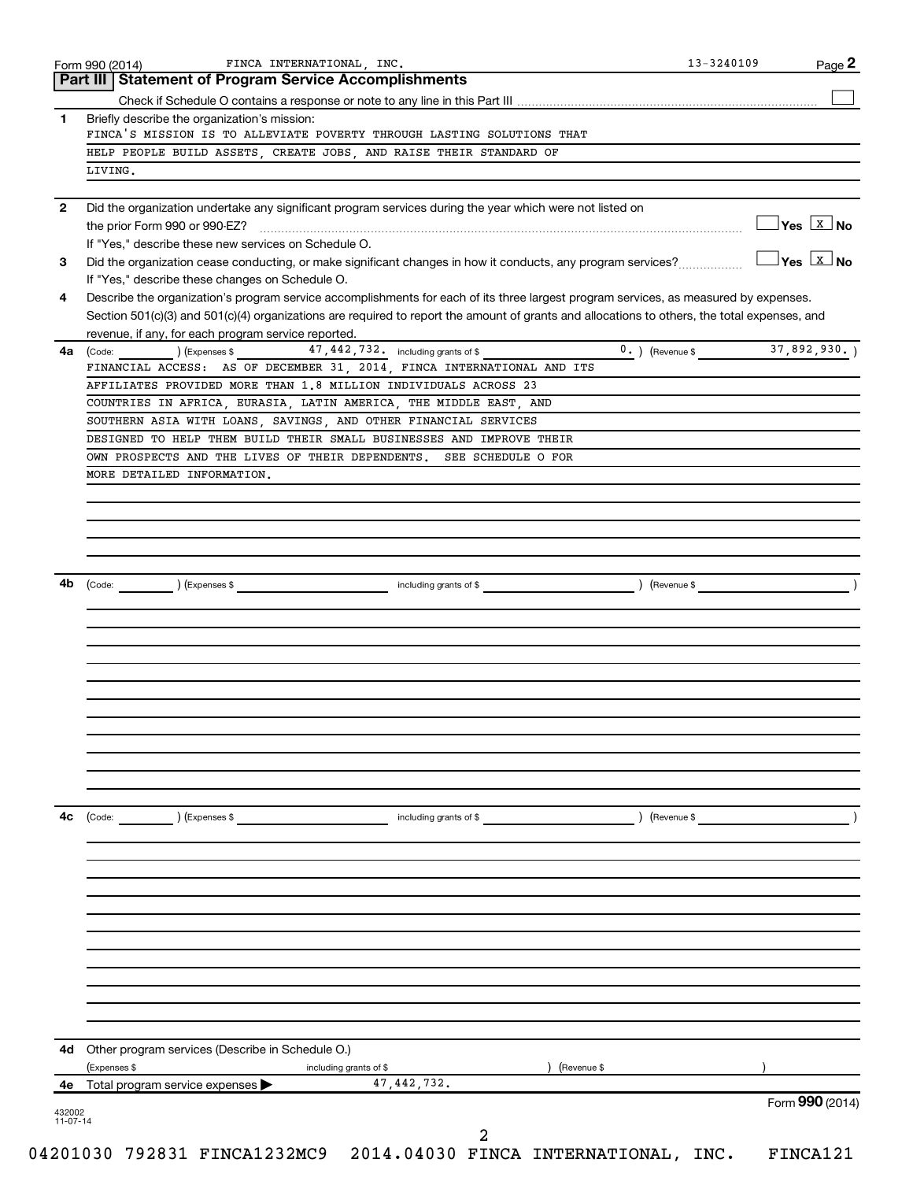Form 990 (2014) FINCA INTERNATIONAL, INC. 13-3240109

## Part III Statement of Program Service Accomplishments

Check if Schedule O contains a response or note to any line in this Part III ☐

**1** Briefly describe the organization's mission:

FINCA'S MISSION IS TO ALLEVIATE POVERTY THROUGH LASTING SOLUTIONS THAT HELP PEOPLE BUILD ASSETS, CREATE JOBS, AND RAISE THEIR STANDARD OF LIVING.

**2** Did the organization undertake any significant program services during the year which were not listed on the prior Form 990 or 990-EZ? ☐ Yes ☒ No

If "Yes," describe these new services on Schedule O.

**3** Did the organization cease conducting, or make significant changes in how it conducts, any program services? ☐ Yes ☒ No

If "Yes," describe these changes on Schedule O.

**4** Describe the organization's program service accomplishments for each of its three largest program services, as measured by expenses. Section 501(c)(3) and 501(c)(4) organizations are required to report the amount of grants and allocations to others, the total expenses, and revenue, if any, for each program service reported.

**4a** (Code: ) (Expenses $ 47,442,732. including grants of $ 0. ) (Revenue $ 37,892,930. )

FINANCIAL ACCESS: AS OF DECEMBER 31, 2014, FINCA INTERNATIONAL AND ITS AFFILIATES PROVIDED MORE THAN 1.8 MILLION INDIVIDUALS ACROSS 23 COUNTRIES IN AFRICA, EURASIA, LATIN AMERICA, THE MIDDLE EAST, AND SOUTHERN ASIA WITH LOANS, SAVINGS, AND OTHER FINANCIAL SERVICES DESIGNED TO HELP THEM BUILD THEIR SMALL BUSINESSES AND IMPROVE THEIR OWN PROSPECTS AND THE LIVES OF THEIR DEPENDENTS. SEE SCHEDULE O FOR MORE DETAILED INFORMATION.

**4b** (Code: ) (Expenses $ including grants of $ ) (Revenue $ )

**4c** (Code: ) (Expenses $ including grants of $ ) (Revenue $ )

**4d** Other program services (Describe in Schedule O.)

(Expenses $ including grants of $ ) (Revenue $ )

**4e** Total program service expenses ▶ 47,442,732.

Form **990** (2014)

432002 11-07-14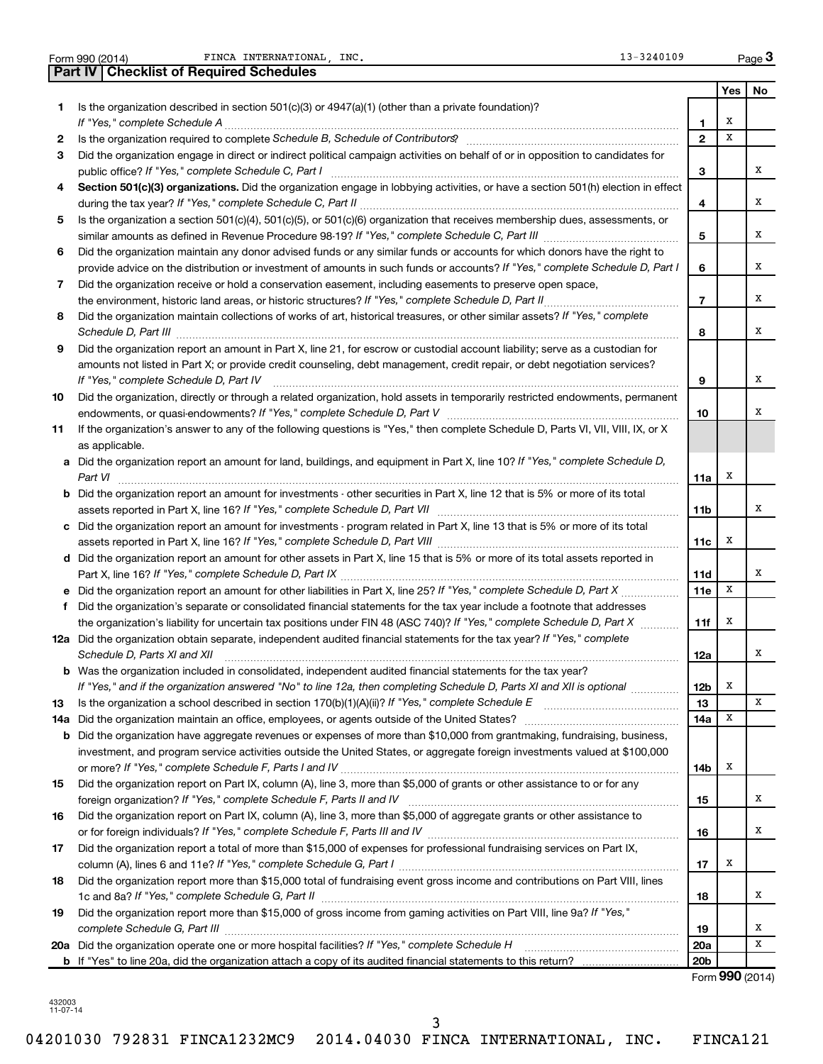Form 990 (2014) FINCA INTERNATIONAL, INC. 13-3240109

## Part IV | Checklist of Required Schedules

| | | | Yes | No |
|---|---|---|---|---|
| **1** | Is the organization described in section 501(c)(3) or 4947(a)(1) (other than a private foundation)? *If "Yes," complete Schedule A* | **1** | X | |
| **2** | Is the organization required to complete *Schedule B, Schedule of Contributors*? | **2** | X | |
| **3** | Did the organization engage in direct or indirect political campaign activities on behalf of or in opposition to candidates for public office? *If "Yes," complete Schedule C, Part I* | **3** | | X |
| **4** | **Section 501(c)(3) organizations.** Did the organization engage in lobbying activities, or have a section 501(h) election in effect during the tax year? *If "Yes," complete Schedule C, Part II* | **4** | | X |
| **5** | Is the organization a section 501(c)(4), 501(c)(5), or 501(c)(6) organization that receives membership dues, assessments, or similar amounts as defined in Revenue Procedure 98-19? *If "Yes," complete Schedule C, Part III* | **5** | | X |
| **6** | Did the organization maintain any donor advised funds or any similar funds or accounts for which donors have the right to provide advice on the distribution or investment of amounts in such funds or accounts? *If "Yes," complete Schedule D, Part I* | **6** | | X |
| **7** | Did the organization receive or hold a conservation easement, including easements to preserve open space, the environment, historic land areas, or historic structures? *If "Yes," complete Schedule D, Part II* | **7** | | X |
| **8** | Did the organization maintain collections of works of art, historical treasures, or other similar assets? *If "Yes," complete Schedule D, Part III* | **8** | | X |
| **9** | Did the organization report an amount in Part X, line 21, for escrow or custodial account liability; serve as a custodian for amounts not listed in Part X; or provide credit counseling, debt management, credit repair, or debt negotiation services? *If "Yes," complete Schedule D, Part IV* | **9** | | X |
| **10** | Did the organization, directly or through a related organization, hold assets in temporarily restricted endowments, permanent endowments, or quasi-endowments? *If "Yes," complete Schedule D, Part V* | **10** | | X |
| **11** | If the organization's answer to any of the following questions is "Yes," then complete Schedule D, Parts VI, VII, VIII, IX, or X as applicable. | | | |
| **a** | Did the organization report an amount for land, buildings, and equipment in Part X, line 10? *If "Yes," complete Schedule D, Part VI* | **11a** | X | |
| **b** | Did the organization report an amount for investments - other securities in Part X, line 12 that is 5% or more of its total assets reported in Part X, line 16? *If "Yes," complete Schedule D, Part VII* | **11b** | | X |
| **c** | Did the organization report an amount for investments - program related in Part X, line 13 that is 5% or more of its total assets reported in Part X, line 16? *If "Yes," complete Schedule D, Part VIII* | **11c** | X | |
| **d** | Did the organization report an amount for other assets in Part X, line 15 that is 5% or more of its total assets reported in Part X, line 16? *If "Yes," complete Schedule D, Part IX* | **11d** | | X |
| **e** | Did the organization report an amount for other liabilities in Part X, line 25? *If "Yes," complete Schedule D, Part X* | **11e** | X | |
| **f** | Did the organization's separate or consolidated financial statements for the tax year include a footnote that addresses the organization's liability for uncertain tax positions under FIN 48 (ASC 740)? *If "Yes," complete Schedule D, Part X* | **11f** | X | |
| **12a** | Did the organization obtain separate, independent audited financial statements for the tax year? *If "Yes," complete Schedule D, Parts XI and XII* | **12a** | | X |
| **b** | Was the organization included in consolidated, independent audited financial statements for the tax year? *If "Yes," and if the organization answered "No" to line 12a, then completing Schedule D, Parts XI and XII is optional* | **12b** | X | |
| **13** | Is the organization a school described in section 170(b)(1)(A)(ii)? *If "Yes," complete Schedule E* | **13** | | X |
| **14a** | Did the organization maintain an office, employees, or agents outside of the United States? | **14a** | X | |
| **b** | Did the organization have aggregate revenues or expenses of more than $10,000 from grantmaking, fundraising, business, investment, and program service activities outside the United States, or aggregate foreign investments valued at $100,000 or more? *If "Yes," complete Schedule F, Parts I and IV* | **14b** | X | |
| **15** | Did the organization report on Part IX, column (A), line 3, more than $5,000 of grants or other assistance to or for any foreign organization? *If "Yes," complete Schedule F, Parts II and IV* | **15** | | X |
| **16** | Did the organization report on Part IX, column (A), line 3, more than $5,000 of aggregate grants or other assistance to or for foreign individuals? *If "Yes," complete Schedule F, Parts III and IV* | **16** | | X |
| **17** | Did the organization report a total of more than $15,000 of expenses for professional fundraising services on Part IX, column (A), lines 6 and 11e? *If "Yes," complete Schedule G, Part I* | **17** | X | |
| **18** | Did the organization report more than $15,000 total of fundraising event gross income and contributions on Part VIII, lines 1c and 8a? *If "Yes," complete Schedule G, Part II* | **18** | | X |
| **19** | Did the organization report more than $15,000 of gross income from gaming activities on Part VIII, line 9a? *If "Yes," complete Schedule G, Part III* | **19** | | X |
| **20a** | Did the organization operate one or more hospital facilities? *If "Yes," complete Schedule H* | **20a** | | X |
| **b** | If "Yes" to line 20a, did the organization attach a copy of its audited financial statements to this return? | **20b** | | |

Form **990** (2014)

432003
11-07-14

04201030 792831 FINCA1232MC9 2014.04030 FINCA INTERNATIONAL, INC. FINCA121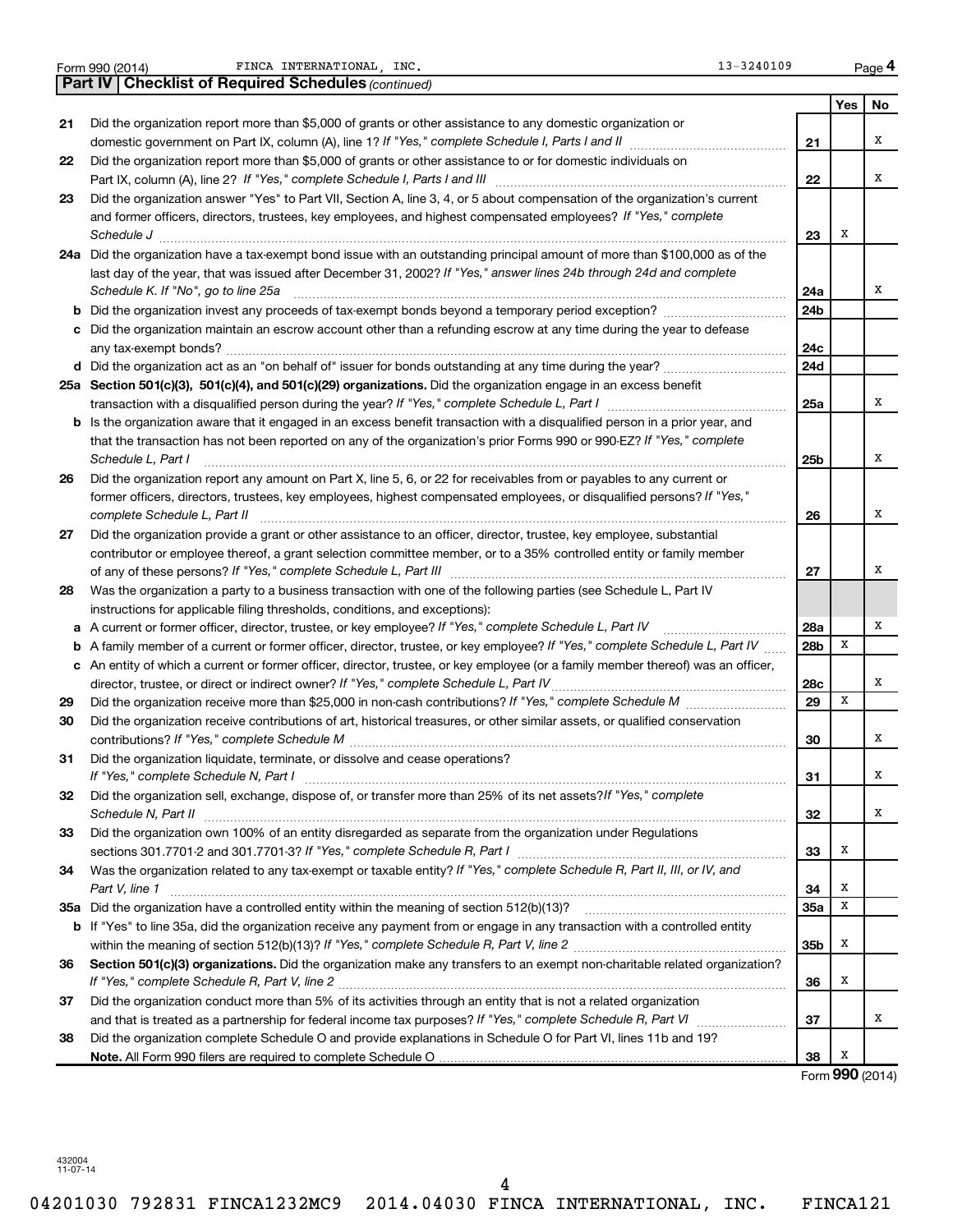Form 990 (2014) FINCA INTERNATIONAL, INC. 13-3240109 Page 4

**Part IV Checklist of Required Schedules** *(continued)*

| | | | Yes | No |
|---|---|---|---|---|
| 21 | Did the organization report more than $5,000 of grants or other assistance to any domestic organization or domestic government on Part IX, column (A), line 1? *If "Yes," complete Schedule I, Parts I and II* | 21 | | X |
| 22 | Did the organization report more than $5,000 of grants or other assistance to or for domestic individuals on Part IX, column (A), line 2? *If "Yes," complete Schedule I, Parts I and III* | 22 | | X |
| 23 | Did the organization answer "Yes" to Part VII, Section A, line 3, 4, or 5 about compensation of the organization's current and former officers, directors, trustees, key employees, and highest compensated employees? *If "Yes," complete Schedule J* | 23 | X | |
| 24a | Did the organization have a tax-exempt bond issue with an outstanding principal amount of more than $100,000 as of the last day of the year, that was issued after December 31, 2002? *If "Yes," answer lines 24b through 24d and complete Schedule K. If "No", go to line 25a* | 24a | | X |
| b | Did the organization invest any proceeds of tax-exempt bonds beyond a temporary period exception? | 24b | | |
| c | Did the organization maintain an escrow account other than a refunding escrow at any time during the year to defease any tax-exempt bonds? | 24c | | |
| d | Did the organization act as an "on behalf of" issuer for bonds outstanding at any time during the year? | 24d | | |
| 25a | **Section 501(c)(3), 501(c)(4), and 501(c)(29) organizations.** Did the organization engage in an excess benefit transaction with a disqualified person during the year? *If "Yes," complete Schedule L, Part I* | 25a | | X |
| b | Is the organization aware that it engaged in an excess benefit transaction with a disqualified person in a prior year, and that the transaction has not been reported on any of the organization's prior Forms 990 or 990-EZ? *If "Yes," complete Schedule L, Part I* | 25b | | X |
| 26 | Did the organization report any amount on Part X, line 5, 6, or 22 for receivables from or payables to any current or former officers, directors, trustees, key employees, highest compensated employees, or disqualified persons? *If "Yes," complete Schedule L, Part II* | 26 | | X |
| 27 | Did the organization provide a grant or other assistance to an officer, director, trustee, key employee, substantial contributor or employee thereof, a grant selection committee member, or to a 35% controlled entity or family member of any of these persons? *If "Yes," complete Schedule L, Part III* | 27 | | X |
| 28 | Was the organization a party to a business transaction with one of the following parties (see Schedule L, Part IV instructions for applicable filing thresholds, conditions, and exceptions): | | | |
| a | A current or former officer, director, trustee, or key employee? *If "Yes," complete Schedule L, Part IV* | 28a | | X |
| b | A family member of a current or former officer, director, trustee, or key employee? *If "Yes," complete Schedule L, Part IV* | 28b | X | |
| c | An entity of which a current or former officer, director, trustee, or key employee (or a family member thereof) was an officer, director, trustee, or direct or indirect owner? *If "Yes," complete Schedule L, Part IV* | 28c | | X |
| 29 | Did the organization receive more than $25,000 in non-cash contributions? *If "Yes," complete Schedule M* | 29 | X | |
| 30 | Did the organization receive contributions of art, historical treasures, or other similar assets, or qualified conservation contributions? *If "Yes," complete Schedule M* | 30 | | X |
| 31 | Did the organization liquidate, terminate, or dissolve and cease operations? *If "Yes," complete Schedule N, Part I* | 31 | | X |
| 32 | Did the organization sell, exchange, dispose of, or transfer more than 25% of its net assets? *If "Yes," complete Schedule N, Part II* | 32 | | X |
| 33 | Did the organization own 100% of an entity disregarded as separate from the organization under Regulations sections 301.7701-2 and 301.7701-3? *If "Yes," complete Schedule R, Part I* | 33 | X | |
| 34 | Was the organization related to any tax-exempt or taxable entity? *If "Yes," complete Schedule R, Part II, III, or IV, and Part V, line 1* | 34 | X | |
| 35a | Did the organization have a controlled entity within the meaning of section 512(b)(13)? | 35a | X | |
| b | If "Yes" to line 35a, did the organization receive any payment from or engage in any transaction with a controlled entity within the meaning of section 512(b)(13)? *If "Yes," complete Schedule R, Part V, line 2* | 35b | X | |
| 36 | **Section 501(c)(3) organizations.** Did the organization make any transfers to an exempt non-charitable related organization? *If "Yes," complete Schedule R, Part V, line 2* | 36 | X | |
| 37 | Did the organization conduct more than 5% of its activities through an entity that is not a related organization and that is treated as a partnership for federal income tax purposes? *If "Yes," complete Schedule R, Part VI* | 37 | | X |
| 38 | Did the organization complete Schedule O and provide explanations in Schedule O for Part VI, lines 11b and 19? **Note.** All Form 990 filers are required to complete Schedule O | 38 | X | |

Form **990** (2014)

432004 11-07-14

04201030 792831 FINCA1232MC9 2014.04030 FINCA INTERNATIONAL, INC. FINCA121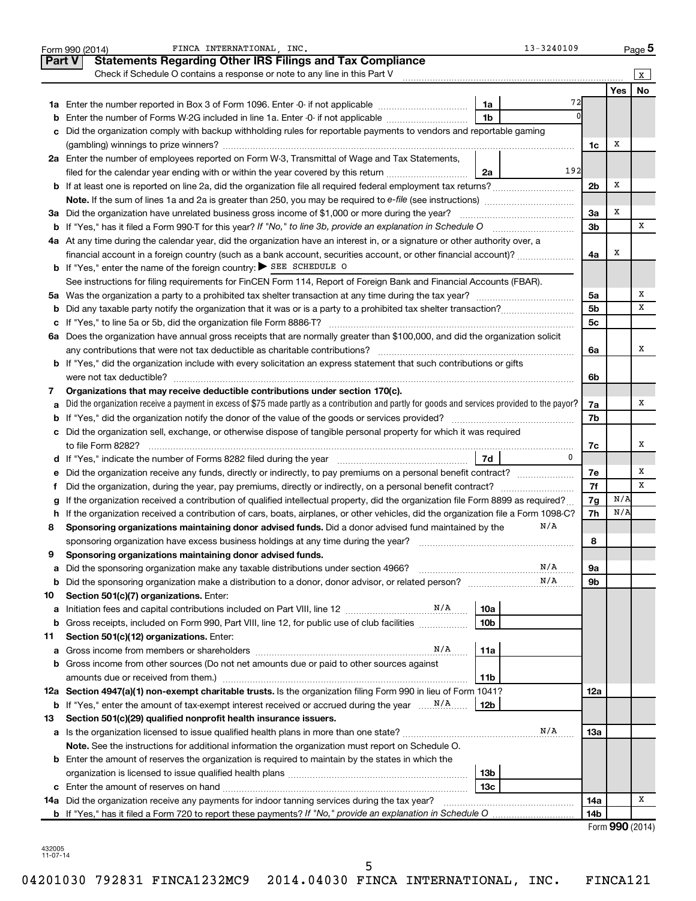Form 990 (2014) FINCA INTERNATIONAL, INC. 13-3240109 Page 5

## Part V Statements Regarding Other IRS Filings and Tax Compliance

Check if Schedule O contains a response or note to any line in this Part V [X]

| | | | | | Yes | No |
|---|---|---|---|---|---|---|
| **1a** | Enter the number reported in Box 3 of Form 1096. Enter -0- if not applicable | 1a | 72 | | | |
| **b** | Enter the number of Forms W-2G included in line 1a. Enter -0- if not applicable | 1b | 0 | | | |
| **c** | Did the organization comply with backup withholding rules for reportable payments to vendors and reportable gaming (gambling) winnings to prize winners? | | | 1c | X | |
| **2a** | Enter the number of employees reported on Form W-3, Transmittal of Wage and Tax Statements, filed for the calendar year ending with or within the year covered by this return | 2a | 192 | | | |
| **b** | If at least one is reported on line 2a, did the organization file all required federal employment tax returns? | | | 2b | X | |
| | **Note.** If the sum of lines 1a and 2a is greater than 250, you may be required to *e-file* (see instructions) | | | | | |
| **3a** | Did the organization have unrelated business gross income of $1,000 or more during the year? | | | 3a | X | |
| **b** | If "Yes," has it filed a Form 990-T for this year? *If "No," to line 3b, provide an explanation in Schedule O* | | | 3b | | X |
| **4a** | At any time during the calendar year, did the organization have an interest in, or a signature or other authority over, a financial account in a foreign country (such as a bank account, securities account, or other financial account)? | | | 4a | X | |
| **b** | If "Yes," enter the name of the foreign country: ▶ SEE SCHEDULE O | | | | | |
| | See instructions for filing requirements for FinCEN Form 114, Report of Foreign Bank and Financial Accounts (FBAR). | | | | | |
| **5a** | Was the organization a party to a prohibited tax shelter transaction at any time during the tax year? | | | 5a | | X |
| **b** | Did any taxable party notify the organization that it was or is a party to a prohibited tax shelter transaction? | | | 5b | | X |
| **c** | If "Yes," to line 5a or 5b, did the organization file Form 8886-T? | | | 5c | | |
| **6a** | Does the organization have annual gross receipts that are normally greater than $100,000, and did the organization solicit any contributions that were not tax deductible as charitable contributions? | | | 6a | | X |
| **b** | If "Yes," did the organization include with every solicitation an express statement that such contributions or gifts were not tax deductible? | | | 6b | | |
| **7** | **Organizations that may receive deductible contributions under section 170(c).** | | | | | |
| **a** | Did the organization receive a payment in excess of $75 made partly as a contribution and partly for goods and services provided to the payor? | | | 7a | | X |
| **b** | If "Yes," did the organization notify the donor of the value of the goods or services provided? | | | 7b | | |
| **c** | Did the organization sell, exchange, or otherwise dispose of tangible personal property for which it was required to file Form 8282? | | | 7c | | X |
| **d** | If "Yes," indicate the number of Forms 8282 filed during the year | 7d | 0 | | | |
| **e** | Did the organization receive any funds, directly or indirectly, to pay premiums on a personal benefit contract? | | | 7e | | X |
| **f** | Did the organization, during the year, pay premiums, directly or indirectly, on a personal benefit contract? | | | 7f | | X |
| **g** | If the organization received a contribution of qualified intellectual property, did the organization file Form 8899 as required? | | | 7g | N/A | |
| **h** | If the organization received a contribution of cars, boats, airplanes, or other vehicles, did the organization file a Form 1098-C? | | | 7h | N/A | |
| **8** | **Sponsoring organizations maintaining donor advised funds.** Did a donor advised fund maintained by the sponsoring organization have excess business holdings at any time during the year? N/A | | | 8 | | |
| **9** | **Sponsoring organizations maintaining donor advised funds.** | | | | | |
| **a** | Did the sponsoring organization make any taxable distributions under section 4966? N/A | | | 9a | | |
| **b** | Did the sponsoring organization make a distribution to a donor, donor advisor, or related person? N/A | | | 9b | | |
| **10** | **Section 501(c)(7) organizations.** Enter: | | | | | |
| **a** | Initiation fees and capital contributions included on Part VIII, line 12 N/A | 10a | | | | |
| **b** | Gross receipts, included on Form 990, Part VIII, line 12, for public use of club facilities | 10b | | | | |
| **11** | **Section 501(c)(12) organizations.** Enter: | | | | | |
| **a** | Gross income from members or shareholders N/A | 11a | | | | |
| **b** | Gross income from other sources (Do not net amounts due or paid to other sources against amounts due or received from them.) | 11b | | | | |
| **12a** | **Section 4947(a)(1) non-exempt charitable trusts.** Is the organization filing Form 990 in lieu of Form 1041? | | | 12a | | |
| **b** | If "Yes," enter the amount of tax-exempt interest received or accrued during the year N/A | 12b | | | | |
| **13** | **Section 501(c)(29) qualified nonprofit health insurance issuers.** | | | | | |
| **a** | Is the organization licensed to issue qualified health plans in more than one state? N/A | | | 13a | | |
| | **Note.** See the instructions for additional information the organization must report on Schedule O. | | | | | |
| **b** | Enter the amount of reserves the organization is required to maintain by the states in which the organization is licensed to issue qualified health plans | 13b | | | | |
| **c** | Enter the amount of reserves on hand | 13c | | | | |
| **14a** | Did the organization receive any payments for indoor tanning services during the tax year? | | | 14a | | X |
| **b** | If "Yes," has it filed a Form 720 to report these payments? *If "No," provide an explanation in Schedule O* | | | 14b | | |

Form **990** (2014)

432005 11-07-14

04201030 792831 FINCA1232MC9 2014.04030 FINCA INTERNATIONAL, INC. FINCA121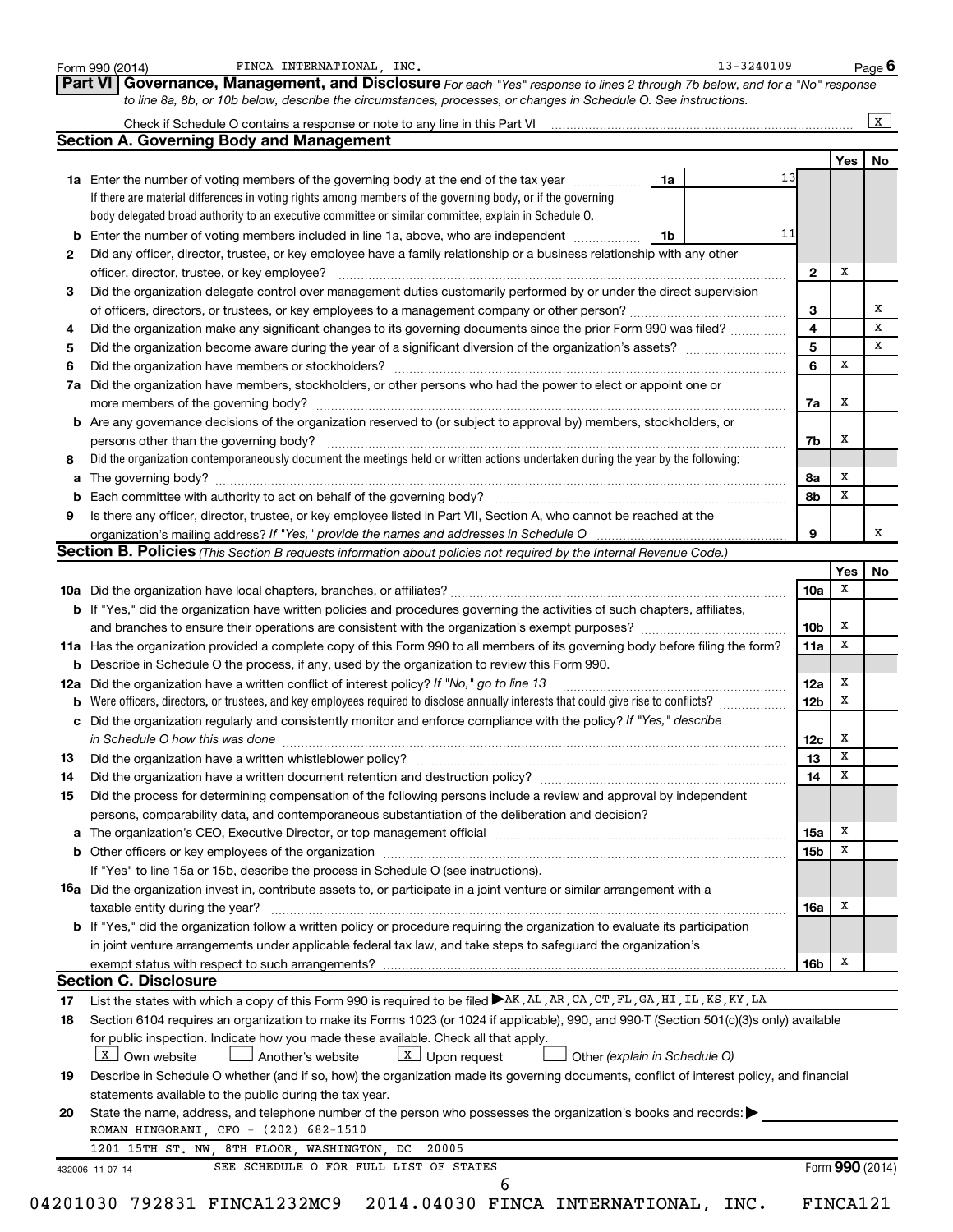Form 990 (2014) FINCA INTERNATIONAL, INC. 13-3240109

## Part VI Governance, Management, and Disclosure

*For each "Yes" response to lines 2 through 7b below, and for a "No" response to line 8a, 8b, or 10b below, describe the circumstances, processes, or changes in Schedule O. See instructions.*

Check if Schedule O contains a response or note to any line in this Part VI ..... [X]

### Section A. Governing Body and Management

| | | | | Yes | No |
|---|---|---|---|---|---|
| 1a | Enter the number of voting members of the governing body at the end of the tax year. If there are material differences in voting rights among members of the governing body, or if the governing body delegated broad authority to an executive committee or similar committee, explain in Schedule O. | 1a | 13 | | |
| b | Enter the number of voting members included in line 1a, above, who are independent | 1b | 11 | | |
| 2 | Did any officer, director, trustee, or key employee have a family relationship or a business relationship with any other officer, director, trustee, or key employee? | | 2 | X | |
| 3 | Did the organization delegate control over management duties customarily performed by or under the direct supervision of officers, directors, or trustees, or key employees to a management company or other person? | | 3 | | X |
| 4 | Did the organization make any significant changes to its governing documents since the prior Form 990 was filed? | | 4 | | X |
| 5 | Did the organization become aware during the year of a significant diversion of the organization's assets? | | 5 | | X |
| 6 | Did the organization have members or stockholders? | | 6 | X | |
| 7a | Did the organization have members, stockholders, or other persons who had the power to elect or appoint one or more members of the governing body? | | 7a | X | |
| b | Are any governance decisions of the organization reserved to (or subject to approval by) members, stockholders, or persons other than the governing body? | | 7b | X | |
| 8 | Did the organization contemporaneously document the meetings held or written actions undertaken during the year by the following: | | | | |
| a | The governing body? | | 8a | X | |
| b | Each committee with authority to act on behalf of the governing body? | | 8b | X | |
| 9 | Is there any officer, director, trustee, or key employee listed in Part VII, Section A, who cannot be reached at the organization's mailing address? *If "Yes," provide the names and addresses in Schedule O* | | 9 | | X |

### Section B. Policies *(This Section B requests information about policies not required by the Internal Revenue Code.)*

| | | | Yes | No |
|---|---|---|---|---|
| 10a | Did the organization have local chapters, branches, or affiliates? | 10a | X | |
| b | If "Yes," did the organization have written policies and procedures governing the activities of such chapters, affiliates, and branches to ensure their operations are consistent with the organization's exempt purposes? | 10b | X | |
| 11a | Has the organization provided a complete copy of this Form 990 to all members of its governing body before filing the form? | 11a | X | |
| b | Describe in Schedule O the process, if any, used by the organization to review this Form 990. | | | |
| 12a | Did the organization have a written conflict of interest policy? *If "No," go to line 13* | 12a | X | |
| b | Were officers, directors, or trustees, and key employees required to disclose annually interests that could give rise to conflicts? | 12b | X | |
| c | Did the organization regularly and consistently monitor and enforce compliance with the policy? *If "Yes," describe in Schedule O how this was done* | 12c | X | |
| 13 | Did the organization have a written whistleblower policy? | 13 | X | |
| 14 | Did the organization have a written document retention and destruction policy? | 14 | X | |
| 15 | Did the process for determining compensation of the following persons include a review and approval by independent persons, comparability data, and contemporaneous substantiation of the deliberation and decision? | | | |
| a | The organization's CEO, Executive Director, or top management official | 15a | X | |
| b | Other officers or key employees of the organization | 15b | X | |
| | If "Yes" to line 15a or 15b, describe the process in Schedule O (see instructions). | | | |
| 16a | Did the organization invest in, contribute assets to, or participate in a joint venture or similar arrangement with a taxable entity during the year? | 16a | X | |
| b | If "Yes," did the organization follow a written policy or procedure requiring the organization to evaluate its participation in joint venture arrangements under applicable federal tax law, and take steps to safeguard the organization's exempt status with respect to such arrangements? | 16b | X | |

### Section C. Disclosure

17 List the states with which a copy of this Form 990 is required to be filed ▶ AK, AL, AR, CA, CT, FL, GA, HI, IL, KS, KY, LA

18 Section 6104 requires an organization to make its Forms 1023 (or 1024 if applicable), 990, and 990-T (Section 501(c)(3)s only) available for public inspection. Indicate how you made these available. Check all that apply.

[X] Own website  [ ] Another's website  [X] Upon request  [ ] Other *(explain in Schedule O)*

19 Describe in Schedule O whether (and if so, how) the organization made its governing documents, conflict of interest policy, and financial statements available to the public during the tax year.

20 State the name, address, and telephone number of the person who possesses the organization's books and records: ▶

ROMAN HINGORANI, CFO - (202) 682-1510

1201 15TH ST. NW, 8TH FLOOR, WASHINGTON, DC 20005

SEE SCHEDULE O FOR FULL LIST OF STATES

432006 11-07-14 Form **990** (2014)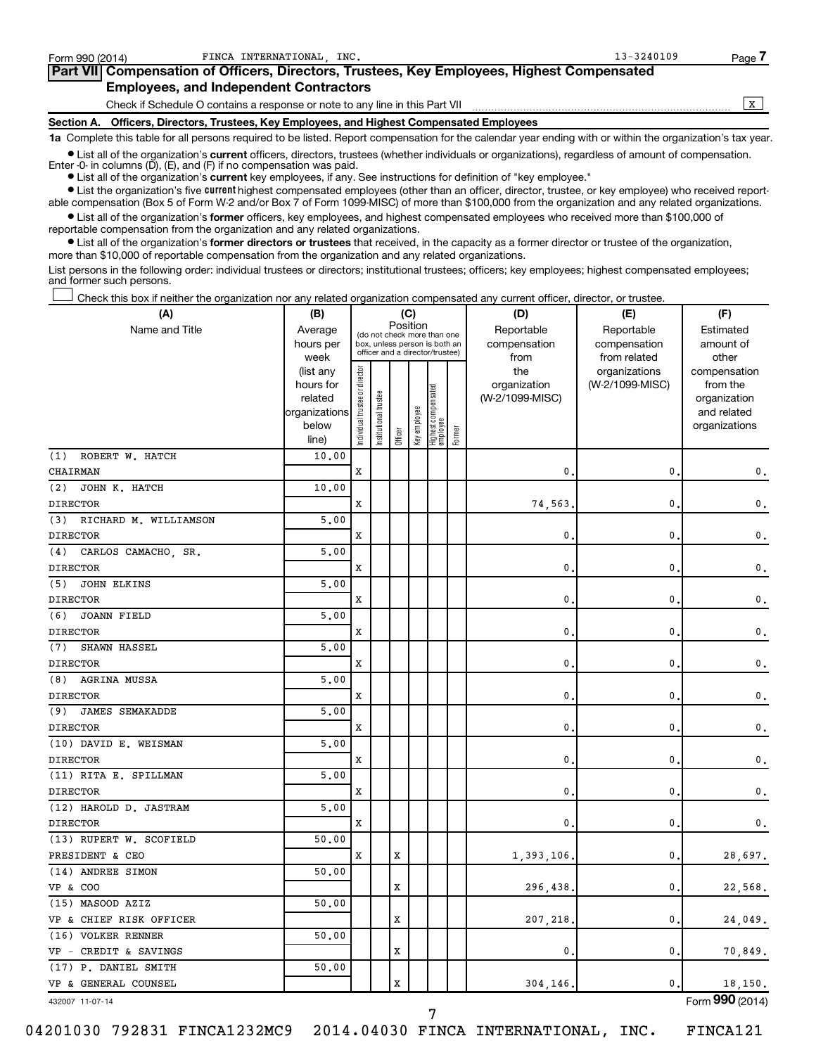Form 990 (2014) FINCA INTERNATIONAL, INC. 13-3240109 Page 7

## Part VII Compensation of Officers, Directors, Trustees, Key Employees, Highest Compensated Employees, and Independent Contractors

Check if Schedule O contains a response or note to any line in this Part VII ..... X

### Section A. Officers, Directors, Trustees, Key Employees, and Highest Compensated Employees

**1a** Complete this table for all persons required to be listed. Report compensation for the calendar year ending with or within the organization's tax year.

- List all of the organization's **current** officers, directors, trustees (whether individuals or organizations), regardless of amount of compensation. Enter -0- in columns (D), (E), and (F) if no compensation was paid.
- List all of the organization's **current** key employees, if any. See instructions for definition of "key employee."
- List the organization's five **current** highest compensated employees (other than an officer, director, trustee, or key employee) who received reportable compensation (Box 5 of Form W-2 and/or Box 7 of Form 1099-MISC) of more than $100,000 from the organization and any related organizations.
- List all of the organization's **former** officers, key employees, and highest compensated employees who received more than $100,000 of reportable compensation from the organization and any related organizations.
- List all of the organization's **former directors or trustees** that received, in the capacity as a former director or trustee of the organization, more than $10,000 of reportable compensation from the organization and any related organizations.

List persons in the following order: individual trustees or directors; institutional trustees; officers; key employees; highest compensated employees; and former such persons.

☐ Check this box if neither the organization nor any related organization compensated any current officer, director, or trustee.

| (A) Name and Title | (B) Average hours per week (list any hours for related organizations below line) | (C) Position (do not check more than one box, unless person is both an officer and a director/trustee): Individual trustee or director | Institutional trustee | Officer | Key employee | Highest compensated employee | Former | (D) Reportable compensation from the organization (W-2/1099-MISC) | (E) Reportable compensation from related organizations (W-2/1099-MISC) | (F) Estimated amount of other compensation from the organization and related organizations |
|---|---|---|---|---|---|---|---|---|---|---|
| (1) ROBERT W. HATCH<br>CHAIRMAN | 10.00 | X | | | | | | 0. | 0. | 0. |
| (2) JOHN K. HATCH<br>DIRECTOR | 10.00 | X | | | | | | 74,563. | 0. | 0. |
| (3) RICHARD M. WILLIAMSON<br>DIRECTOR | 5.00 | X | | | | | | 0. | 0. | 0. |
| (4) CARLOS CAMACHO, SR.<br>DIRECTOR | 5.00 | X | | | | | | 0. | 0. | 0. |
| (5) JOHN ELKINS<br>DIRECTOR | 5.00 | X | | | | | | 0. | 0. | 0. |
| (6) JOANN FIELD<br>DIRECTOR | 5.00 | X | | | | | | 0. | 0. | 0. |
| (7) SHAWN HASSEL<br>DIRECTOR | 5.00 | X | | | | | | 0. | 0. | 0. |
| (8) AGRINA MUSSA<br>DIRECTOR | 5.00 | X | | | | | | 0. | 0. | 0. |
| (9) JAMES SEMAKADDE<br>DIRECTOR | 5.00 | X | | | | | | 0. | 0. | 0. |
| (10) DAVID E. WEISMAN<br>DIRECTOR | 5.00 | X | | | | | | 0. | 0. | 0. |
| (11) RITA E. SPILLMAN<br>DIRECTOR | 5.00 | X | | | | | | 0. | 0. | 0. |
| (12) HAROLD D. JASTRAM<br>DIRECTOR | 5.00 | X | | | | | | 0. | 0. | 0. |
| (13) RUPERT W. SCOFIELD<br>PRESIDENT & CEO | 50.00 | X | | X | | | | 1,393,106. | 0. | 28,697. |
| (14) ANDREE SIMON<br>VP & COO | 50.00 | | | X | | | | 296,438. | 0. | 22,568. |
| (15) MASOOD AZIZ<br>VP & CHIEF RISK OFFICER | 50.00 | | | X | | | | 207,218. | 0. | 24,049. |
| (16) VOLKER RENNER<br>VP - CREDIT & SAVINGS | 50.00 | | | X | | | | 0. | 0. | 70,849. |
| (17) P. DANIEL SMITH<br>VP & GENERAL COUNSEL | 50.00 | | | X | | | | 304,146. | 0. | 18,150. |

432007 11-07-14 Form 990 (2014)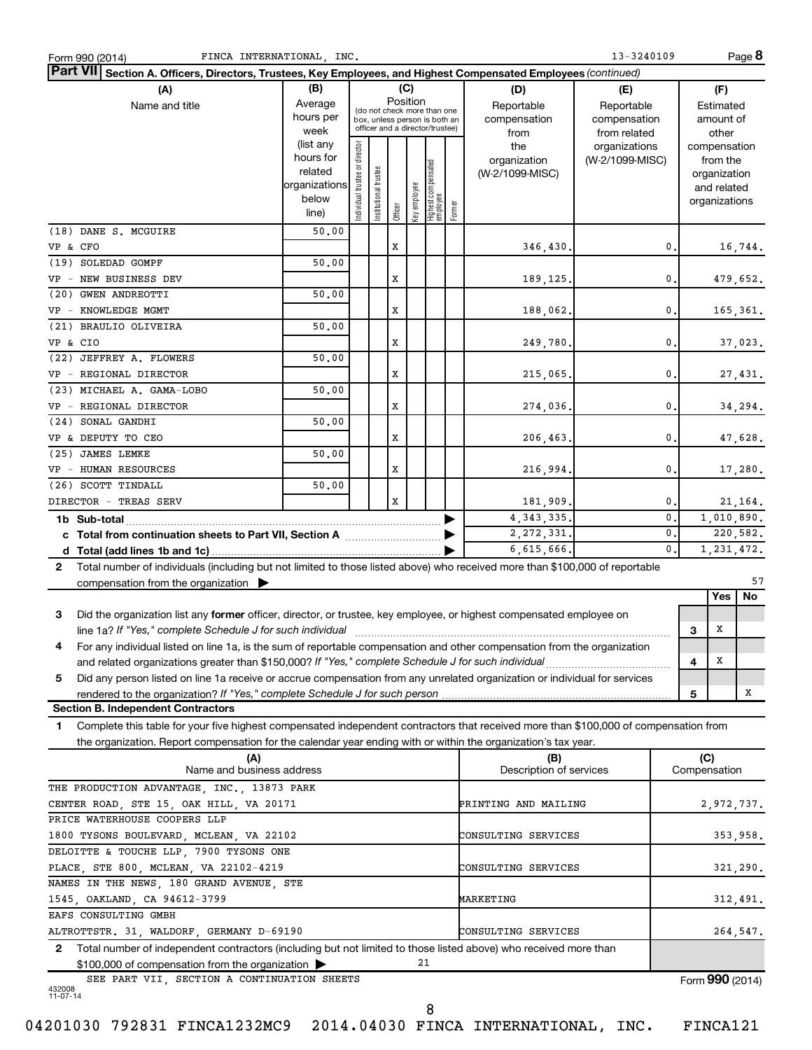Form 990 (2014) FINCA INTERNATIONAL, INC. 13-3240109 Page 8

**Part VII Section A. Officers, Directors, Trustees, Key Employees, and Highest Compensated Employees** *(continued)*

| (A) Name and title | (B) Average hours per week (list any hours for related organizations below line) | (C) Position: Individual trustee or director | Institutional trustee | Officer | Key employee | Highest compensated employee | Former | (D) Reportable compensation from the organization (W-2/1099-MISC) | (E) Reportable compensation from related organizations (W-2/1099-MISC) | (F) Estimated amount of other compensation from the organization and related organizations |
|---|---|---|---|---|---|---|---|---|---|---|
| (18) DANE S. MCGUIRE<br>VP & CFO | 50.00 | | | X | | | | 346,430. | 0. | 16,744. |
| (19) SOLEDAD GOMPF<br>VP - NEW BUSINESS DEV | 50.00 | | | X | | | | 189,125. | 0. | 479,652. |
| (20) GWEN ANDREOTTI<br>VP - KNOWLEDGE MGMT | 50.00 | | | X | | | | 188,062. | 0. | 165,361. |
| (21) BRAULIO OLIVEIRA<br>VP & CIO | 50.00 | | | X | | | | 249,780. | 0. | 37,023. |
| (22) JEFFREY A. FLOWERS<br>VP - REGIONAL DIRECTOR | 50.00 | | | X | | | | 215,065. | 0. | 27,431. |
| (23) MICHAEL A. GAMA-LOBO<br>VP - REGIONAL DIRECTOR | 50.00 | | | X | | | | 274,036. | 0. | 34,294. |
| (24) SONAL GANDHI<br>VP & DEPUTY TO CEO | 50.00 | | | X | | | | 206,463. | 0. | 47,628. |
| (25) JAMES LEMKE<br>VP - HUMAN RESOURCES | 50.00 | | | X | | | | 216,994. | 0. | 17,280. |
| (26) SCOTT TINDALL<br>DIRECTOR - TREAS SERV | 50.00 | | | X | | | | 181,909. | 0. | 21,164. |
| **1b Sub-total** | | | | | | | | 4,343,335. | 0. | 1,010,890. |
| **c Total from continuation sheets to Part VII, Section A** | | | | | | | | 2,272,331. | 0. | 220,582. |
| **d Total (add lines 1b and 1c)** | | | | | | | | 6,615,666. | 0. | 1,231,472. |

**2** Total number of individuals (including but not limited to those listed above) who received more than $100,000 of reportable compensation from the organization ▶ 57

| | | Yes | No |
|---|---|---|---|
| **3** Did the organization list any **former** officer, director, or trustee, key employee, or highest compensated employee on line 1a? *If "Yes," complete Schedule J for such individual* | 3 | X | |
| **4** For any individual listed on line 1a, is the sum of reportable compensation and other compensation from the organization and related organizations greater than $150,000? *If "Yes," complete Schedule J for such individual* | 4 | X | |
| **5** Did any person listed on line 1a receive or accrue compensation from any unrelated organization or individual for services rendered to the organization? *If "Yes," complete Schedule J for such person* | 5 | | X |

**Section B. Independent Contractors**

**1** Complete this table for your five highest compensated independent contractors that received more than $100,000 of compensation from the organization. Report compensation for the calendar year ending with or within the organization's tax year.

| (A) Name and business address | (B) Description of services | (C) Compensation |
|---|---|---|
| THE PRODUCTION ADVANTAGE, INC., 13873 PARK CENTER ROAD, STE 15, OAK HILL, VA 20171 | PRINTING AND MAILING | 2,972,737. |
| PRICE WATERHOUSE COOPERS LLP 1800 TYSONS BOULEVARD, MCLEAN, VA 22102 | CONSULTING SERVICES | 353,958. |
| DELOITTE & TOUCHE LLP, 7900 TYSONS ONE PLACE, STE 800, MCLEAN, VA 22102-4219 | CONSULTING SERVICES | 321,290. |
| NAMES IN THE NEWS, 180 GRAND AVENUE, STE 1545, OAKLAND, CA 94612-3799 | MARKETING | 312,491. |
| EAFS CONSULTING GMBH ALTROTTSTR. 31, WALDORF, GERMANY D-69190 | CONSULTING SERVICES | 264,547. |

**2** Total number of independent contractors (including but not limited to those listed above) who received more than $100,000 of compensation from the organization ▶ 21

SEE PART VII, SECTION A CONTINUATION SHEETS

Form **990** (2014)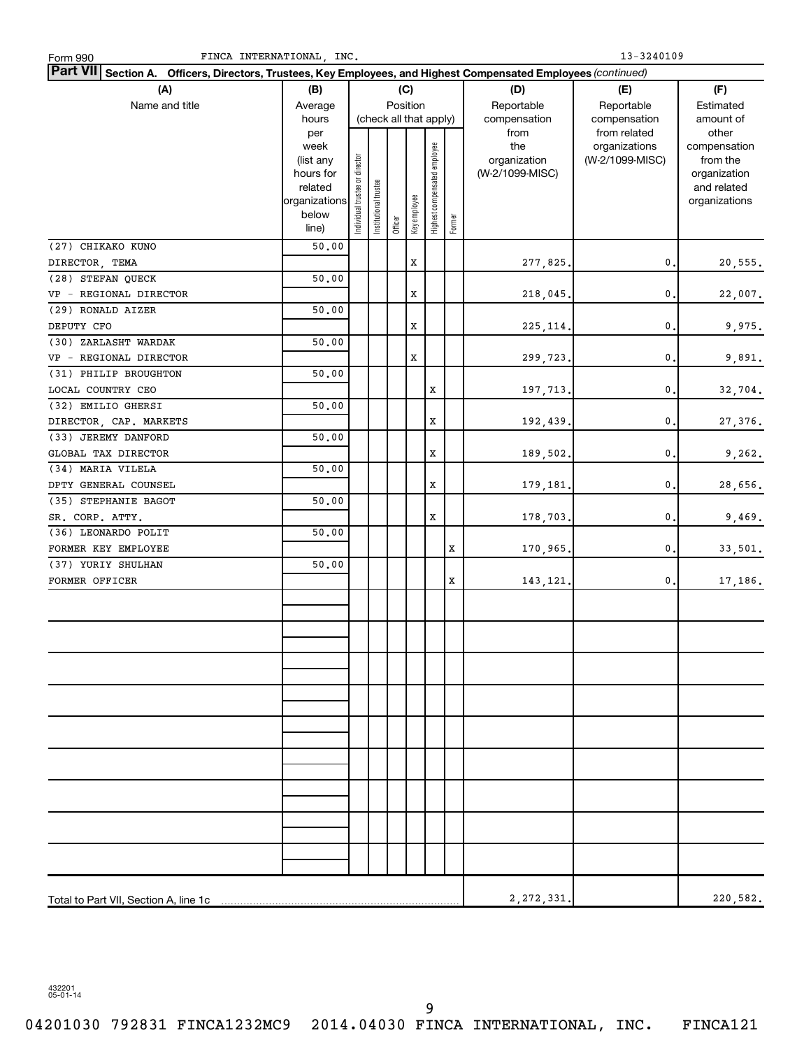Form 990 FINCA INTERNATIONAL, INC. 13-3240109

**Part VII Section A. Officers, Directors, Trustees, Key Employees, and Highest Compensated Employees** *(continued)*

| (A) Name and title | (B) Average hours per week (list any hours for related organizations below line) | (C) Position (check all that apply): Individual trustee or director | Institutional trustee | Officer | Key employee | Highest compensated employee | Former | (D) Reportable compensation from the organization (W-2/1099-MISC) | (E) Reportable compensation from related organizations (W-2/1099-MISC) | (F) Estimated amount of other compensation from the organization and related organizations |
|---|---|---|---|---|---|---|---|---|---|---|
| (27) CHIKAKO KUNO<br>DIRECTOR, TEMA | 50.00 | | | | X | | | 277,825. | 0. | 20,555. |
| (28) STEFAN QUECK<br>VP - REGIONAL DIRECTOR | 50.00 | | | | X | | | 218,045. | 0. | 22,007. |
| (29) RONALD AIZER<br>DEPUTY CFO | 50.00 | | | | X | | | 225,114. | 0. | 9,975. |
| (30) ZARLASHT WARDAK<br>VP - REGIONAL DIRECTOR | 50.00 | | | | X | | | 299,723. | 0. | 9,891. |
| (31) PHILIP BROUGHTON<br>LOCAL COUNTRY CEO | 50.00 | | | | | X | | 197,713. | 0. | 32,704. |
| (32) EMILIO GHERSI<br>DIRECTOR, CAP. MARKETS | 50.00 | | | | | X | | 192,439. | 0. | 27,376. |
| (33) JEREMY DANFORD<br>GLOBAL TAX DIRECTOR | 50.00 | | | | | X | | 189,502. | 0. | 9,262. |
| (34) MARIA VILELA<br>DPTY GENERAL COUNSEL | 50.00 | | | | | X | | 179,181. | 0. | 28,656. |
| (35) STEPHANIE BAGOT<br>SR. CORP. ATTY. | 50.00 | | | | | X | | 178,703. | 0. | 9,469. |
| (36) LEONARDO POLIT<br>FORMER KEY EMPLOYEE | 50.00 | | | | | | X | 170,965. | 0. | 33,501. |
| (37) YURIY SHULHAN<br>FORMER OFFICER | 50.00 | | | | | | X | 143,121. | 0. | 17,186. |
| Total to Part VII, Section A, line 1c | | | | | | | | 2,272,331. | | 220,582. |

432201 05-01-14

04201030 792831 FINCA1232MC9 2014.04030 FINCA INTERNATIONAL, INC. FINCA121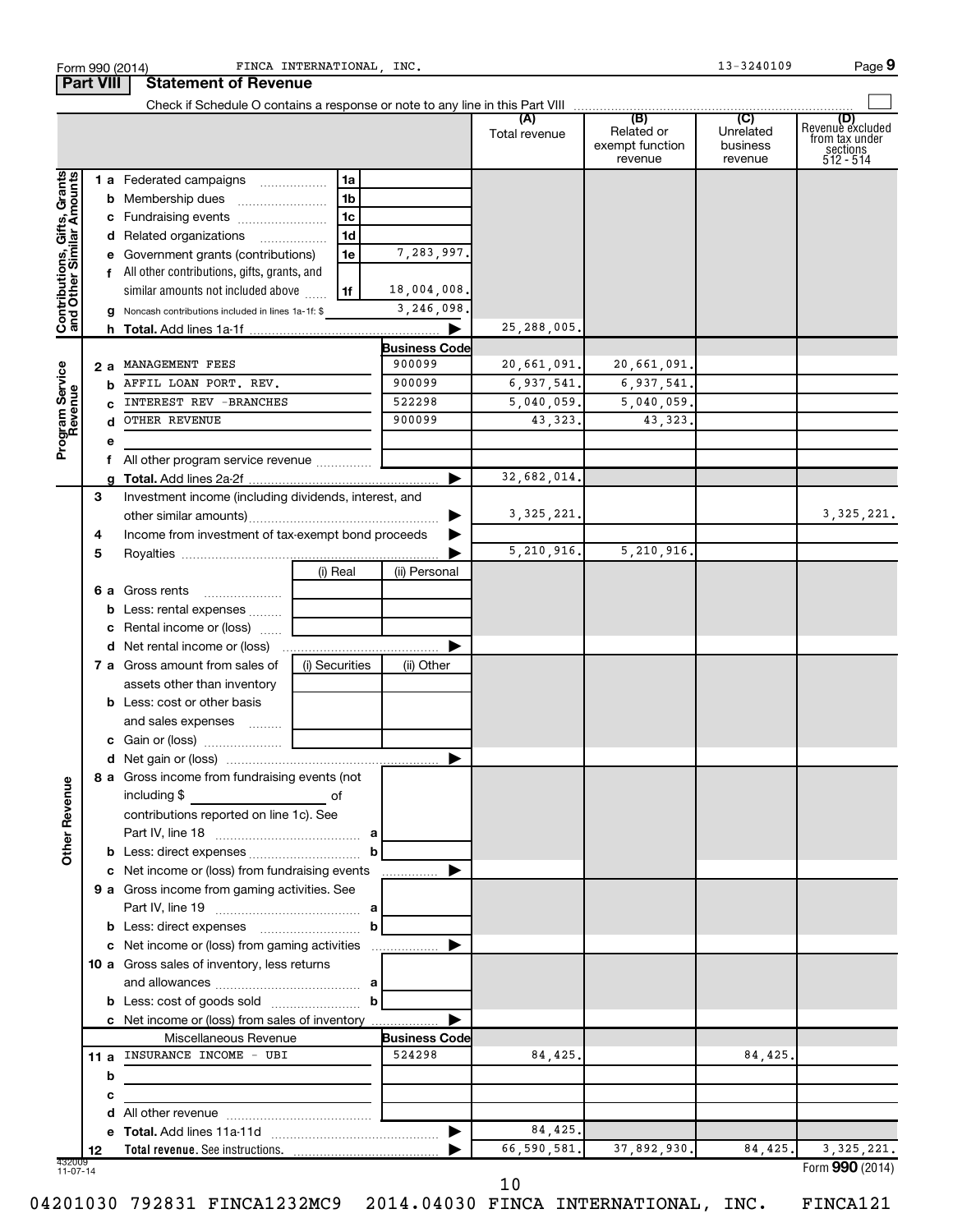Form 990 (2014) FINCA INTERNATIONAL, INC. 13-3240109

## Part VIII Statement of Revenue

Check if Schedule O contains a response or note to any line in this Part VIII

| | | | | (A) Total revenue | (B) Related or exempt function revenue | (C) Unrelated business revenue | (D) Revenue excluded from tax under sections 512 - 514 |
|---|---|---|---|---|---|---|---|
| **Contributions, Gifts, Grants and Other Similar Amounts** | 1 a Federated campaigns | 1a | | | | | |
| | b Membership dues | 1b | | | | | |
| | c Fundraising events | 1c | | | | | |
| | d Related organizations | 1d | | | | | |
| | e Government grants (contributions) | 1e | 7,283,997. | | | | |
| | f All other contributions, gifts, grants, and similar amounts not included above | 1f | 18,004,008. | | | | |
| | g Noncash contributions included in lines 1a-1f: $ | | 3,246,098. | | | | |
| | h **Total.** Add lines 1a-1f | | ▶ | 25,288,005. | | | |
| **Program Service Revenue** | | | **Business Code** | | | | |
| | 2 a MANAGEMENT FEES | | 900099 | 20,661,091. | 20,661,091. | | |
| | b AFFIL LOAN PORT. REV. | | 900099 | 6,937,541. | 6,937,541. | | |
| | c INTEREST REV -BRANCHES | | 522298 | 5,040,059. | 5,040,059. | | |
| | d OTHER REVENUE | | 900099 | 43,323. | 43,323. | | |
| | e | | | | | | |
| | f All other program service revenue | | | | | | |
| | g **Total.** Add lines 2a-2f | | ▶ | 32,682,014. | | | |
| **Other Revenue** | 3 Investment income (including dividends, interest, and other similar amounts) | | ▶ | 3,325,221. | | | 3,325,221. |
| | 4 Income from investment of tax-exempt bond proceeds | | ▶ | | | | |
| | 5 Royalties | | ▶ | 5,210,916. | 5,210,916. | | |
| | | (i) Real | (ii) Personal | | | | |
| | 6 a Gross rents | | | | | | |
| | b Less: rental expenses | | | | | | |
| | c Rental income or (loss) | | | | | | |
| | d Net rental income or (loss) | | ▶ | | | | |
| | 7 a Gross amount from sales of assets other than inventory | (i) Securities | (ii) Other | | | | |
| | b Less: cost or other basis and sales expenses | | | | | | |
| | c Gain or (loss) | | | | | | |
| | d Net gain or (loss) | | ▶ | | | | |
| | 8 a Gross income from fundraising events (not including $ of contributions reported on line 1c). See Part IV, line 18 | a | | | | | |
| | b Less: direct expenses | b | | | | | |
| | c Net income or (loss) from fundraising events | | ▶ | | | | |
| | 9 a Gross income from gaming activities. See Part IV, line 19 | a | | | | | |
| | b Less: direct expenses | b | | | | | |
| | c Net income or (loss) from gaming activities | | ▶ | | | | |
| | 10 a Gross sales of inventory, less returns and allowances | a | | | | | |
| | b Less: cost of goods sold | b | | | | | |
| | c Net income or (loss) from sales of inventory | | ▶ | | | | |
| | Miscellaneous Revenue | | **Business Code** | | | | |
| | 11 a INSURANCE INCOME - UBI | | 524298 | 84,425. | | 84,425. | |
| | b | | | | | | |
| | c | | | | | | |
| | d All other revenue | | | | | | |
| | e **Total.** Add lines 11a-11d | | ▶ | 84,425. | | | |
| | 12 **Total revenue.** See instructions. | | ▶ | 66,590,581. | 37,892,930. | 84,425. | 3,325,221. |

432009 11-07-14

Form **990** (2014)

04201030 792831 FINCA1232MC9 2014.04030 FINCA INTERNATIONAL, INC. FINCA121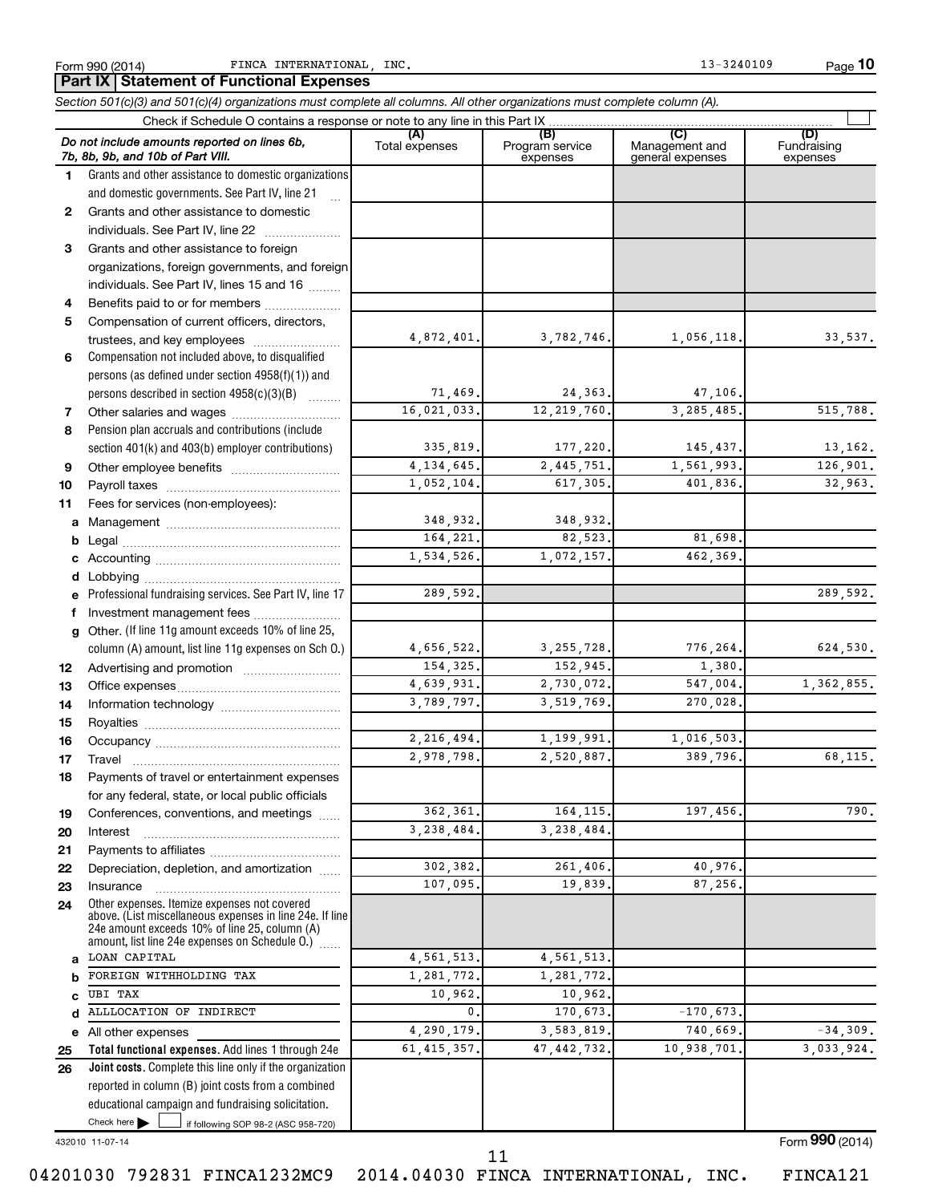Form 990 (2014) FINCA INTERNATIONAL, INC. 13-3240109

## Part IX Statement of Functional Expenses

*Section 501(c)(3) and 501(c)(4) organizations must complete all columns. All other organizations must complete column (A).*

Check if Schedule O contains a response or note to any line in this Part IX ☐

| *Do not include amounts reported on lines 6b, 7b, 8b, 9b, and 10b of Part VIII.* | (A) Total expenses | (B) Program service expenses | (C) Management and general expenses | (D) Fundraising expenses |
|---|---|---|---|---|
| 1 Grants and other assistance to domestic organizations and domestic governments. See Part IV, line 21 | | | | |
| 2 Grants and other assistance to domestic individuals. See Part IV, line 22 | | | | |
| 3 Grants and other assistance to foreign organizations, foreign governments, and foreign individuals. See Part IV, lines 15 and 16 | | | | |
| 4 Benefits paid to or for members | | | | |
| 5 Compensation of current officers, directors, trustees, and key employees | 4,872,401. | 3,782,746. | 1,056,118. | 33,537. |
| 6 Compensation not included above, to disqualified persons (as defined under section 4958(f)(1)) and persons described in section 4958(c)(3)(B) | 71,469. | 24,363. | 47,106. | |
| 7 Other salaries and wages | 16,021,033. | 12,219,760. | 3,285,485. | 515,788. |
| 8 Pension plan accruals and contributions (include section 401(k) and 403(b) employer contributions) | 335,819. | 177,220. | 145,437. | 13,162. |
| 9 Other employee benefits | 4,134,645. | 2,445,751. | 1,561,993. | 126,901. |
| 10 Payroll taxes | 1,052,104. | 617,305. | 401,836. | 32,963. |
| 11 Fees for services (non-employees): | | | | |
| a Management | 348,932. | 348,932. | | |
| b Legal | 164,221. | 82,523. | 81,698. | |
| c Accounting | 1,534,526. | 1,072,157. | 462,369. | |
| d Lobbying | | | | |
| e Professional fundraising services. See Part IV, line 17 | 289,592. | | | 289,592. |
| f Investment management fees | | | | |
| g Other. (If line 11g amount exceeds 10% of line 25, column (A) amount, list line 11g expenses on Sch O.) | 4,656,522. | 3,255,728. | 776,264. | 624,530. |
| 12 Advertising and promotion | 154,325. | 152,945. | 1,380. | |
| 13 Office expenses | 4,639,931. | 2,730,072. | 547,004. | 1,362,855. |
| 14 Information technology | 3,789,797. | 3,519,769. | 270,028. | |
| 15 Royalties | | | | |
| 16 Occupancy | 2,216,494. | 1,199,991. | 1,016,503. | |
| 17 Travel | 2,978,798. | 2,520,887. | 389,796. | 68,115. |
| 18 Payments of travel or entertainment expenses for any federal, state, or local public officials | | | | |
| 19 Conferences, conventions, and meetings | 362,361. | 164,115. | 197,456. | 790. |
| 20 Interest | 3,238,484. | 3,238,484. | | |
| 21 Payments to affiliates | | | | |
| 22 Depreciation, depletion, and amortization | 302,382. | 261,406. | 40,976. | |
| 23 Insurance | 107,095. | 19,839. | 87,256. | |
| 24 Other expenses. Itemize expenses not covered above. (List miscellaneous expenses in line 24e. If line 24e amount exceeds 10% of line 25, column (A) amount, list line 24e expenses on Schedule O.) | | | | |
| a LOAN CAPITAL | 4,561,513. | 4,561,513. | | |
| b FOREIGN WITHHOLDING TAX | 1,281,772. | 1,281,772. | | |
| c UBI TAX | 10,962. | 10,962. | | |
| d ALLOCATION OF INDIRECT | 0. | 170,673. | -170,673. | |
| e All other expenses | 4,290,179. | 3,583,819. | 740,669. | -34,309. |
| 25 **Total functional expenses.** Add lines 1 through 24e | 61,415,357. | 47,442,732. | 10,938,701. | 3,033,924. |
| 26 **Joint costs.** Complete this line only if the organization reported in column (B) joint costs from a combined educational campaign and fundraising solicitation. Check here ☐ if following SOP 98-2 (ASC 958-720) | | | | |

432010 11-07-14

Form **990** (2014)

04201030 792831 FINCA1232MC9 2014.04030 FINCA INTERNATIONAL, INC. FINCA121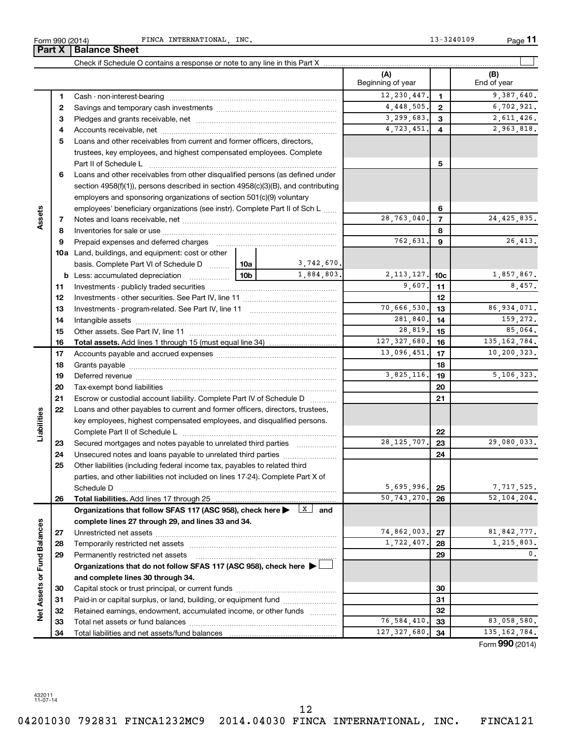Form 990 (2014) FINCA INTERNATIONAL, INC. 13-3240109

## Part X Balance Sheet

Check if Schedule O contains a response or note to any line in this Part X

| | | | (A) Beginning of year | | (B) End of year |
|---|---|---|---|---|---|
| Assets | 1 | Cash - non-interest-bearing | 12,230,447. | 1 | 9,387,640. |
| | 2 | Savings and temporary cash investments | 4,448,505. | 2 | 6,702,921. |
| | 3 | Pledges and grants receivable, net | 3,299,683. | 3 | 2,611,426. |
| | 4 | Accounts receivable, net | 4,723,451. | 4 | 2,963,818. |
| | 5 | Loans and other receivables from current and former officers, directors, trustees, key employees, and highest compensated employees. Complete Part II of Schedule L | | 5 | |
| | 6 | Loans and other receivables from other disqualified persons (as defined under section 4958(f)(1)), persons described in section 4958(c)(3)(B), and contributing employers and sponsoring organizations of section 501(c)(9) voluntary employees' beneficiary organizations (see instr). Complete Part II of Sch L | | 6 | |
| | 7 | Notes and loans receivable, net | 28,763,040. | 7 | 24,425,835. |
| | 8 | Inventories for sale or use | | 8 | |
| | 9 | Prepaid expenses and deferred charges | 762,631. | 9 | 26,413. |
| | 10a | Land, buildings, and equipment: cost or other basis. Complete Part VI of Schedule D — 10a: 3,742,670. | | | |
| | b | Less: accumulated depreciation — 10b: 1,884,803. | 2,113,127. | 10c | 1,857,867. |
| | 11 | Investments - publicly traded securities | 9,607. | 11 | 8,457. |
| | 12 | Investments - other securities. See Part IV, line 11 | | 12 | |
| | 13 | Investments - program-related. See Part IV, line 11 | 70,666,530. | 13 | 86,934,071. |
| | 14 | Intangible assets | 281,840. | 14 | 159,272. |
| | 15 | Other assets. See Part IV, line 11 | 28,819. | 15 | 85,064. |
| | 16 | **Total assets.** Add lines 1 through 15 (must equal line 34) | 127,327,680. | 16 | 135,162,784. |
| Liabilities | 17 | Accounts payable and accrued expenses | 13,096,451. | 17 | 10,200,323. |
| | 18 | Grants payable | | 18 | |
| | 19 | Deferred revenue | 3,825,116. | 19 | 5,106,323. |
| | 20 | Tax-exempt bond liabilities | | 20 | |
| | 21 | Escrow or custodial account liability. Complete Part IV of Schedule D | | 21 | |
| | 22 | Loans and other payables to current and former officers, directors, trustees, key employees, highest compensated employees, and disqualified persons. Complete Part II of Schedule L | | 22 | |
| | 23 | Secured mortgages and notes payable to unrelated third parties | 28,125,707. | 23 | 29,080,033. |
| | 24 | Unsecured notes and loans payable to unrelated third parties | | 24 | |
| | 25 | Other liabilities (including federal income tax, payables to related third parties, and other liabilities not included on lines 17-24). Complete Part X of Schedule D | 5,695,996. | 25 | 7,717,525. |
| | 26 | **Total liabilities.** Add lines 17 through 25 | 50,743,270. | 26 | 52,104,204. |
| Net Assets or Fund Balances | | **Organizations that follow SFAS 117 (ASC 958), check here** [X] **and complete lines 27 through 29, and lines 33 and 34.** | | | |
| | 27 | Unrestricted net assets | 74,862,003. | 27 | 81,842,777. |
| | 28 | Temporarily restricted net assets | 1,722,407. | 28 | 1,215,803. |
| | 29 | Permanently restricted net assets | | 29 | 0. |
| | | **Organizations that do not follow SFAS 117 (ASC 958), check here** [ ] **and complete lines 30 through 34.** | | | |
| | 30 | Capital stock or trust principal, or current funds | | 30 | |
| | 31 | Paid-in or capital surplus, or land, building, or equipment fund | | 31 | |
| | 32 | Retained earnings, endowment, accumulated income, or other funds | | 32 | |
| | 33 | Total net assets or fund balances | 76,584,410. | 33 | 83,058,580. |
| | 34 | Total liabilities and net assets/fund balances | 127,327,680. | 34 | 135,162,784. |

Form **990** (2014)

432011 11-07-14

04201030 792831 FINCA1232MC9 2014.04030 FINCA INTERNATIONAL, INC. FINCA121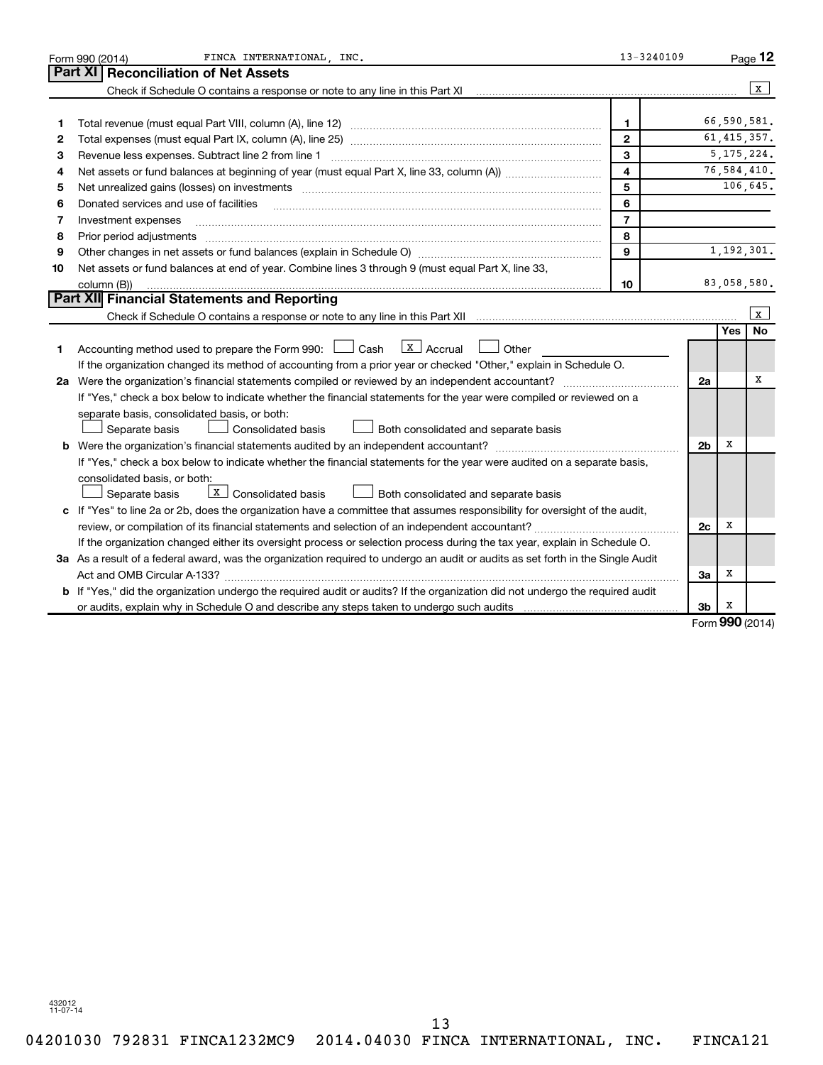Form 990 (2014) FINCA INTERNATIONAL, INC. 13-3240109 Page **12**

## Part XI Reconciliation of Net Assets

Check if Schedule O contains a response or note to any line in this Part XI [X]

| | | | |
|---|---|---|---|
| 1 | Total revenue (must equal Part VIII, column (A), line 12) | 1 | 66,590,581. |
| 2 | Total expenses (must equal Part IX, column (A), line 25) | 2 | 61,415,357. |
| 3 | Revenue less expenses. Subtract line 2 from line 1 | 3 | 5,175,224. |
| 4 | Net assets or fund balances at beginning of year (must equal Part X, line 33, column (A)) | 4 | 76,584,410. |
| 5 | Net unrealized gains (losses) on investments | 5 | 106,645. |
| 6 | Donated services and use of facilities | 6 | |
| 7 | Investment expenses | 7 | |
| 8 | Prior period adjustments | 8 | |
| 9 | Other changes in net assets or fund balances (explain in Schedule O) | 9 | 1,192,301. |
| 10 | Net assets or fund balances at end of year. Combine lines 3 through 9 (must equal Part X, line 33, column (B)) | 10 | 83,058,580. |

## Part XII Financial Statements and Reporting

Check if Schedule O contains a response or note to any line in this Part XII [X]

| | | | Yes | No |
|---|---|---|---|---|
| 1 | Accounting method used to prepare the Form 990: [ ] Cash [X] Accrual [ ] Other<br>If the organization changed its method of accounting from a prior year or checked "Other," explain in Schedule O. | | | |
| 2a | Were the organization's financial statements compiled or reviewed by an independent accountant? | 2a | | X |
| | If "Yes," check a box below to indicate whether the financial statements for the year were compiled or reviewed on a separate basis, consolidated basis, or both:<br>[ ] Separate basis [ ] Consolidated basis [ ] Both consolidated and separate basis | | | |
| b | Were the organization's financial statements audited by an independent accountant? | 2b | X | |
| | If "Yes," check a box below to indicate whether the financial statements for the year were audited on a separate basis, consolidated basis, or both:<br>[ ] Separate basis [X] Consolidated basis [ ] Both consolidated and separate basis | | | |
| c | If "Yes" to line 2a or 2b, does the organization have a committee that assumes responsibility for oversight of the audit, review, or compilation of its financial statements and selection of an independent accountant? | 2c | X | |
| | If the organization changed either its oversight process or selection process during the tax year, explain in Schedule O. | | | |
| 3a | As a result of a federal award, was the organization required to undergo an audit or audits as set forth in the Single Audit Act and OMB Circular A-133? | 3a | X | |
| b | If "Yes," did the organization undergo the required audit or audits? If the organization did not undergo the required audit or audits, explain why in Schedule O and describe any steps taken to undergo such audits | 3b | X | |

Form **990** (2014)

432012 11-07-14

04201030 792831 FINCA1232MC9 2014.04030 FINCA INTERNATIONAL, INC. FINCA121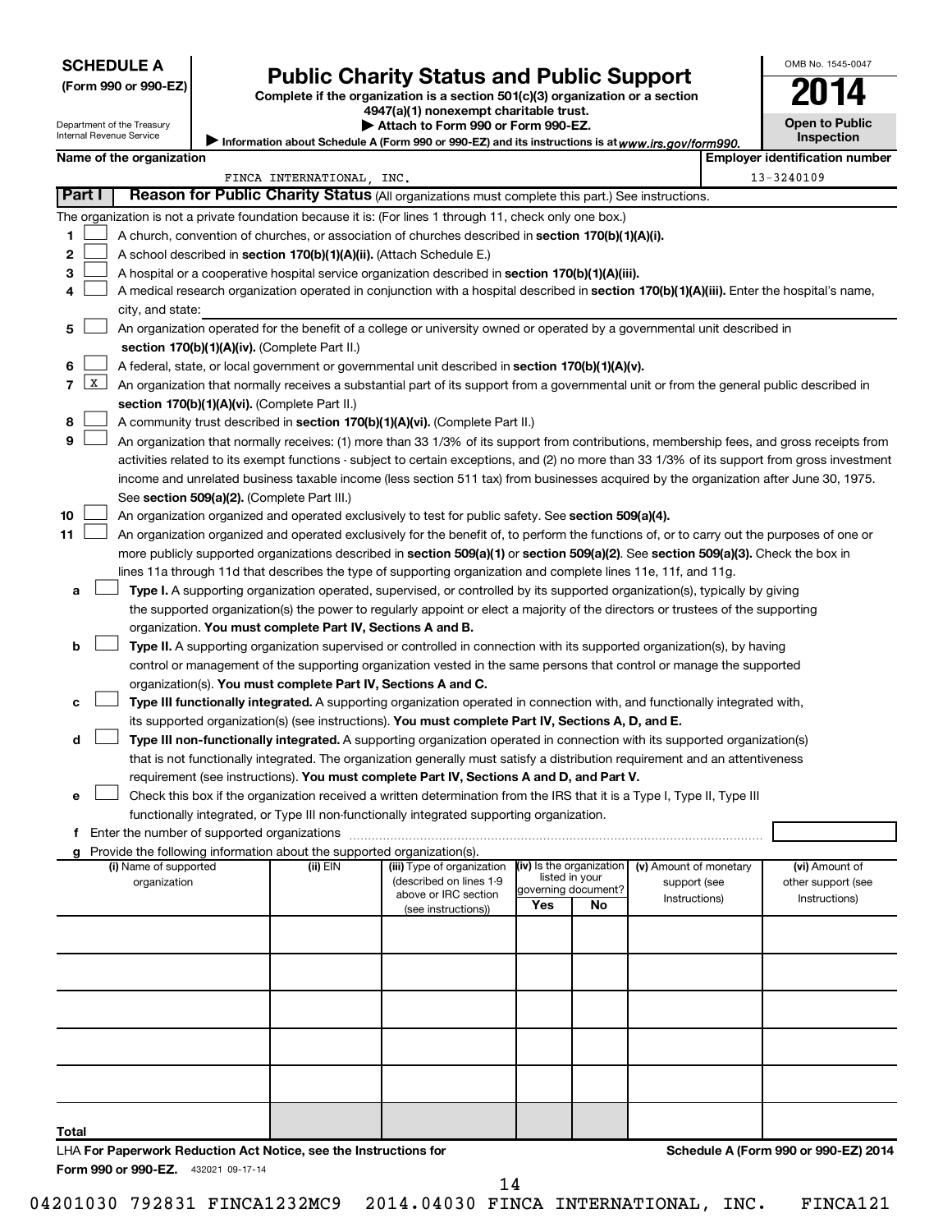**SCHEDULE A**
**(Form 990 or 990-EZ)**

Department of the Treasury
Internal Revenue Service

# Public Charity Status and Public Support

**Complete if the organization is a section 501(c)(3) organization or a section 4947(a)(1) nonexempt charitable trust.**
**▶ Attach to Form 990 or Form 990-EZ.**
▶ Information about Schedule A (Form 990 or 990-EZ) and its instructions is at *www.irs.gov/form990.*

OMB No. 1545-0047
**2014**
**Open to Public Inspection**

**Name of the organization:** FINCA INTERNATIONAL, INC.
**Employer identification number:** 13-3240109

## Part I — Reason for Public Charity Status (All organizations must complete this part.) See instructions.

The organization is not a private foundation because it is: (For lines 1 through 11, check only one box.)

1. [ ] A church, convention of churches, or association of churches described in **section 170(b)(1)(A)(i).**
2. [ ] A school described in **section 170(b)(1)(A)(ii).** (Attach Schedule E.)
3. [ ] A hospital or a cooperative hospital service organization described in **section 170(b)(1)(A)(iii).**
4. [ ] A medical research organization operated in conjunction with a hospital described in **section 170(b)(1)(A)(iii).** Enter the hospital's name, city, and state:
5. [ ] An organization operated for the benefit of a college or university owned or operated by a governmental unit described in **section 170(b)(1)(A)(iv).** (Complete Part II.)
6. [ ] A federal, state, or local government or governmental unit described in **section 170(b)(1)(A)(v).**
7. [X] An organization that normally receives a substantial part of its support from a governmental unit or from the general public described in **section 170(b)(1)(A)(vi).** (Complete Part II.)
8. [ ] A community trust described in **section 170(b)(1)(A)(vi).** (Complete Part II.)
9. [ ] An organization that normally receives: (1) more than 33 1/3% of its support from contributions, membership fees, and gross receipts from activities related to its exempt functions - subject to certain exceptions, and (2) no more than 33 1/3% of its support from gross investment income and unrelated business taxable income (less section 511 tax) from businesses acquired by the organization after June 30, 1975. See **section 509(a)(2).** (Complete Part III.)
10. [ ] An organization organized and operated exclusively to test for public safety. See **section 509(a)(4).**
11. [ ] An organization organized and operated exclusively for the benefit of, to perform the functions of, or to carry out the purposes of one or more publicly supported organizations described in **section 509(a)(1)** or **section 509(a)(2).** See **section 509(a)(3).** Check the box in lines 11a through 11d that describes the type of supporting organization and complete lines 11e, 11f, and 11g.
   - a [ ] **Type I.** A supporting organization operated, supervised, or controlled by its supported organization(s), typically by giving the supported organization(s) the power to regularly appoint or elect a majority of the directors or trustees of the supporting organization. **You must complete Part IV, Sections A and B.**
   - b [ ] **Type II.** A supporting organization supervised or controlled in connection with its supported organization(s), by having control or management of the supporting organization vested in the same persons that control or manage the supported organization(s). **You must complete Part IV, Sections A and C.**
   - c [ ] **Type III functionally integrated.** A supporting organization operated in connection with, and functionally integrated with, its supported organization(s) (see instructions). **You must complete Part IV, Sections A, D, and E.**
   - d [ ] **Type III non-functionally integrated.** A supporting organization operated in connection with its supported organization(s) that is not functionally integrated. The organization generally must satisfy a distribution requirement and an attentiveness requirement (see instructions). **You must complete Part IV, Sections A and D, and Part V.**
   - e [ ] Check this box if the organization received a written determination from the IRS that it is a Type I, Type II, Type III functionally integrated, or Type III non-functionally integrated supporting organization.
   - f Enter the number of supported organizations
   - g Provide the following information about the supported organization(s).

| (i) Name of supported organization | (ii) EIN | (iii) Type of organization (described on lines 1-9 above or IRC section (see instructions)) | (iv) Is the organization listed in your governing document? Yes | No | (v) Amount of monetary support (see Instructions) | (vi) Amount of other support (see Instructions) |
|---|---|---|---|---|---|---|
| | | | | | | |
| | | | | | | |
| | | | | | | |
| | | | | | | |
| | | | | | | |
| **Total** | | | | | | |

LHA **For Paperwork Reduction Act Notice, see the Instructions for Form 990 or 990-EZ.** 432021 09-17-14

**Schedule A (Form 990 or 990-EZ) 2014**

04201030 792831 FINCA1232MC9 2014.04030 FINCA INTERNATIONAL, INC. FINCA121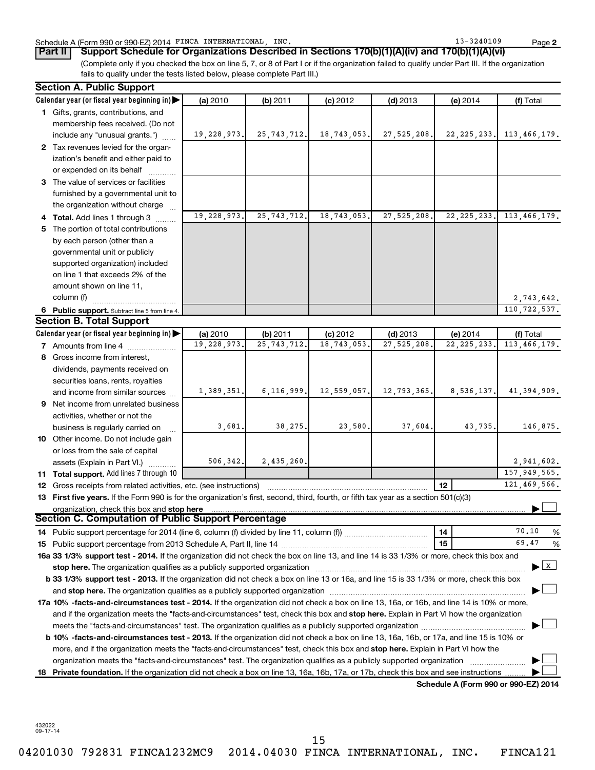Schedule A (Form 990 or 990-EZ) 2014 FINCA INTERNATIONAL, INC. 13-3240109

**Part II Support Schedule for Organizations Described in Sections 170(b)(1)(A)(iv) and 170(b)(1)(A)(vi)**

(Complete only if you checked the box on line 5, 7, or 8 of Part I or if the organization failed to qualify under Part III. If the organization fails to qualify under the tests listed below, please complete Part III.)

### Section A. Public Support

| Calendar year (or fiscal year beginning in) | (a) 2010 | (b) 2011 | (c) 2012 | (d) 2013 | (e) 2014 | (f) Total |
|---|---|---|---|---|---|---|
| 1 Gifts, grants, contributions, and membership fees received. (Do not include any "unusual grants.") | 19,228,973. | 25,743,712. | 18,743,053. | 27,525,208. | 22,225,233. | 113,466,179. |
| 2 Tax revenues levied for the organization's benefit and either paid to or expended on its behalf | | | | | | |
| 3 The value of services or facilities furnished by a governmental unit to the organization without charge | | | | | | |
| 4 **Total.** Add lines 1 through 3 | 19,228,973. | 25,743,712. | 18,743,053. | 27,525,208. | 22,225,233. | 113,466,179. |
| 5 The portion of total contributions by each person (other than a governmental unit or publicly supported organization) included on line 1 that exceeds 2% of the amount shown on line 11, column (f) | | | | | | 2,743,642. |
| 6 **Public support.** Subtract line 5 from line 4. | | | | | | 110,722,537. |

### Section B. Total Support

| Calendar year (or fiscal year beginning in) | (a) 2010 | (b) 2011 | (c) 2012 | (d) 2013 | (e) 2014 | (f) Total |
|---|---|---|---|---|---|---|
| 7 Amounts from line 4 | 19,228,973. | 25,743,712. | 18,743,053. | 27,525,208. | 22,225,233. | 113,466,179. |
| 8 Gross income from interest, dividends, payments received on securities loans, rents, royalties and income from similar sources | 1,389,351. | 6,116,999. | 12,559,057. | 12,793,365. | 8,536,137. | 41,394,909. |
| 9 Net income from unrelated business activities, whether or not the business is regularly carried on | 3,681. | 38,275. | 23,580. | 37,604. | 43,735. | 146,875. |
| 10 Other income. Do not include gain or loss from the sale of capital assets (Explain in Part VI.) | 506,342. | 2,435,260. | | | | 2,941,602. |
| 11 **Total support.** Add lines 7 through 10 | | | | | | 157,949,565. |

12 Gross receipts from related activities, etc. (see instructions) — 12 — 121,469,566.

13 **First five years.** If the Form 990 is for the organization's first, second, third, fourth, or fifth tax year as a section 501(c)(3) organization, check this box and **stop here** ☐

### Section C. Computation of Public Support Percentage

14 Public support percentage for 2014 (line 6, column (f) divided by line 11, column (f)) — 14 — 70.10 %

15 Public support percentage from 2013 Schedule A, Part II, line 14 — 15 — 69.47 %

**16a 33 1/3% support test - 2014.** If the organization did not check the box on line 13, and line 14 is 33 1/3% or more, check this box and **stop here.** The organization qualifies as a publicly supported organization ☒

**b 33 1/3% support test - 2013.** If the organization did not check a box on line 13 or 16a, and line 15 is 33 1/3% or more, check this box and **stop here.** The organization qualifies as a publicly supported organization ☐

**17a 10% -facts-and-circumstances test - 2014.** If the organization did not check a box on line 13, 16a, or 16b, and line 14 is 10% or more, and if the organization meets the "facts-and-circumstances" test, check this box and **stop here.** Explain in Part VI how the organization meets the "facts-and-circumstances" test. The organization qualifies as a publicly supported organization ☐

**b 10% -facts-and-circumstances test - 2013.** If the organization did not check a box on line 13, 16a, 16b, or 17a, and line 15 is 10% or more, and if the organization meets the "facts-and-circumstances" test, check this box and **stop here.** Explain in Part VI how the organization meets the "facts-and-circumstances" test. The organization qualifies as a publicly supported organization ☐

**18 Private foundation.** If the organization did not check a box on line 13, 16a, 16b, 17a, or 17b, check this box and see instructions ☐

**Schedule A (Form 990 or 990-EZ) 2014**

432022 09-17-14

04201030 792831 FINCA1232MC9 2014.04030 FINCA INTERNATIONAL, INC. FINCA121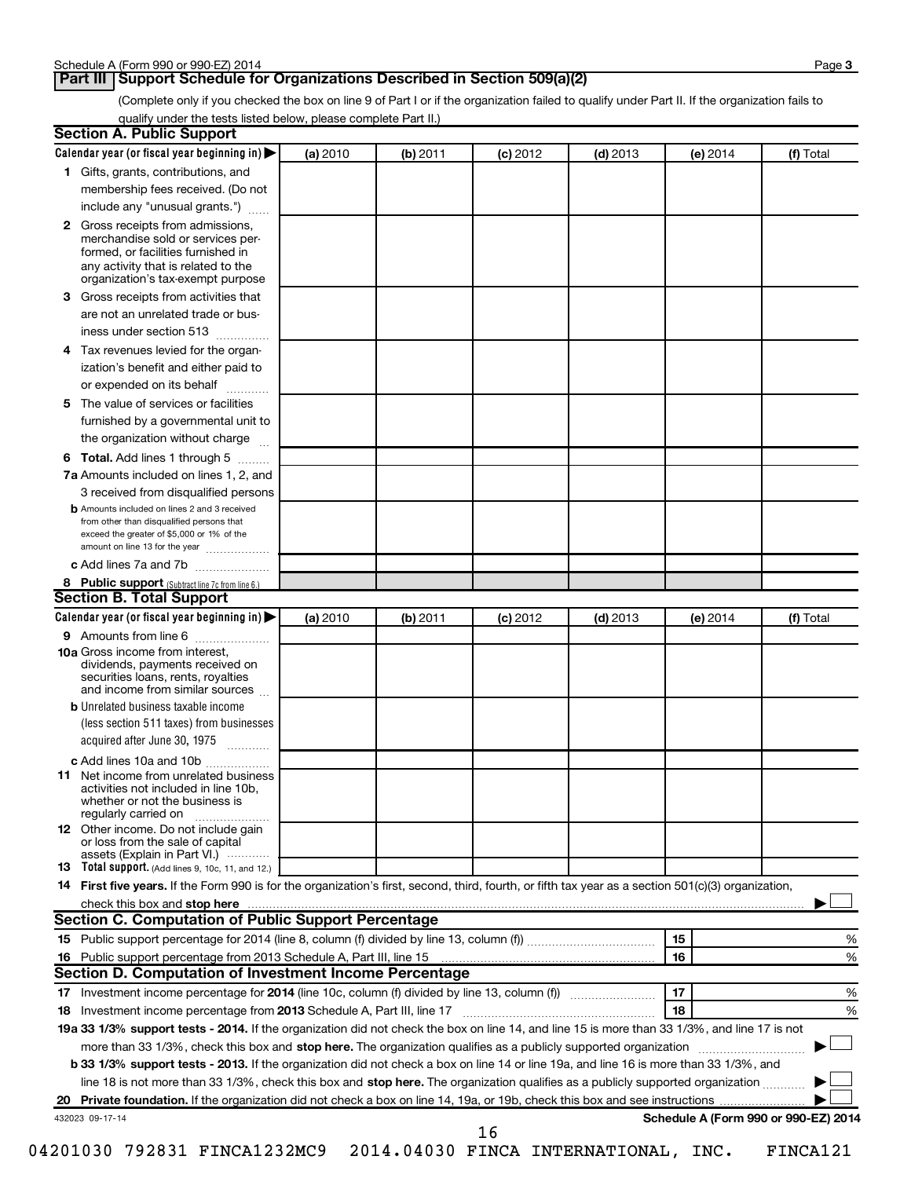Schedule A (Form 990 or 990-EZ) 2014

## Part III Support Schedule for Organizations Described in Section 509(a)(2)

(Complete only if you checked the box on line 9 of Part I or if the organization failed to qualify under Part II. If the organization fails to qualify under the tests listed below, please complete Part II.)

### Section A. Public Support

| Calendar year (or fiscal year beginning in) ▶ | (a) 2010 | (b) 2011 | (c) 2012 | (d) 2013 | (e) 2014 | (f) Total |
|---|---|---|---|---|---|---|
| **1** Gifts, grants, contributions, and membership fees received. (Do not include any "unusual grants.") | | | | | | |
| **2** Gross receipts from admissions, merchandise sold or services performed, or facilities furnished in any activity that is related to the organization's tax-exempt purpose | | | | | | |
| **3** Gross receipts from activities that are not an unrelated trade or business under section 513 | | | | | | |
| **4** Tax revenues levied for the organization's benefit and either paid to or expended on its behalf | | | | | | |
| **5** The value of services or facilities furnished by a governmental unit to the organization without charge | | | | | | |
| **6 Total.** Add lines 1 through 5 | | | | | | |
| **7a** Amounts included on lines 1, 2, and 3 received from disqualified persons | | | | | | |
| **b** Amounts included on lines 2 and 3 received from other than disqualified persons that exceed the greater of $5,000 or 1% of the amount on line 13 for the year | | | | | | |
| **c** Add lines 7a and 7b | | | | | | |
| **8 Public support** (Subtract line 7c from line 6.) | | | | | | |

### Section B. Total Support

| Calendar year (or fiscal year beginning in) ▶ | (a) 2010 | (b) 2011 | (c) 2012 | (d) 2013 | (e) 2014 | (f) Total |
|---|---|---|---|---|---|---|
| **9** Amounts from line 6 | | | | | | |
| **10a** Gross income from interest, dividends, payments received on securities loans, rents, royalties and income from similar sources | | | | | | |
| **b** Unrelated business taxable income (less section 511 taxes) from businesses acquired after June 30, 1975 | | | | | | |
| **c** Add lines 10a and 10b | | | | | | |
| **11** Net income from unrelated business activities not included in line 10b, whether or not the business is regularly carried on | | | | | | |
| **12** Other income. Do not include gain or loss from the sale of capital assets (Explain in Part VI.) | | | | | | |
| **13 Total support.** (Add lines 9, 10c, 11, and 12.) | | | | | | |

**14 First five years.** If the Form 990 is for the organization's first, second, third, fourth, or fifth tax year as a section 501(c)(3) organization, check this box and **stop here** ▶ ☐

### Section C. Computation of Public Support Percentage

| | | | |
|---|---|---|---|
| **15** | Public support percentage for 2014 (line 8, column (f) divided by line 13, column (f)) | 15 | % |
| **16** | Public support percentage from 2013 Schedule A, Part III, line 15 | 16 | % |

### Section D. Computation of Investment Income Percentage

| | | | |
|---|---|---|---|
| **17** | Investment income percentage for **2014** (line 10c, column (f) divided by line 13, column (f)) | 17 | % |
| **18** | Investment income percentage from **2013** Schedule A, Part III, line 17 | 18 | % |

**19a 33 1/3% support tests - 2014.** If the organization did not check the box on line 14, and line 15 is more than 33 1/3%, and line 17 is not more than 33 1/3%, check this box and **stop here.** The organization qualifies as a publicly supported organization ▶ ☐

**b 33 1/3% support tests - 2013.** If the organization did not check a box on line 14 or line 19a, and line 16 is more than 33 1/3%, and line 18 is not more than 33 1/3%, check this box and **stop here.** The organization qualifies as a publicly supported organization ▶ ☐

**20 Private foundation.** If the organization did not check a box on line 14, 19a, or 19b, check this box and see instructions ▶ ☐

432023 09-17-14

**Schedule A (Form 990 or 990-EZ) 2014**

04201030 792831 FINCA1232MC9 2014.04030 FINCA INTERNATIONAL, INC. FINCA121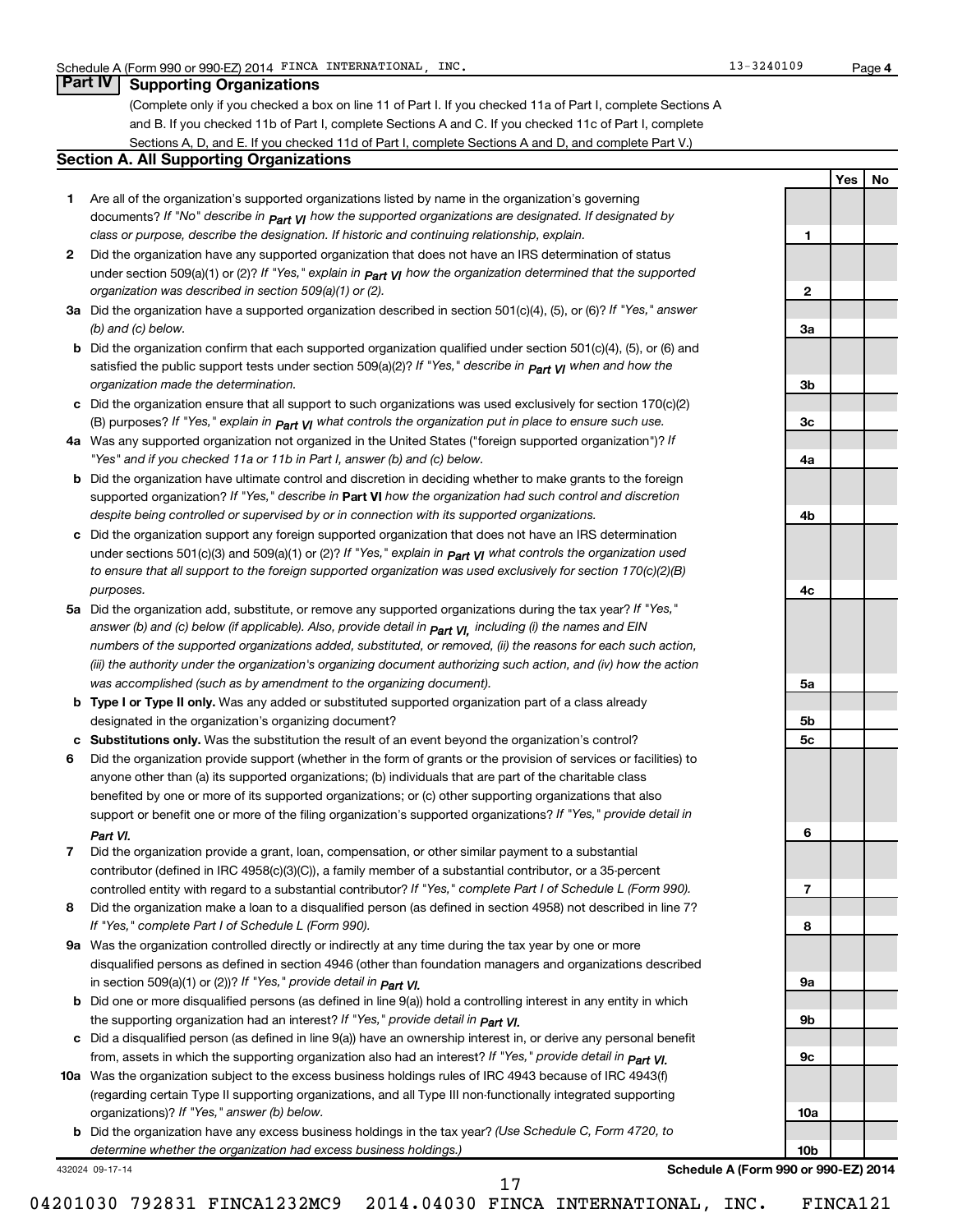Schedule A (Form 990 or 990-EZ) 2014 FINCA INTERNATIONAL, INC. 13-3240109 Page 4

## Part IV Supporting Organizations

(Complete only if you checked a box on line 11 of Part I. If you checked 11a of Part I, complete Sections A and B. If you checked 11b of Part I, complete Sections A and C. If you checked 11c of Part I, complete Sections A, D, and E. If you checked 11d of Part I, complete Sections A and D, and complete Part V.)

### Section A. All Supporting Organizations

| | | Line | Yes | No |
|---|---|---|---|---|
| **1** | Are all of the organization's supported organizations listed by name in the organization's governing documents? *If "No" describe in* ***Part VI*** *how the supported organizations are designated. If designated by class or purpose, describe the designation. If historic and continuing relationship, explain.* | 1 | | |
| **2** | Did the organization have any supported organization that does not have an IRS determination of status under section 509(a)(1) or (2)? *If "Yes," explain in* ***Part VI*** *how the organization determined that the supported organization was described in section 509(a)(1) or (2).* | 2 | | |
| **3a** | Did the organization have a supported organization described in section 501(c)(4), (5), or (6)? *If "Yes," answer (b) and (c) below.* | 3a | | |
| **b** | Did the organization confirm that each supported organization qualified under section 501(c)(4), (5), or (6) and satisfied the public support tests under section 509(a)(2)? *If "Yes," describe in* ***Part VI*** *when and how the organization made the determination.* | 3b | | |
| **c** | Did the organization ensure that all support to such organizations was used exclusively for section 170(c)(2)(B) purposes? *If "Yes," explain in* ***Part VI*** *what controls the organization put in place to ensure such use.* | 3c | | |
| **4a** | Was any supported organization not organized in the United States ("foreign supported organization")? *If "Yes" and if you checked 11a or 11b in Part I, answer (b) and (c) below.* | 4a | | |
| **b** | Did the organization have ultimate control and discretion in deciding whether to make grants to the foreign supported organization? *If "Yes," describe in* **Part VI** *how the organization had such control and discretion despite being controlled or supervised by or in connection with its supported organizations.* | 4b | | |
| **c** | Did the organization support any foreign supported organization that does not have an IRS determination under sections 501(c)(3) and 509(a)(1) or (2)? *If "Yes," explain in* ***Part VI*** *what controls the organization used to ensure that all support to the foreign supported organization was used exclusively for section 170(c)(2)(B) purposes.* | 4c | | |
| **5a** | Did the organization add, substitute, or remove any supported organizations during the tax year? *If "Yes," answer (b) and (c) below (if applicable). Also, provide detail in* ***Part VI,*** *including (i) the names and EIN numbers of the supported organizations added, substituted, or removed, (ii) the reasons for each such action, (iii) the authority under the organization's organizing document authorizing such action, and (iv) how the action was accomplished (such as by amendment to the organizing document).* | 5a | | |
| **b** | **Type I or Type II only.** Was any added or substituted supported organization part of a class already designated in the organization's organizing document? | 5b | | |
| **c** | **Substitutions only.** Was the substitution the result of an event beyond the organization's control? | 5c | | |
| **6** | Did the organization provide support (whether in the form of grants or the provision of services or facilities) to anyone other than (a) its supported organizations; (b) individuals that are part of the charitable class benefited by one or more of its supported organizations; or (c) other supporting organizations that also support or benefit one or more of the filing organization's supported organizations? *If "Yes," provide detail in* ***Part VI.*** | 6 | | |
| **7** | Did the organization provide a grant, loan, compensation, or other similar payment to a substantial contributor (defined in IRC 4958(c)(3)(C)), a family member of a substantial contributor, or a 35-percent controlled entity with regard to a substantial contributor? *If "Yes," complete Part I of Schedule L (Form 990).* | 7 | | |
| **8** | Did the organization make a loan to a disqualified person (as defined in section 4958) not described in line 7? *If "Yes," complete Part I of Schedule L (Form 990).* | 8 | | |
| **9a** | Was the organization controlled directly or indirectly at any time during the tax year by one or more disqualified persons as defined in section 4946 (other than foundation managers and organizations described in section 509(a)(1) or (2))? *If "Yes," provide detail in* ***Part VI.*** | 9a | | |
| **b** | Did one or more disqualified persons (as defined in line 9(a)) hold a controlling interest in any entity in which the supporting organization had an interest? *If "Yes," provide detail in* ***Part VI.*** | 9b | | |
| **c** | Did a disqualified person (as defined in line 9(a)) have an ownership interest in, or derive any personal benefit from, assets in which the supporting organization also had an interest? *If "Yes," provide detail in* ***Part VI.*** | 9c | | |
| **10a** | Was the organization subject to the excess business holdings rules of IRC 4943 because of IRC 4943(f) (regarding certain Type II supporting organizations, and all Type III non-functionally integrated supporting organizations)? *If "Yes," answer (b) below.* | 10a | | |
| **b** | Did the organization have any excess business holdings in the tax year? *(Use Schedule C, Form 4720, to determine whether the organization had excess business holdings.)* | 10b | | |

432024 09-17-14 **Schedule A (Form 990 or 990-EZ) 2014**

04201030 792831 FINCA1232MC9 2014.04030 FINCA INTERNATIONAL, INC. FINCA121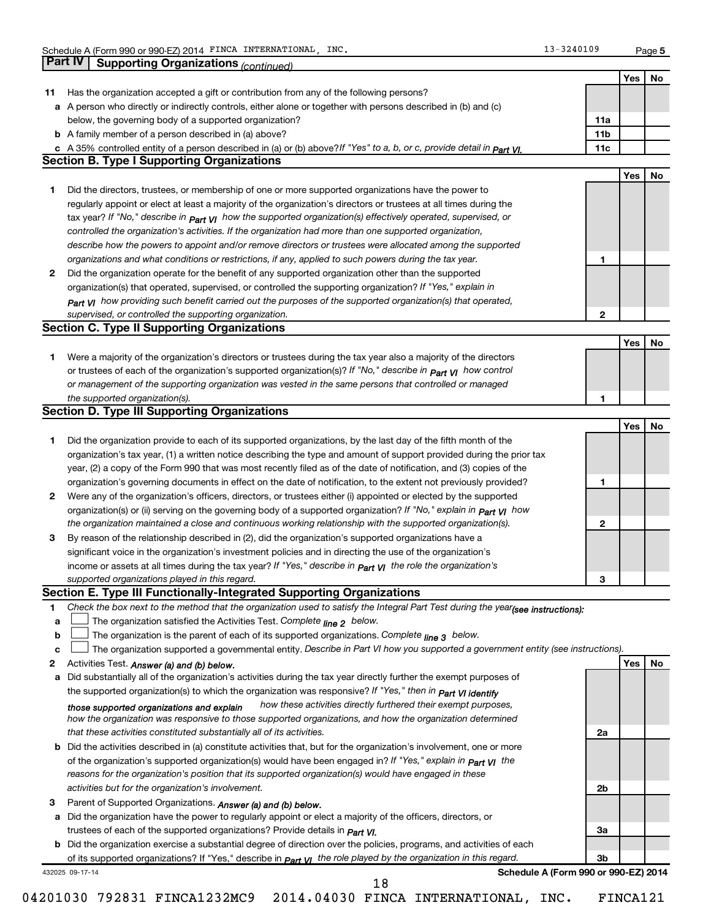## Part IV | Supporting Organizations *(continued)*

| | | | Yes | No |
|---|---|---|---|---|
| **11** | Has the organization accepted a gift or contribution from any of the following persons? | | | |
| **a** | A person who directly or indirectly controls, either alone or together with persons described in (b) and (c) below, the governing body of a supported organization? | **11a** | | |
| **b** | A family member of a person described in (a) above? | **11b** | | |
| **c** | A 35% controlled entity of a person described in (a) or (b) above? *If "Yes" to a, b, or c, provide detail in Part VI.* | **11c** | | |

### Section B. Type I Supporting Organizations

| | | | Yes | No |
|---|---|---|---|---|
| **1** | Did the directors, trustees, or membership of one or more supported organizations have the power to regularly appoint or elect at least a majority of the organization's directors or trustees at all times during the tax year? *If "No," describe in Part VI how the supported organization(s) effectively operated, supervised, or controlled the organization's activities. If the organization had more than one supported organization, describe how the powers to appoint and/or remove directors or trustees were allocated among the supported organizations and what conditions or restrictions, if any, applied to such powers during the tax year.* | **1** | | |
| **2** | Did the organization operate for the benefit of any supported organization other than the supported organization(s) that operated, supervised, or controlled the supporting organization? *If "Yes," explain in Part VI how providing such benefit carried out the purposes of the supported organization(s) that operated, supervised, or controlled the supporting organization.* | **2** | | |

### Section C. Type II Supporting Organizations

| | | | Yes | No |
|---|---|---|---|---|
| **1** | Were a majority of the organization's directors or trustees during the tax year also a majority of the directors or trustees of each of the organization's supported organization(s)? *If "No," describe in Part VI how control or management of the supporting organization was vested in the same persons that controlled or managed the supported organization(s).* | **1** | | |

### Section D. Type III Supporting Organizations

| | | | Yes | No |
|---|---|---|---|---|
| **1** | Did the organization provide to each of its supported organizations, by the last day of the fifth month of the organization's tax year, (1) a written notice describing the type and amount of support provided during the prior tax year, (2) a copy of the Form 990 that was most recently filed as of the date of notification, and (3) copies of the organization's governing documents in effect on the date of notification, to the extent not previously provided? | **1** | | |
| **2** | Were any of the organization's officers, directors, or trustees either (i) appointed or elected by the supported organization(s) or (ii) serving on the governing body of a supported organization? *If "No," explain in Part VI how the organization maintained a close and continuous working relationship with the supported organization(s).* | **2** | | |
| **3** | By reason of the relationship described in (2), did the organization's supported organizations have a significant voice in the organization's investment policies and in directing the use of the organization's income or assets at all times during the tax year? *If "Yes," describe in Part VI the role the organization's supported organizations played in this regard.* | **3** | | |

### Section E. Type III Functionally-Integrated Supporting Organizations

**1** *Check the box next to the method that the organization used to satisfy the Integral Part Test during the year (see instructions):*

- **a** ☐ The organization satisfied the Activities Test. *Complete line 2 below.*
- **b** ☐ The organization is the parent of each of its supported organizations. *Complete line 3 below.*
- **c** ☐ The organization supported a governmental entity. *Describe in Part VI how you supported a government entity (see instructions).*

| | | | Yes | No |
|---|---|---|---|---|
| **2** | Activities Test. *Answer (a) and (b) below.* | | | |
| **a** | Did substantially all of the organization's activities during the tax year directly further the exempt purposes of the supported organization(s) to which the organization was responsive? *If "Yes," then in Part VI identify those supported organizations and explain how these activities directly furthered their exempt purposes, how the organization was responsive to those supported organizations, and how the organization determined that these activities constituted substantially all of its activities.* | **2a** | | |
| **b** | Did the activities described in (a) constitute activities that, but for the organization's involvement, one or more of the organization's supported organization(s) would have been engaged in? *If "Yes," explain in Part VI the reasons for the organization's position that its supported organization(s) would have engaged in these activities but for the organization's involvement.* | **2b** | | |
| **3** | Parent of Supported Organizations. *Answer (a) and (b) below.* | | | |
| **a** | Did the organization have the power to regularly appoint or elect a majority of the officers, directors, or trustees of each of the supported organizations? *Provide details in Part VI.* | **3a** | | |
| **b** | Did the organization exercise a substantial degree of direction over the policies, programs, and activities of each of its supported organizations? *If "Yes," describe in Part VI the role played by the organization in this regard.* | **3b** | | |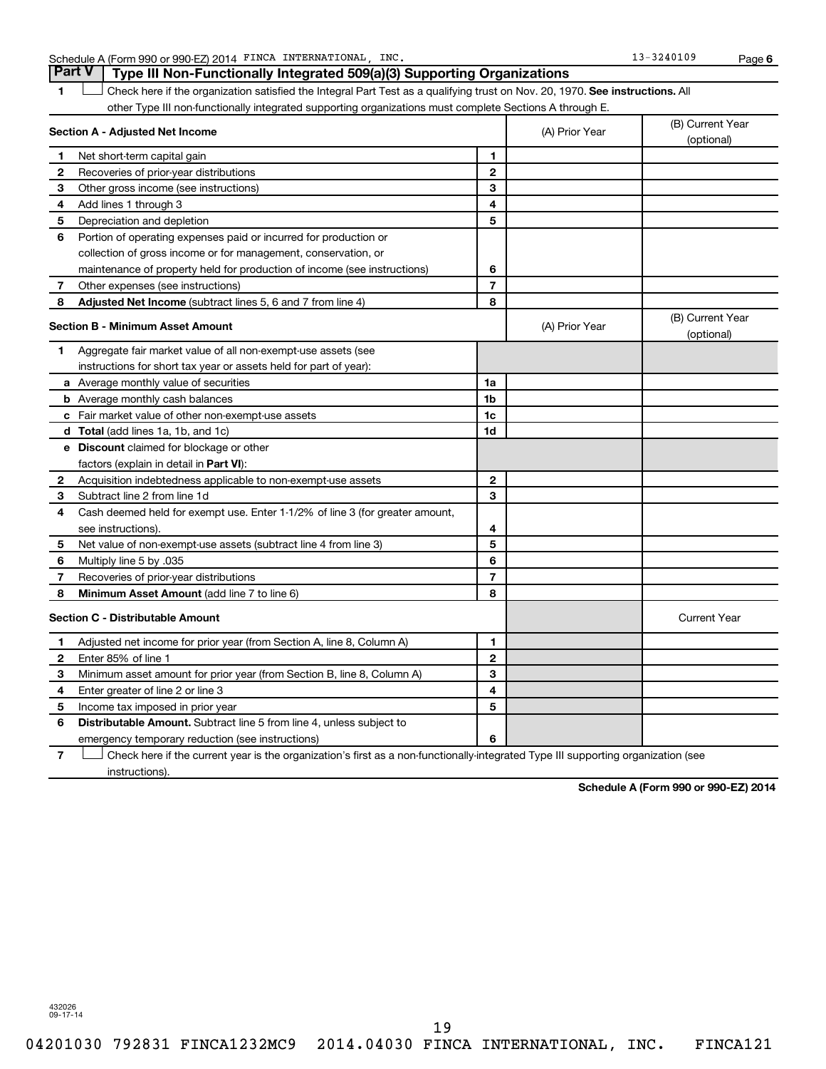Schedule A (Form 990 or 990-EZ) 2014 FINCA INTERNATIONAL, INC. 13-3240109 Page 6

## Part V | Type III Non-Functionally Integrated 509(a)(3) Supporting Organizations

1 ☐ Check here if the organization satisfied the Integral Part Test as a qualifying trust on Nov. 20, 1970. **See instructions.** All other Type III non-functionally integrated supporting organizations must complete Sections A through E.

| | **Section A - Adjusted Net Income** | | (A) Prior Year | (B) Current Year (optional) |
|---|---|---|---|---|
| 1 | Net short-term capital gain | 1 | | |
| 2 | Recoveries of prior-year distributions | 2 | | |
| 3 | Other gross income (see instructions) | 3 | | |
| 4 | Add lines 1 through 3 | 4 | | |
| 5 | Depreciation and depletion | 5 | | |
| 6 | Portion of operating expenses paid or incurred for production or collection of gross income or for management, conservation, or maintenance of property held for production of income (see instructions) | 6 | | |
| 7 | Other expenses (see instructions) | 7 | | |
| 8 | **Adjusted Net Income** (subtract lines 5, 6 and 7 from line 4) | 8 | | |

| | **Section B - Minimum Asset Amount** | | (A) Prior Year | (B) Current Year (optional) |
|---|---|---|---|---|
| 1 | Aggregate fair market value of all non-exempt-use assets (see instructions for short tax year or assets held for part of year): | | | |
| a | Average monthly value of securities | 1a | | |
| b | Average monthly cash balances | 1b | | |
| c | Fair market value of other non-exempt-use assets | 1c | | |
| d | **Total** (add lines 1a, 1b, and 1c) | 1d | | |
| e | **Discount** claimed for blockage or other factors (explain in detail in **Part VI**): | | | |
| 2 | Acquisition indebtedness applicable to non-exempt-use assets | 2 | | |
| 3 | Subtract line 2 from line 1d | 3 | | |
| 4 | Cash deemed held for exempt use. Enter 1-1/2% of line 3 (for greater amount, see instructions). | 4 | | |
| 5 | Net value of non-exempt-use assets (subtract line 4 from line 3) | 5 | | |
| 6 | Multiply line 5 by .035 | 6 | | |
| 7 | Recoveries of prior-year distributions | 7 | | |
| 8 | **Minimum Asset Amount** (add line 7 to line 6) | 8 | | |

| | **Section C - Distributable Amount** | | | Current Year |
|---|---|---|---|---|
| 1 | Adjusted net income for prior year (from Section A, line 8, Column A) | 1 | | |
| 2 | Enter 85% of line 1 | 2 | | |
| 3 | Minimum asset amount for prior year (from Section B, line 8, Column A) | 3 | | |
| 4 | Enter greater of line 2 or line 3 | 4 | | |
| 5 | Income tax imposed in prior year | 5 | | |
| 6 | **Distributable Amount.** Subtract line 5 from line 4, unless subject to emergency temporary reduction (see instructions) | 6 | | |

7 ☐ Check here if the current year is the organization's first as a non-functionally-integrated Type III supporting organization (see instructions).

**Schedule A (Form 990 or 990-EZ) 2014**

432026 09-17-14

04201030 792831 FINCA1232MC9 2014.04030 FINCA INTERNATIONAL, INC. FINCA121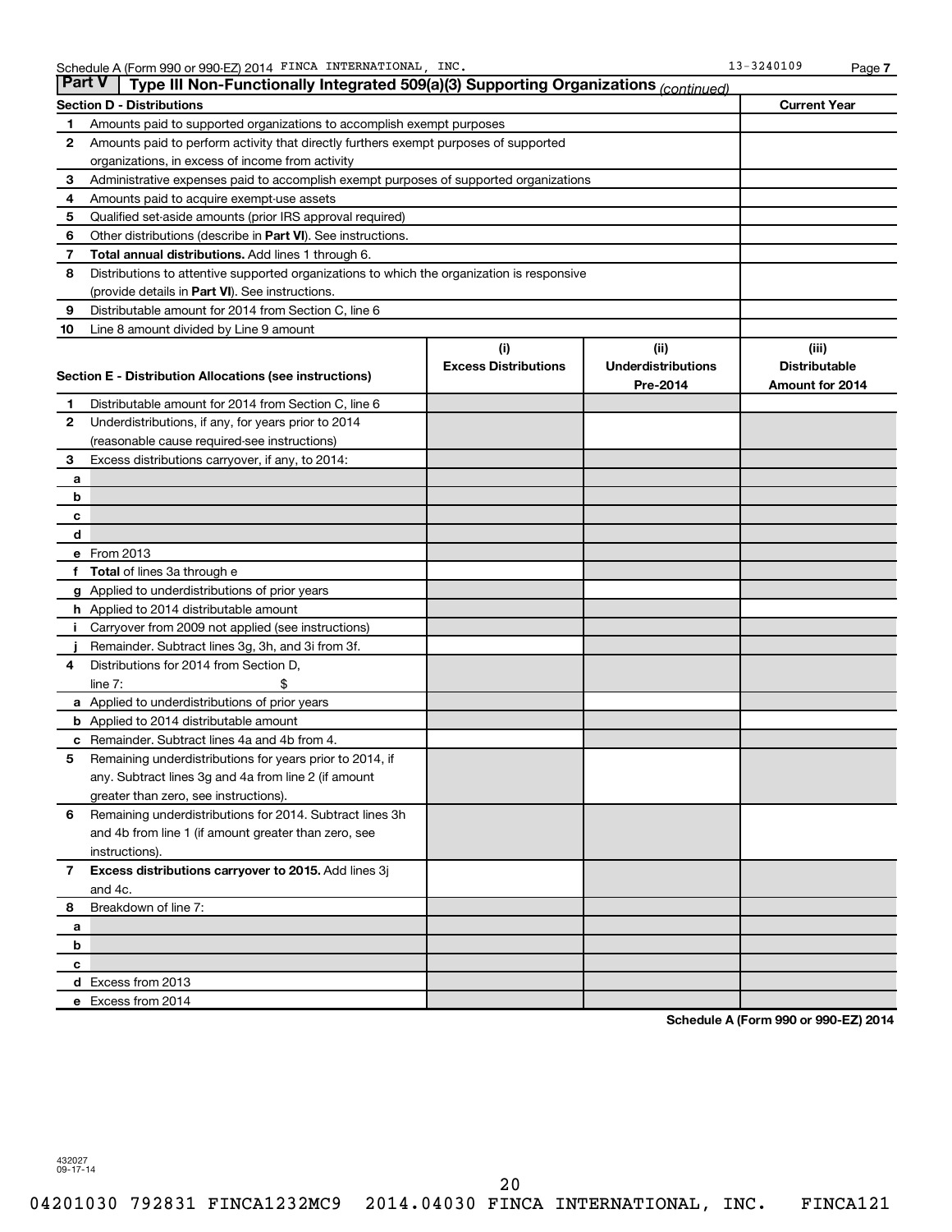Schedule A (Form 990 or 990-EZ) 2014 FINCA INTERNATIONAL, INC. 13-3240109 Page 7

## Part V | Type III Non-Functionally Integrated 509(a)(3) Supporting Organizations *(continued)*

| **Section D - Distributions** | | **Current Year** |
|---|---|---|
| 1 | Amounts paid to supported organizations to accomplish exempt purposes | |
| 2 | Amounts paid to perform activity that directly furthers exempt purposes of supported organizations, in excess of income from activity | |
| 3 | Administrative expenses paid to accomplish exempt purposes of supported organizations | |
| 4 | Amounts paid to acquire exempt-use assets | |
| 5 | Qualified set-aside amounts (prior IRS approval required) | |
| 6 | Other distributions (describe in **Part VI**). See instructions. | |
| 7 | **Total annual distributions.** Add lines 1 through 6. | |
| 8 | Distributions to attentive supported organizations to which the organization is responsive (provide details in **Part VI**). See instructions. | |
| 9 | Distributable amount for 2014 from Section C, line 6 | |
| 10 | Line 8 amount divided by Line 9 amount | |

| **Section E - Distribution Allocations (see instructions)** | | (i) **Excess Distributions** | (ii) **Underdistributions Pre-2014** | (iii) **Distributable Amount for 2014** |
|---|---|---|---|---|
| 1 | Distributable amount for 2014 from Section C, line 6 | | | |
| 2 | Underdistributions, if any, for years prior to 2014 (reasonable cause required-see instructions) | | | |
| 3 | Excess distributions carryover, if any, to 2014: | | | |
| a | | | | |
| b | | | | |
| c | | | | |
| d | | | | |
| e | From 2013 | | | |
| f | **Total** of lines 3a through e | | | |
| g | Applied to underdistributions of prior years | | | |
| h | Applied to 2014 distributable amount | | | |
| i | Carryover from 2009 not applied (see instructions) | | | |
| j | Remainder. Subtract lines 3g, 3h, and 3i from 3f. | | | |
| 4 | Distributions for 2014 from Section D, line 7: $ | | | |
| a | Applied to underdistributions of prior years | | | |
| b | Applied to 2014 distributable amount | | | |
| c | Remainder. Subtract lines 4a and 4b from 4. | | | |
| 5 | Remaining underdistributions for years prior to 2014, if any. Subtract lines 3g and 4a from line 2 (if amount greater than zero, see instructions). | | | |
| 6 | Remaining underdistributions for 2014. Subtract lines 3h and 4b from line 1 (if amount greater than zero, see instructions). | | | |
| 7 | **Excess distributions carryover to 2015.** Add lines 3j and 4c. | | | |
| 8 | Breakdown of line 7: | | | |
| a | | | | |
| b | | | | |
| c | | | | |
| d | Excess from 2013 | | | |
| e | Excess from 2014 | | | |

**Schedule A (Form 990 or 990-EZ) 2014**

432027
09-17-14

04201030 792831 FINCA1232MC9 2014.04030 FINCA INTERNATIONAL, INC. FINCA121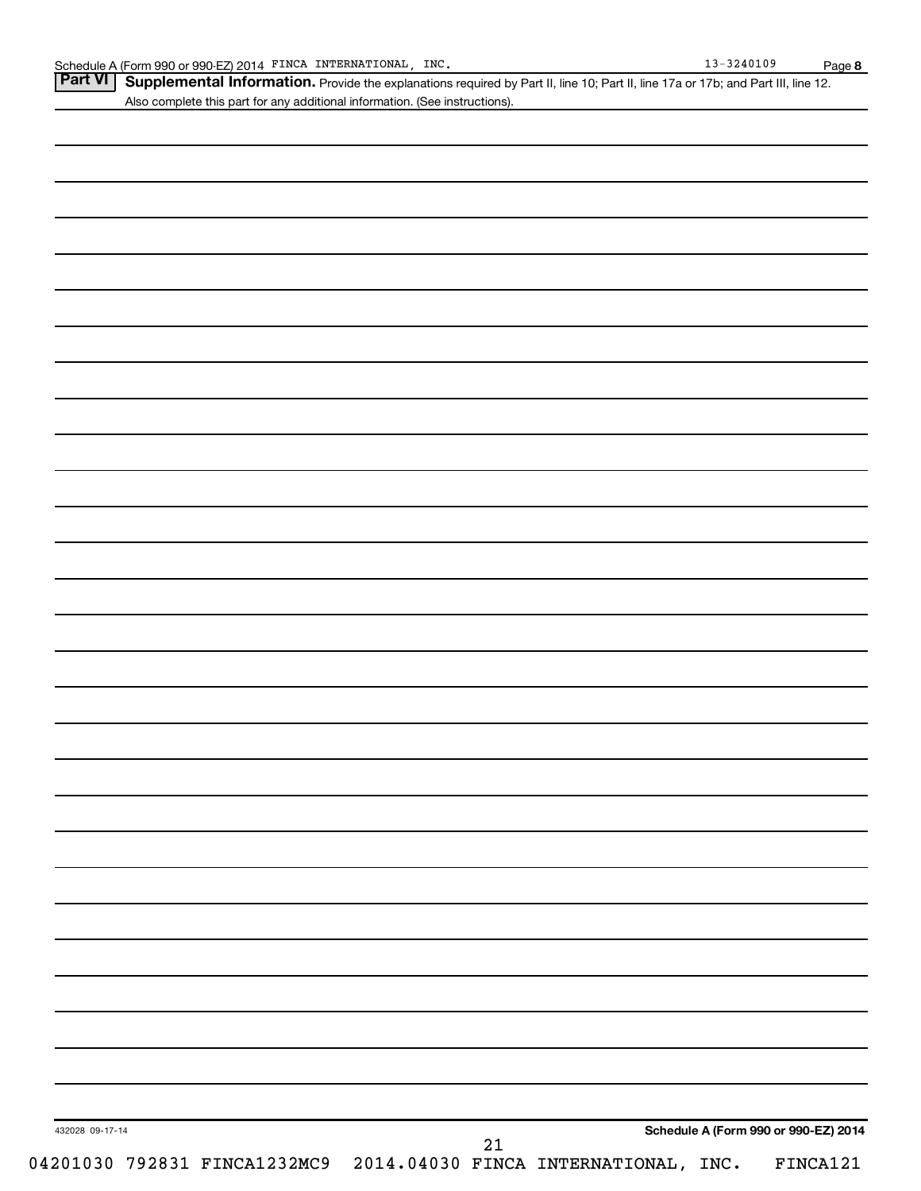**Part VI** **Supplemental Information.** Provide the explanations required by Part II, line 10; Part II, line 17a or 17b; and Part III, line 12. Also complete this part for any additional information. (See instructions).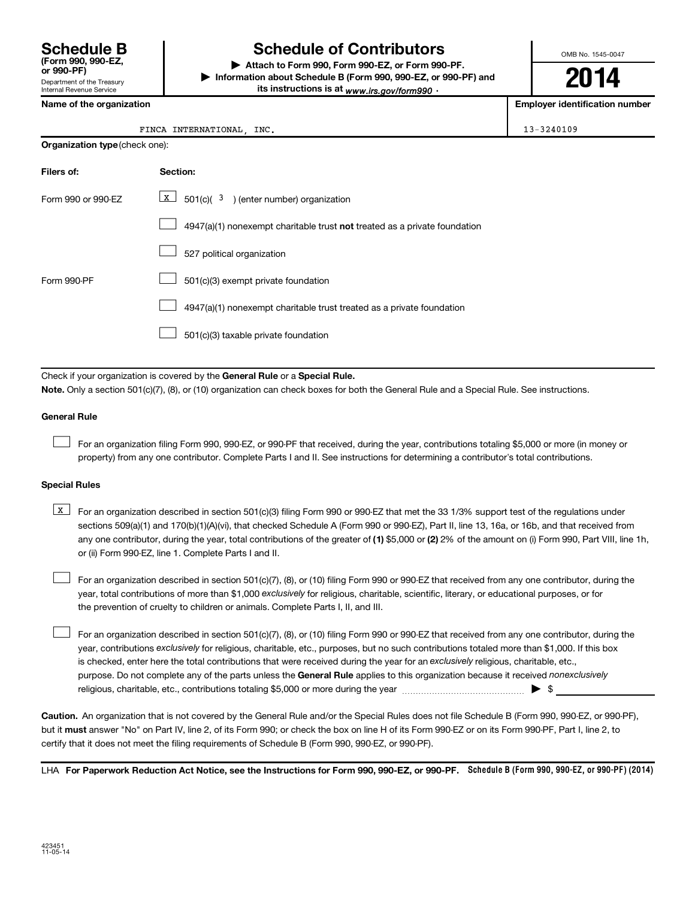# Schedule B (Form 990, 990-EZ, or 990-PF)

Department of the Treasury
Internal Revenue Service

## Schedule of Contributors

▶ **Attach to Form 990, Form 990-EZ, or Form 990-PF.**
▶ **Information about Schedule B (Form 990, 990-EZ, or 990-PF) and its instructions is at** *www.irs.gov/form990* .

OMB No. 1545-0047

**2014**

| Name of the organization | Employer identification number |
|---|---|
| FINCA INTERNATIONAL, INC. | 13-3240109 |

**Organization type** (check one):

| Filers of: | Section: |
|---|---|
| Form 990 or 990-EZ | [X] 501(c)( 3 ) (enter number) organization |
| | [ ] 4947(a)(1) nonexempt charitable trust **not** treated as a private foundation |
| | [ ] 527 political organization |
| Form 990-PF | [ ] 501(c)(3) exempt private foundation |
| | [ ] 4947(a)(1) nonexempt charitable trust treated as a private foundation |
| | [ ] 501(c)(3) taxable private foundation |

Check if your organization is covered by the **General Rule** or a **Special Rule.**

**Note.** Only a section 501(c)(7), (8), or (10) organization can check boxes for both the General Rule and a Special Rule. See instructions.

### General Rule

[ ] For an organization filing Form 990, 990-EZ, or 990-PF that received, during the year, contributions totaling $5,000 or more (in money or property) from any one contributor. Complete Parts I and II. See instructions for determining a contributor's total contributions.

### Special Rules

[X] For an organization described in section 501(c)(3) filing Form 990 or 990-EZ that met the 33 1/3% support test of the regulations under sections 509(a)(1) and 170(b)(1)(A)(vi), that checked Schedule A (Form 990 or 990-EZ), Part II, line 13, 16a, or 16b, and that received from any one contributor, during the year, total contributions of the greater of **(1)** $5,000 or **(2)** 2% of the amount on (i) Form 990, Part VIII, line 1h, or (ii) Form 990-EZ, line 1. Complete Parts I and II.

[ ] For an organization described in section 501(c)(7), (8), or (10) filing Form 990 or 990-EZ that received from any one contributor, during the year, total contributions of more than $1,000 *exclusively* for religious, charitable, scientific, literary, or educational purposes, or for the prevention of cruelty to children or animals. Complete Parts I, II, and III.

[ ] For an organization described in section 501(c)(7), (8), or (10) filing Form 990 or 990-EZ that received from any one contributor, during the year, contributions *exclusively* for religious, charitable, etc., purposes, but no such contributions totaled more than $1,000. If this box is checked, enter here the total contributions that were received during the year for an *exclusively* religious, charitable, etc., purpose. Do not complete any of the parts unless the **General Rule** applies to this organization because it received *nonexclusively* religious, charitable, etc., contributions totaling $5,000 or more during the year ▶ $ ______

**Caution.** An organization that is not covered by the General Rule and/or the Special Rules does not file Schedule B (Form 990, 990-EZ, or 990-PF), but it **must** answer "No" on Part IV, line 2, of its Form 990; or check the box on line H of its Form 990-EZ or on its Form 990-PF, Part I, line 2, to certify that it does not meet the filing requirements of Schedule B (Form 990, 990-EZ, or 990-PF).

LHA **For Paperwork Reduction Act Notice, see the Instructions for Form 990, 990-EZ, or 990-PF.** **Schedule B (Form 990, 990-EZ, or 990-PF) (2014)**

423451
11-05-14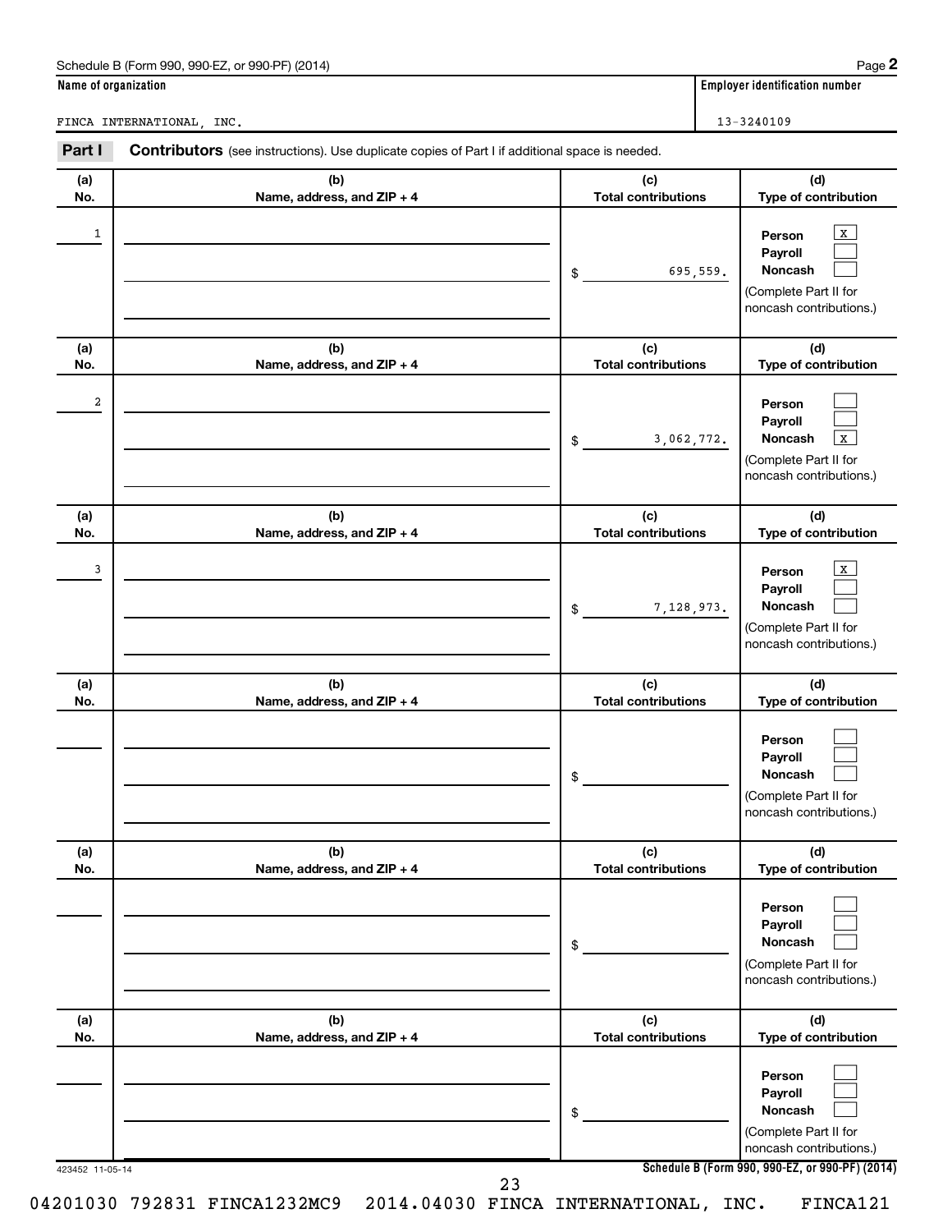Schedule B (Form 990, 990-EZ, or 990-PF) (2014) Page **2**

| Name of organization | Employer identification number |
|---|---|
| FINCA INTERNATIONAL, INC. | 13-3240109 |

**Part I** **Contributors** (see instructions). Use duplicate copies of Part I if additional space is needed.

| (a) No. | (b) Name, address, and ZIP + 4 | (c) Total contributions | (d) Type of contribution |
|---|---|---|---|
| 1 | | $ 695,559. | Person [X] Payroll [ ] Noncash [ ] (Complete Part II for noncash contributions.) |
| 2 | | $ 3,062,772. | Person [ ] Payroll [ ] Noncash [X] (Complete Part II for noncash contributions.) |
| 3 | | $ 7,128,973. | Person [X] Payroll [ ] Noncash [ ] (Complete Part II for noncash contributions.) |
| | | $ | Person [ ] Payroll [ ] Noncash [ ] (Complete Part II for noncash contributions.) |
| | | $ | Person [ ] Payroll [ ] Noncash [ ] (Complete Part II for noncash contributions.) |
| | | $ | Person [ ] Payroll [ ] Noncash [ ] (Complete Part II for noncash contributions.) |

423452 11-05-14 **Schedule B (Form 990, 990-EZ, or 990-PF) (2014)**

04201030 792831 FINCA1232MC9 2014.04030 FINCA INTERNATIONAL, INC. FINCA121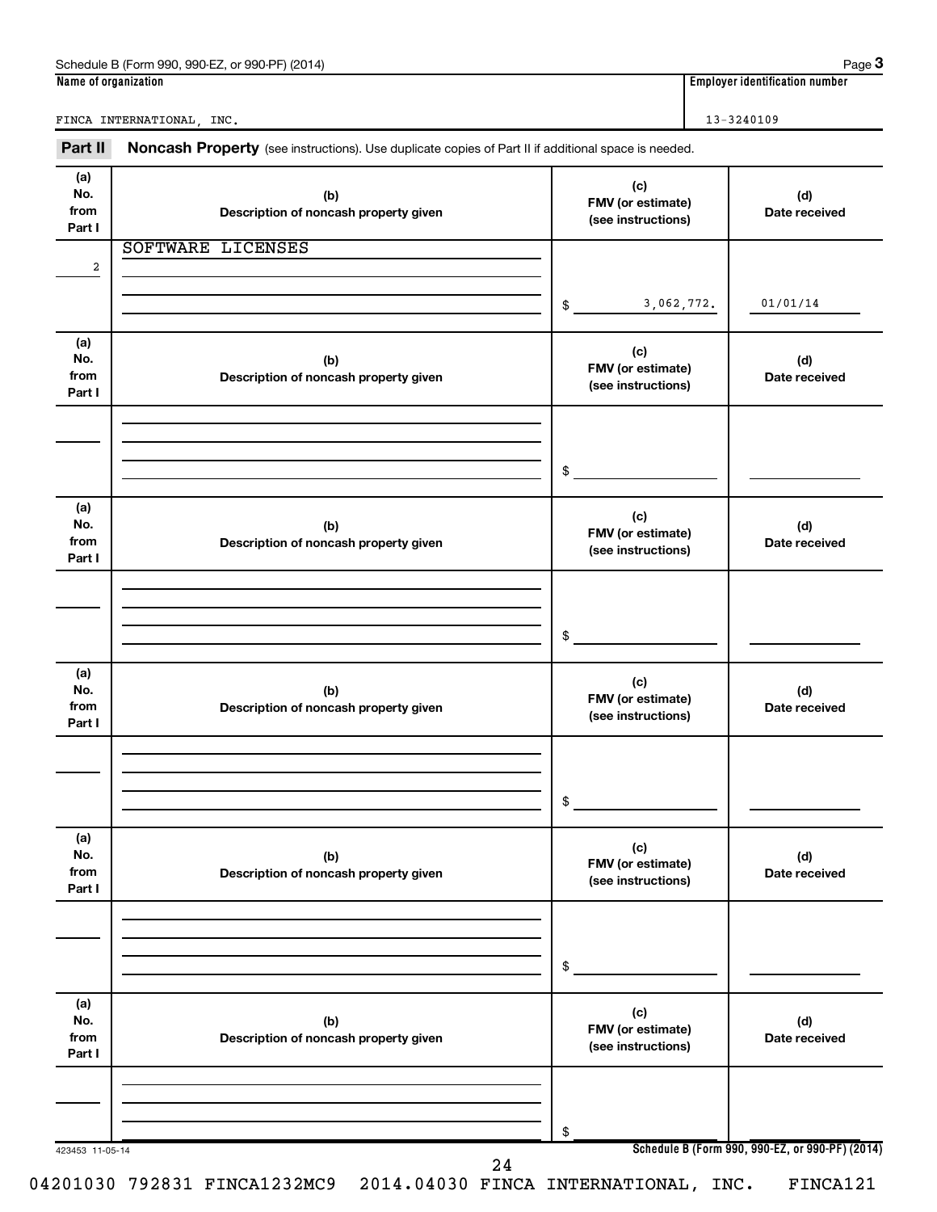Schedule B (Form 990, 990-EZ, or 990-PF) (2014) Page **3**

| Name of organization | Employer identification number |
|---|---|
| FINCA INTERNATIONAL, INC. | 13-3240109 |

**Part II** **Noncash Property** (see instructions). Use duplicate copies of Part II if additional space is needed.

| (a) No. from Part I | (b) Description of noncash property given | (c) FMV (or estimate) (see instructions) | (d) Date received |
|---|---|---|---|
| 2 | SOFTWARE LICENSES | $ 3,062,772. | 01/01/14 |
| | | $ | |
| | | $ | |
| | | $ | |
| | | $ | |
| | | $ | |

423453 11-05-14

Schedule B (Form 990, 990-EZ, or 990-PF) (2014)

04201030 792831 FINCA1232MC9 2014.04030 FINCA INTERNATIONAL, INC. FINCA121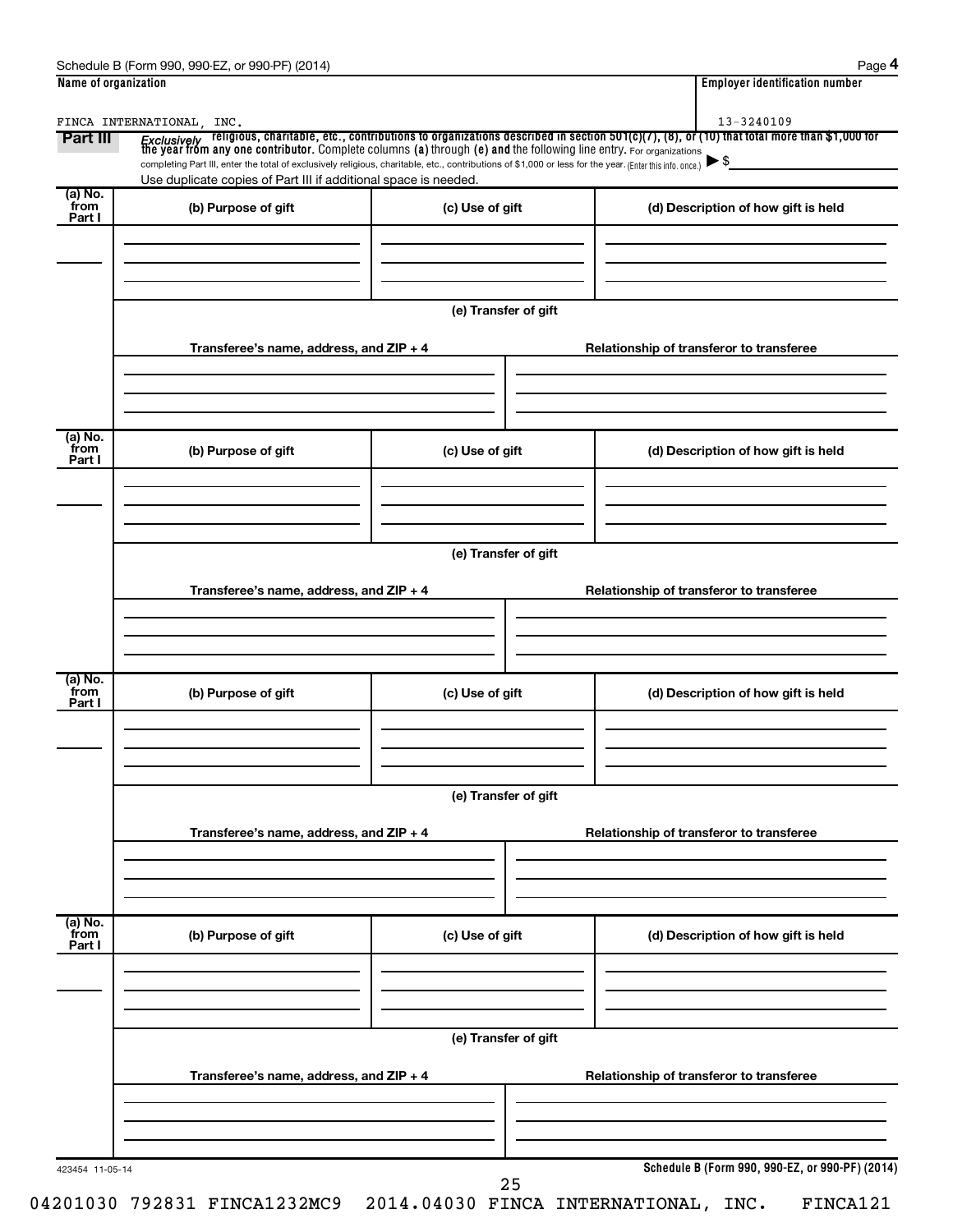Schedule B (Form 990, 990-EZ, or 990-PF) (2014)

| Name of organization | Employer identification number |
|---|---|
| FINCA INTERNATIONAL, INC. | 13-3240109 |

**Part III** *Exclusively* religious, charitable, etc., contributions to organizations described in section 501(c)(7), (8), or (10) that total more than $1,000 for the year from any one contributor. Complete columns (a) through (e) and the following line entry. For organizations completing Part III, enter the total of exclusively religious, charitable, etc., contributions of $1,000 or less for the year. (Enter this info. once.) ▶ $

Use duplicate copies of Part III if additional space is needed.

| (a) No. from Part I | (b) Purpose of gift | (c) Use of gift | (d) Description of how gift is held |
|---|---|---|---|
| | | | |

(e) Transfer of gift

| Transferee's name, address, and ZIP + 4 | Relationship of transferor to transferee |
|---|---|
| | |

| (a) No. from Part I | (b) Purpose of gift | (c) Use of gift | (d) Description of how gift is held |
|---|---|---|---|
| | | | |

(e) Transfer of gift

| Transferee's name, address, and ZIP + 4 | Relationship of transferor to transferee |
|---|---|
| | |

| (a) No. from Part I | (b) Purpose of gift | (c) Use of gift | (d) Description of how gift is held |
|---|---|---|---|
| | | | |

(e) Transfer of gift

| Transferee's name, address, and ZIP + 4 | Relationship of transferor to transferee |
|---|---|
| | |

| (a) No. from Part I | (b) Purpose of gift | (c) Use of gift | (d) Description of how gift is held |
|---|---|---|---|
| | | | |

(e) Transfer of gift

| Transferee's name, address, and ZIP + 4 | Relationship of transferor to transferee |
|---|---|
| | |

423454 11-05-14

**Schedule B (Form 990, 990-EZ, or 990-PF) (2014)**

04201030 792831 FINCA1232MC9 2014.04030 FINCA INTERNATIONAL, INC. FINCA121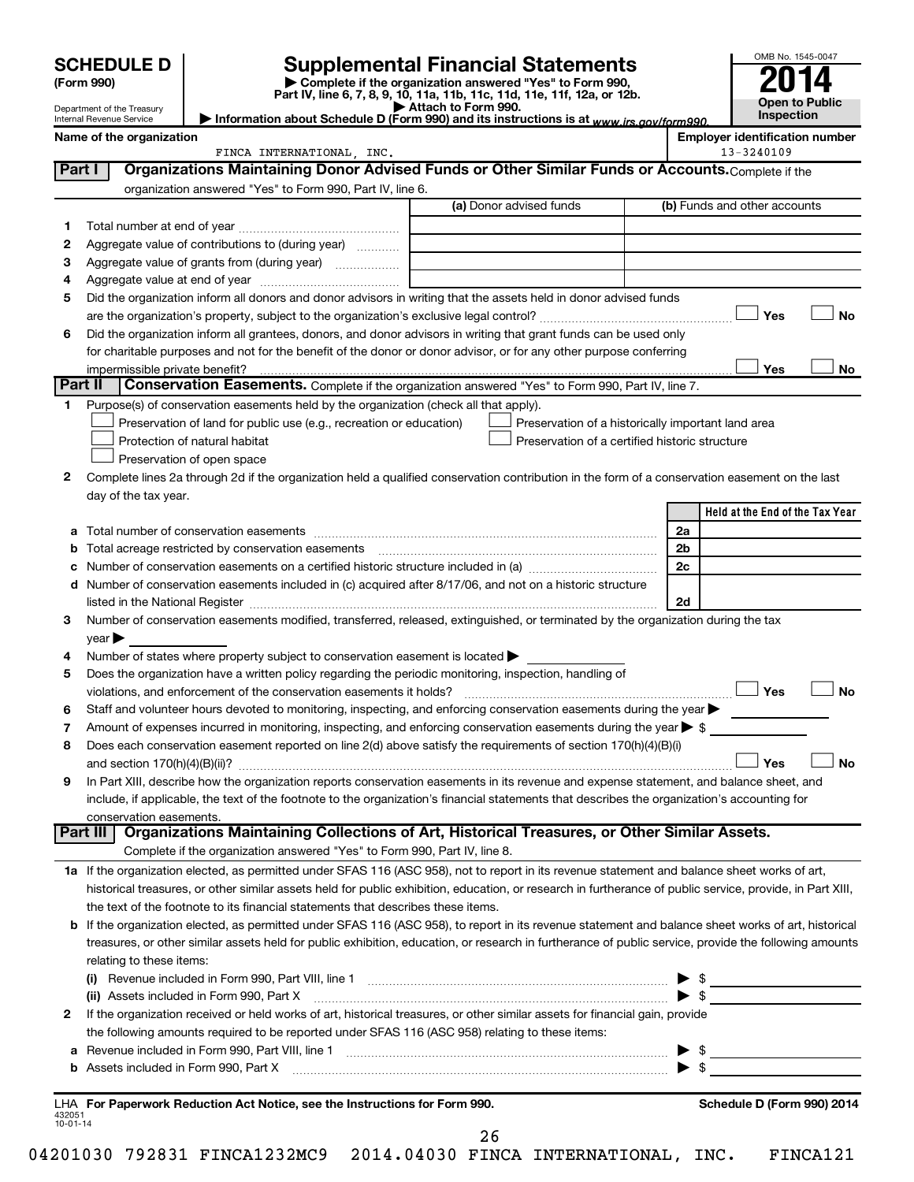# SCHEDULE D (Form 990)

Department of the Treasury
Internal Revenue Service

# Supplemental Financial Statements

▶ Complete if the organization answered "Yes" to Form 990, Part IV, line 6, 7, 8, 9, 10, 11a, 11b, 11c, 11d, 11e, 11f, 12a, or 12b.
▶ Attach to Form 990.
▶ Information about Schedule D (Form 990) and its instructions is at www.irs.gov/form990.

OMB No. 1545-0047

**2014**

**Open to Public Inspection**

**Name of the organization:** FINCA INTERNATIONAL, INC.

**Employer identification number:** 13-3240109

## Part I — Organizations Maintaining Donor Advised Funds or Other Similar Funds or Accounts.
Complete if the organization answered "Yes" to Form 990, Part IV, line 6.

| | | (a) Donor advised funds | (b) Funds and other accounts |
|---|---|---|---|
| 1 | Total number at end of year | | |
| 2 | Aggregate value of contributions to (during year) | | |
| 3 | Aggregate value of grants from (during year) | | |
| 4 | Aggregate value at end of year | | |

5 Did the organization inform all donors and donor advisors in writing that the assets held in donor advised funds are the organization's property, subject to the organization's exclusive legal control? ☐ Yes ☐ No

6 Did the organization inform all grantees, donors, and donor advisors in writing that grant funds can be used only for charitable purposes and not for the benefit of the donor or donor advisor, or for any other purpose conferring impermissible private benefit? ☐ Yes ☐ No

## Part II — Conservation Easements.
Complete if the organization answered "Yes" to Form 990, Part IV, line 7.

1 Purpose(s) of conservation easements held by the organization (check all that apply).

- ☐ Preservation of land for public use (e.g., recreation or education)
- ☐ Protection of natural habitat
- ☐ Preservation of open space
- ☐ Preservation of a historically important land area
- ☐ Preservation of a certified historic structure

2 Complete lines 2a through 2d if the organization held a qualified conservation contribution in the form of a conservation easement on the last day of the tax year.

| | | | Held at the End of the Tax Year |
|---|---|---|---|
| a | Total number of conservation easements | 2a | |
| b | Total acreage restricted by conservation easements | 2b | |
| c | Number of conservation easements on a certified historic structure included in (a) | 2c | |
| d | Number of conservation easements included in (c) acquired after 8/17/06, and not on a historic structure listed in the National Register | 2d | |

3 Number of conservation easements modified, transferred, released, extinguished, or terminated by the organization during the tax year ▶

4 Number of states where property subject to conservation easement is located ▶

5 Does the organization have a written policy regarding the periodic monitoring, inspection, handling of violations, and enforcement of the conservation easements it holds? ☐ Yes ☐ No

6 Staff and volunteer hours devoted to monitoring, inspecting, and enforcing conservation easements during the year ▶

7 Amount of expenses incurred in monitoring, inspecting, and enforcing conservation easements during the year ▶ $

8 Does each conservation easement reported on line 2(d) above satisfy the requirements of section 170(h)(4)(B)(i) and section 170(h)(4)(B)(ii)? ☐ Yes ☐ No

9 In Part XIII, describe how the organization reports conservation easements in its revenue and expense statement, and balance sheet, and include, if applicable, the text of the footnote to the organization's financial statements that describes the organization's accounting for conservation easements.

## Part III — Organizations Maintaining Collections of Art, Historical Treasures, or Other Similar Assets.
Complete if the organization answered "Yes" to Form 990, Part IV, line 8.

1a If the organization elected, as permitted under SFAS 116 (ASC 958), not to report in its revenue statement and balance sheet works of art, historical treasures, or other similar assets held for public exhibition, education, or research in furtherance of public service, provide, in Part XIII, the text of the footnote to its financial statements that describes these items.

b If the organization elected, as permitted under SFAS 116 (ASC 958), to report in its revenue statement and balance sheet works of art, historical treasures, or other similar assets held for public exhibition, education, or research in furtherance of public service, provide the following amounts relating to these items:

(i) Revenue included in Form 990, Part VIII, line 1 ▶ $

(ii) Assets included in Form 990, Part X ▶ $

2 If the organization received or held works of art, historical treasures, or other similar assets for financial gain, provide the following amounts required to be reported under SFAS 116 (ASC 958) relating to these items:

a Revenue included in Form 990, Part VIII, line 1 ▶ $

b Assets included in Form 990, Part X ▶ $

LHA **For Paperwork Reduction Act Notice, see the Instructions for Form 990.** **Schedule D (Form 990) 2014**

432051
10-01-14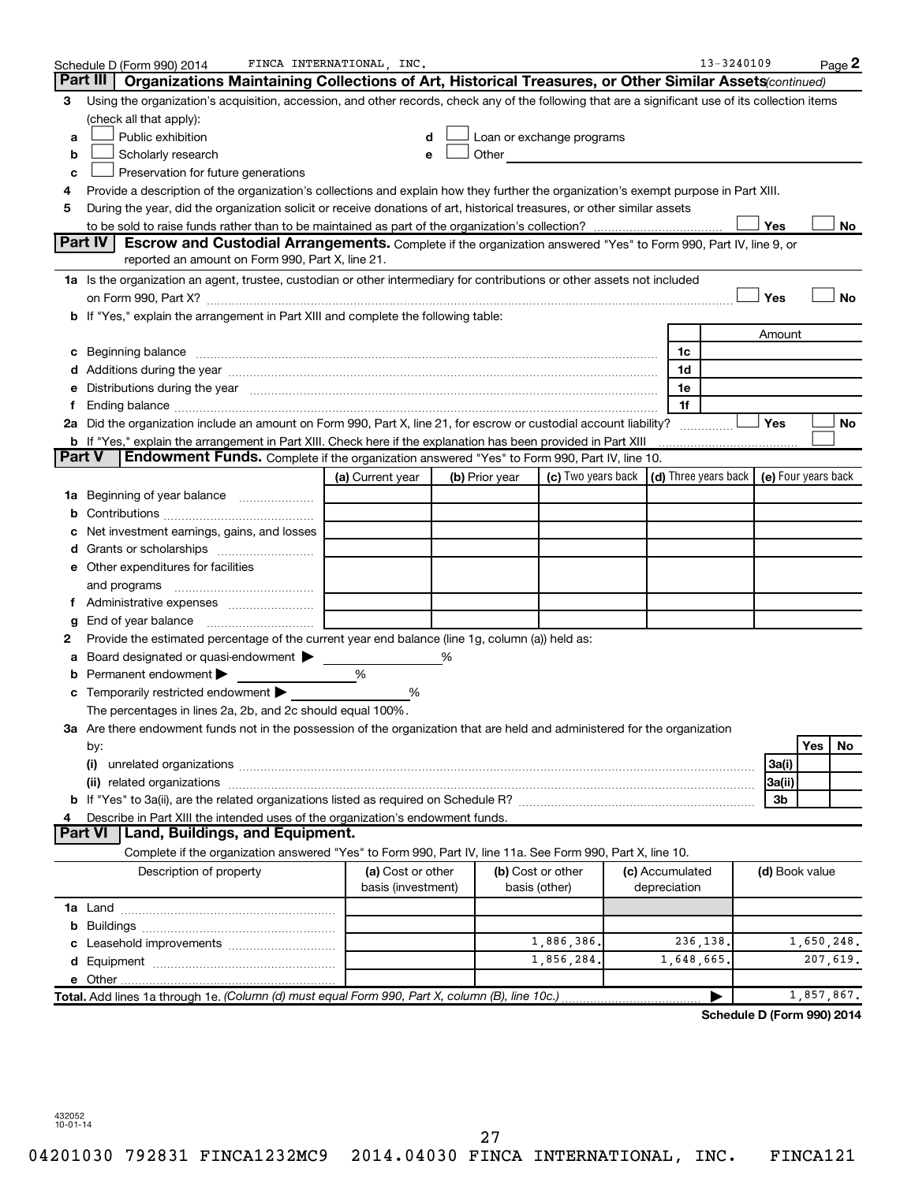Schedule D (Form 990) 2014 FINCA INTERNATIONAL, INC. 13-3240109 Page 2

**Part III** **Organizations Maintaining Collections of Art, Historical Treasures, or Other Similar Assets** *(continued)*

3 Using the organization's acquisition, accession, and other records, check any of the following that are a significant use of its collection items (check all that apply):

a ☐ Public exhibition
b ☐ Scholarly research
c ☐ Preservation for future generations
d ☐ Loan or exchange programs
e ☐ Other

4 Provide a description of the organization's collections and explain how they further the organization's exempt purpose in Part XIII.

5 During the year, did the organization solicit or receive donations of art, historical treasures, or other similar assets to be sold to raise funds rather than to be maintained as part of the organization's collection? ☐ Yes ☐ No

**Part IV** **Escrow and Custodial Arrangements.** Complete if the organization answered "Yes" to Form 990, Part IV, line 9, or reported an amount on Form 990, Part X, line 21.

1a Is the organization an agent, trustee, custodian or other intermediary for contributions or other assets not included on Form 990, Part X? ☐ Yes ☐ No

b If "Yes," explain the arrangement in Part XIII and complete the following table:

| | | Amount |
|---|---|---|
| c Beginning balance | 1c | |
| d Additions during the year | 1d | |
| e Distributions during the year | 1e | |
| f Ending balance | 1f | |

2a Did the organization include an amount on Form 990, Part X, line 21, for escrow or custodial account liability? ☐ Yes ☐ No

b If "Yes," explain the arrangement in Part XIII. Check here if the explanation has been provided in Part XIII ☐

**Part V** **Endowment Funds.** Complete if the organization answered "Yes" to Form 990, Part IV, line 10.

| | (a) Current year | (b) Prior year | (c) Two years back | (d) Three years back | (e) Four years back |
|---|---|---|---|---|---|
| 1a Beginning of year balance | | | | | |
| b Contributions | | | | | |
| c Net investment earnings, gains, and losses | | | | | |
| d Grants or scholarships | | | | | |
| e Other expenditures for facilities and programs | | | | | |
| f Administrative expenses | | | | | |
| g End of year balance | | | | | |

2 Provide the estimated percentage of the current year end balance (line 1g, column (a)) held as:

a Board designated or quasi-endowment ▶ %
b Permanent endowment ▶ %
c Temporarily restricted endowment ▶ %

The percentages in lines 2a, 2b, and 2c should equal 100%.

3a Are there endowment funds not in the possession of the organization that are held and administered for the organization by:

| | | Yes | No |
|---|---|---|---|
| (i) unrelated organizations | 3a(i) | | |
| (ii) related organizations | 3a(ii) | | |
| b If "Yes" to 3a(ii), are the related organizations listed as required on Schedule R? | 3b | | |

4 Describe in Part XIII the intended uses of the organization's endowment funds.

**Part VI** **Land, Buildings, and Equipment.**

Complete if the organization answered "Yes" to Form 990, Part IV, line 11a. See Form 990, Part X, line 10.

| Description of property | (a) Cost or other basis (investment) | (b) Cost or other basis (other) | (c) Accumulated depreciation | (d) Book value |
|---|---|---|---|---|
| 1a Land | | | | |
| b Buildings | | | | |
| c Leasehold improvements | | 1,886,386. | 236,138. | 1,650,248. |
| d Equipment | | 1,856,284. | 1,648,665. | 207,619. |
| e Other | | | | |
| **Total.** Add lines 1a through 1e. *(Column (d) must equal Form 990, Part X, column (B), line 10c.)* | | | ▶ | 1,857,867. |

**Schedule D (Form 990) 2014**

432052 10-01-14

04201030 792831 FINCA1232MC9 2014.04030 FINCA INTERNATIONAL, INC. FINCA121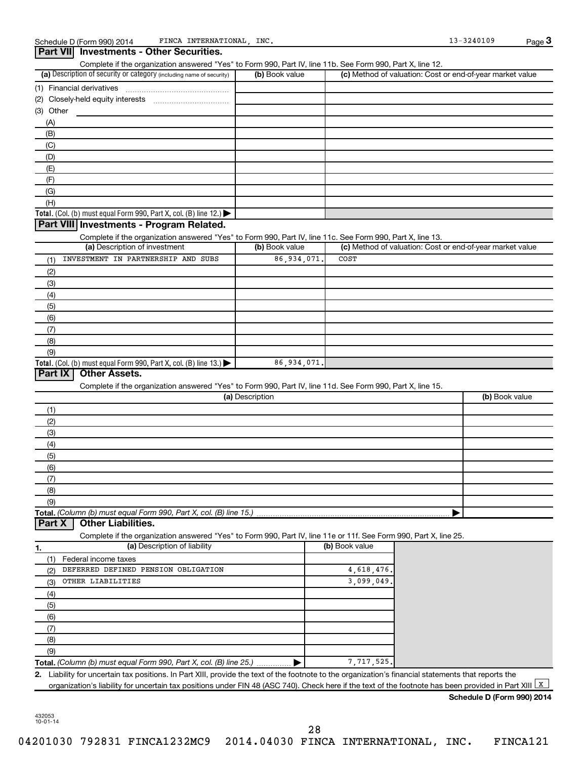Schedule D (Form 990) 2014 FINCA INTERNATIONAL, INC. 13-3240109

## Part VII Investments - Other Securities.

Complete if the organization answered "Yes" to Form 990, Part IV, line 11b. See Form 990, Part X, line 12.

| (a) Description of security or category (including name of security) | (b) Book value | (c) Method of valuation: Cost or end-of-year market value |
|---|---|---|
| (1) Financial derivatives | | |
| (2) Closely-held equity interests | | |
| (3) Other | | |
| (A) | | |
| (B) | | |
| (C) | | |
| (D) | | |
| (E) | | |
| (F) | | |
| (G) | | |
| (H) | | |
| **Total.** (Col. (b) must equal Form 990, Part X, col. (B) line 12.) ▶ | | |

## Part VIII Investments - Program Related.

Complete if the organization answered "Yes" to Form 990, Part IV, line 11c. See Form 990, Part X, line 13.

| (a) Description of investment | (b) Book value | (c) Method of valuation: Cost or end-of-year market value |
|---|---|---|
| (1) INVESTMENT IN PARTNERSHIP AND SUBS | 86,934,071. | COST |
| (2) | | |
| (3) | | |
| (4) | | |
| (5) | | |
| (6) | | |
| (7) | | |
| (8) | | |
| (9) | | |
| **Total.** (Col. (b) must equal Form 990, Part X, col. (B) line 13.) ▶ | 86,934,071. | |

## Part IX Other Assets.

Complete if the organization answered "Yes" to Form 990, Part IV, line 11d. See Form 990, Part X, line 15.

| (a) Description | (b) Book value |
|---|---|
| (1) | |
| (2) | |
| (3) | |
| (4) | |
| (5) | |
| (6) | |
| (7) | |
| (8) | |
| (9) | |
| **Total.** *(Column (b) must equal Form 990, Part X, col. (B) line 15.)* ▶ | |

## Part X Other Liabilities.

Complete if the organization answered "Yes" to Form 990, Part IV, line 11e or 11f. See Form 990, Part X, line 25.

| 1. (a) Description of liability | (b) Book value |
|---|---|
| (1) Federal income taxes | |
| (2) DEFERRED DEFINED PENSION OBLIGATION | 4,618,476. |
| (3) OTHER LIABILITIES | 3,099,049. |
| (4) | |
| (5) | |
| (6) | |
| (7) | |
| (8) | |
| (9) | |
| **Total.** *(Column (b) must equal Form 990, Part X, col. (B) line 25.)* ▶ | 7,717,525. |

**2.** Liability for uncertain tax positions. In Part XIII, provide the text of the footnote to the organization's financial statements that reports the organization's liability for uncertain tax positions under FIN 48 (ASC 740). Check here if the text of the footnote has been provided in Part XIII [X]

**Schedule D (Form 990) 2014**

432053 10-01-14

04201030 792831 FINCA1232MC9 2014.04030 FINCA INTERNATIONAL, INC. FINCA121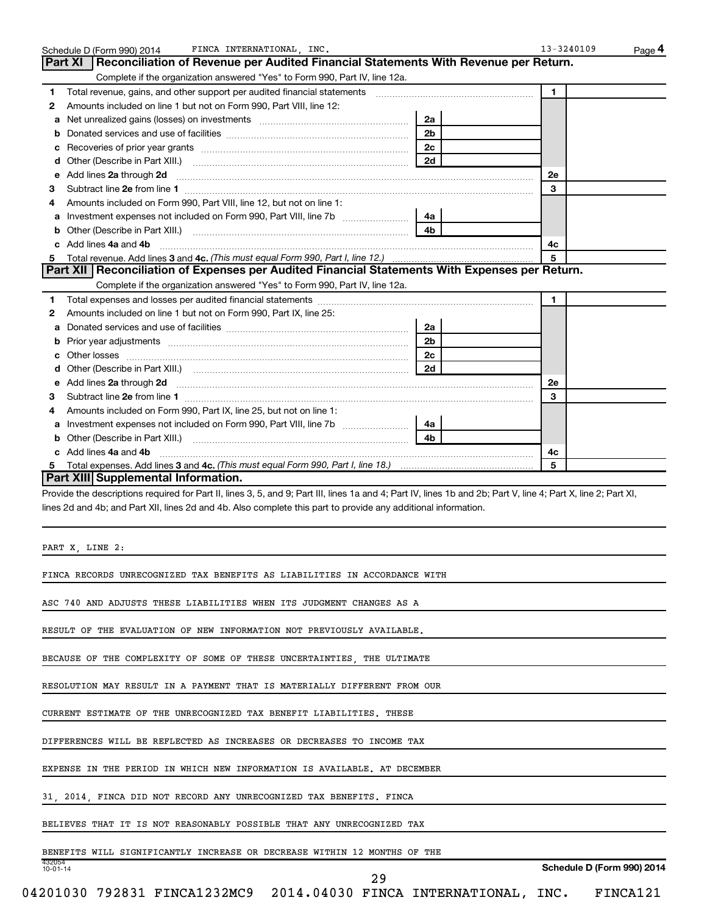## Part XI Reconciliation of Revenue per Audited Financial Statements With Revenue per Return.

Complete if the organization answered "Yes" to Form 990, Part IV, line 12a.

| | | | | | |
|---|---|---|---|---|---|
| 1 | Total revenue, gains, and other support per audited financial statements | | | 1 | |
| 2 | Amounts included on line 1 but not on Form 990, Part VIII, line 12: | | | | |
| a | Net unrealized gains (losses) on investments | 2a | | | |
| b | Donated services and use of facilities | 2b | | | |
| c | Recoveries of prior year grants | 2c | | | |
| d | Other (Describe in Part XIII.) | 2d | | | |
| e | Add lines **2a** through **2d** | | | 2e | |
| 3 | Subtract line **2e** from line **1** | | | 3 | |
| 4 | Amounts included on Form 990, Part VIII, line 12, but not on line 1: | | | | |
| a | Investment expenses not included on Form 990, Part VIII, line 7b | 4a | | | |
| b | Other (Describe in Part XIII.) | 4b | | | |
| c | Add lines **4a** and **4b** | | | 4c | |
| 5 | Total revenue. Add lines **3** and **4c.** *(This must equal Form 990, Part I, line 12.)* | | | 5 | |

## Part XII Reconciliation of Expenses per Audited Financial Statements With Expenses per Return.

Complete if the organization answered "Yes" to Form 990, Part IV, line 12a.

| | | | | | |
|---|---|---|---|---|---|
| 1 | Total expenses and losses per audited financial statements | | | 1 | |
| 2 | Amounts included on line 1 but not on Form 990, Part IX, line 25: | | | | |
| a | Donated services and use of facilities | 2a | | | |
| b | Prior year adjustments | 2b | | | |
| c | Other losses | 2c | | | |
| d | Other (Describe in Part XIII.) | 2d | | | |
| e | Add lines **2a** through **2d** | | | 2e | |
| 3 | Subtract line **2e** from line **1** | | | 3 | |
| 4 | Amounts included on Form 990, Part IX, line 25, but not on line 1: | | | | |
| a | Investment expenses not included on Form 990, Part VIII, line 7b | 4a | | | |
| b | Other (Describe in Part XIII.) | 4b | | | |
| c | Add lines **4a** and **4b** | | | 4c | |
| 5 | Total expenses. Add lines **3** and **4c.** *(This must equal Form 990, Part I, line 18.)* | | | 5 | |

## Part XIII Supplemental Information.

Provide the descriptions required for Part II, lines 3, 5, and 9; Part III, lines 1a and 4; Part IV, lines 1b and 2b; Part V, line 4; Part X, line 2; Part XI, lines 2d and 4b; and Part XII, lines 2d and 4b. Also complete this part to provide any additional information.

PART X, LINE 2:

FINCA RECORDS UNRECOGNIZED TAX BENEFITS AS LIABILITIES IN ACCORDANCE WITH ASC 740 AND ADJUSTS THESE LIABILITIES WHEN ITS JUDGMENT CHANGES AS A RESULT OF THE EVALUATION OF NEW INFORMATION NOT PREVIOUSLY AVAILABLE. BECAUSE OF THE COMPLEXITY OF SOME OF THESE UNCERTAINTIES, THE ULTIMATE RESOLUTION MAY RESULT IN A PAYMENT THAT IS MATERIALLY DIFFERENT FROM OUR CURRENT ESTIMATE OF THE UNRECOGNIZED TAX BENEFIT LIABILITIES. THESE DIFFERENCES WILL BE REFLECTED AS INCREASES OR DECREASES TO INCOME TAX EXPENSE IN THE PERIOD IN WHICH NEW INFORMATION IS AVAILABLE. AT DECEMBER 31, 2014, FINCA DID NOT RECORD ANY UNRECOGNIZED TAX BENEFITS. FINCA BELIEVES THAT IT IS NOT REASONABLY POSSIBLE THAT ANY UNRECOGNIZED TAX BENEFITS WILL SIGNIFICANTLY INCREASE OR DECREASE WITHIN 12 MONTHS OF THE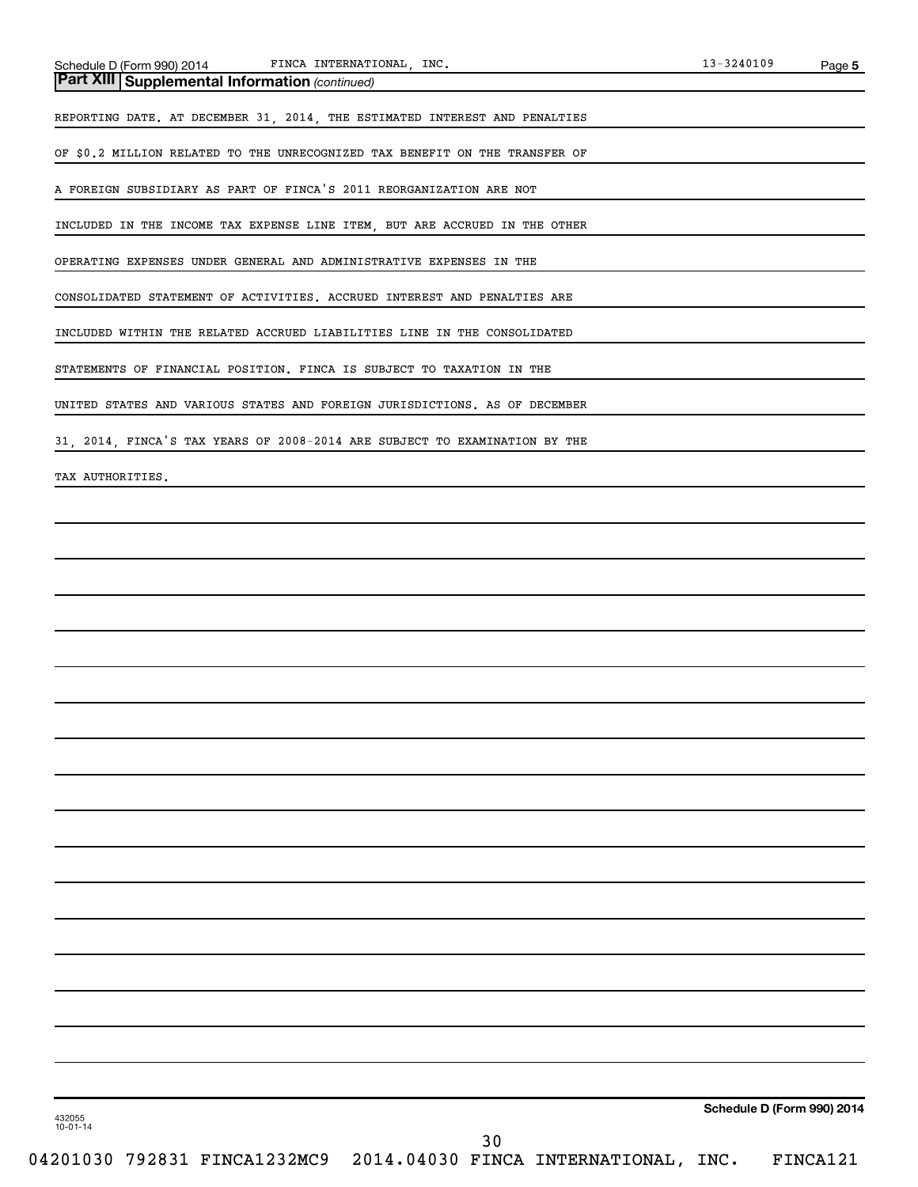**Part XIII | Supplemental Information** *(continued)*

REPORTING DATE. AT DECEMBER 31, 2014, THE ESTIMATED INTEREST AND PENALTIES OF $0.2 MILLION RELATED TO THE UNRECOGNIZED TAX BENEFIT ON THE TRANSFER OF A FOREIGN SUBSIDIARY AS PART OF FINCA'S 2011 REORGANIZATION ARE NOT INCLUDED IN THE INCOME TAX EXPENSE LINE ITEM, BUT ARE ACCRUED IN THE OTHER OPERATING EXPENSES UNDER GENERAL AND ADMINISTRATIVE EXPENSES IN THE CONSOLIDATED STATEMENT OF ACTIVITIES. ACCRUED INTEREST AND PENALTIES ARE INCLUDED WITHIN THE RELATED ACCRUED LIABILITIES LINE IN THE CONSOLIDATED STATEMENTS OF FINANCIAL POSITION. FINCA IS SUBJECT TO TAXATION IN THE UNITED STATES AND VARIOUS STATES AND FOREIGN JURISDICTIONS. AS OF DECEMBER 31, 2014, FINCA'S TAX YEARS OF 2008-2014 ARE SUBJECT TO EXAMINATION BY THE TAX AUTHORITIES.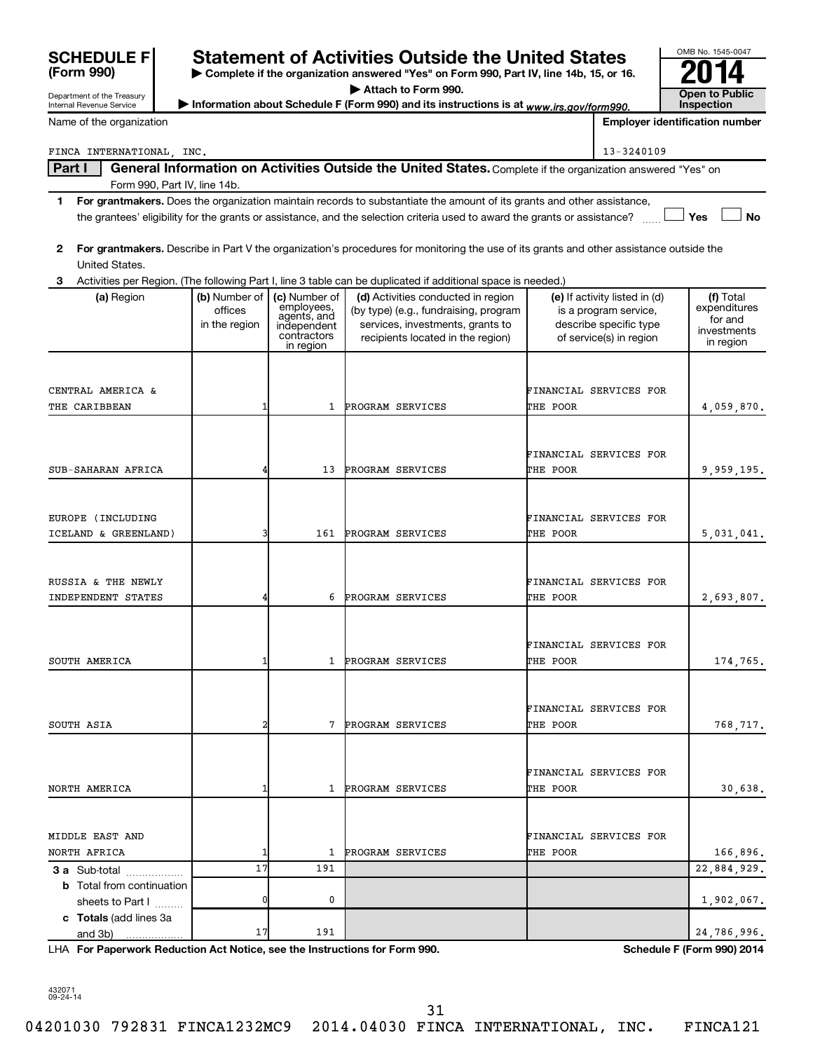**SCHEDULE F (Form 990)**

Department of the Treasury
Internal Revenue Service

# Statement of Activities Outside the United States

▶ Complete if the organization answered "Yes" on Form 990, Part IV, line 14b, 15, or 16.

▶ Attach to Form 990.

▶ Information about Schedule F (Form 990) and its instructions is at www.irs.gov/form990.

OMB No. 1545-0047

**2014**

**Open to Public Inspection**

Name of the organization: FINCA INTERNATIONAL, INC.

Employer identification number: 13-3240109

## Part I General Information on Activities Outside the United States. 

Complete if the organization answered "Yes" on Form 990, Part IV, line 14b.

**1** **For grantmakers.** Does the organization maintain records to substantiate the amount of its grants and other assistance, the grantees' eligibility for the grants or assistance, and the selection criteria used to award the grants or assistance? ☐ Yes ☐ No

**2** **For grantmakers.** Describe in Part V the organization's procedures for monitoring the use of its grants and other assistance outside the United States.

**3** Activities per Region. (The following Part I, line 3 table can be duplicated if additional space is needed.)

| (a) Region | (b) Number of offices in the region | (c) Number of employees, agents, and independent contractors in region | (d) Activities conducted in region (by type) (e.g., fundraising, program services, investments, grants to recipients located in the region) | (e) If activity listed in (d) is a program service, describe specific type of service(s) in region | (f) Total expenditures for and investments in region |
|---|---|---|---|---|---|
| CENTRAL AMERICA & THE CARIBBEAN | 1 | 1 | PROGRAM SERVICES | FINANCIAL SERVICES FOR THE POOR | 4,059,870. |
| SUB-SAHARAN AFRICA | 4 | 13 | PROGRAM SERVICES | FINANCIAL SERVICES FOR THE POOR | 9,959,195. |
| EUROPE (INCLUDING ICELAND & GREENLAND) | 3 | 161 | PROGRAM SERVICES | FINANCIAL SERVICES FOR THE POOR | 5,031,041. |
| RUSSIA & THE NEWLY INDEPENDENT STATES | 4 | 6 | PROGRAM SERVICES | FINANCIAL SERVICES FOR THE POOR | 2,693,807. |
| SOUTH AMERICA | 1 | 1 | PROGRAM SERVICES | FINANCIAL SERVICES FOR THE POOR | 174,765. |
| SOUTH ASIA | 2 | 7 | PROGRAM SERVICES | FINANCIAL SERVICES FOR THE POOR | 768,717. |
| NORTH AMERICA | 1 | 1 | PROGRAM SERVICES | FINANCIAL SERVICES FOR THE POOR | 30,638. |
| MIDDLE EAST AND NORTH AFRICA | 1 | 1 | PROGRAM SERVICES | FINANCIAL SERVICES FOR THE POOR | 166,896. |
| **3 a** Sub-total | 17 | 191 | | | 22,884,929. |
| **b** Total from continuation sheets to Part I | 0 | 0 | | | 1,902,067. |
| **c Totals** (add lines 3a and 3b) | 17 | 191 | | | 24,786,996. |

LHA **For Paperwork Reduction Act Notice, see the Instructions for Form 990.** **Schedule F (Form 990) 2014**

432071 09-24-14

04201030 792831 FINCA1232MC9 2014.04030 FINCA INTERNATIONAL, INC. FINCA121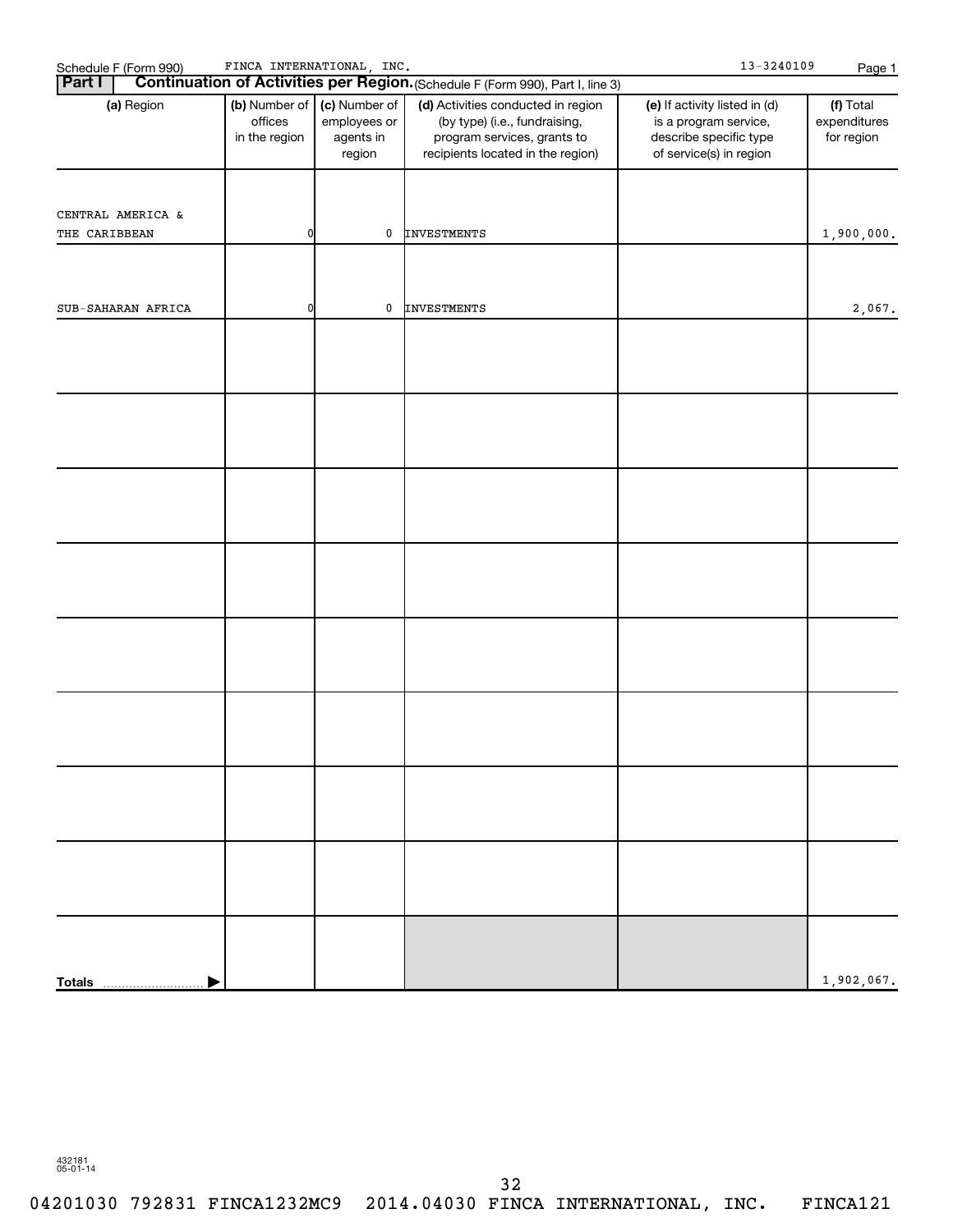Schedule F (Form 990) FINCA INTERNATIONAL, INC. 13-3240109

## Part I Continuation of Activities per Region. (Schedule F (Form 990), Part I, line 3)

| (a) Region | (b) Number of offices in the region | (c) Number of employees or agents in region | (d) Activities conducted in region (by type) (i.e., fundraising, program services, grants to recipients located in the region) | (e) If activity listed in (d) is a program service, describe specific type of service(s) in region | (f) Total expenditures for region |
|---|---|---|---|---|---|
| CENTRAL AMERICA & THE CARIBBEAN | 0 | 0 | INVESTMENTS | | 1,900,000. |
| SUB-SAHARAN AFRICA | 0 | 0 | INVESTMENTS | | 2,067. |
| | | | | | |
| | | | | | |
| | | | | | |
| | | | | | |
| | | | | | |
| | | | | | |
| | | | | | |
| | | | | | |
| **Totals** | | | | | 1,902,067. |

432181 05-01-14

04201030 792831 FINCA1232MC9 2014.04030 FINCA INTERNATIONAL, INC. FINCA121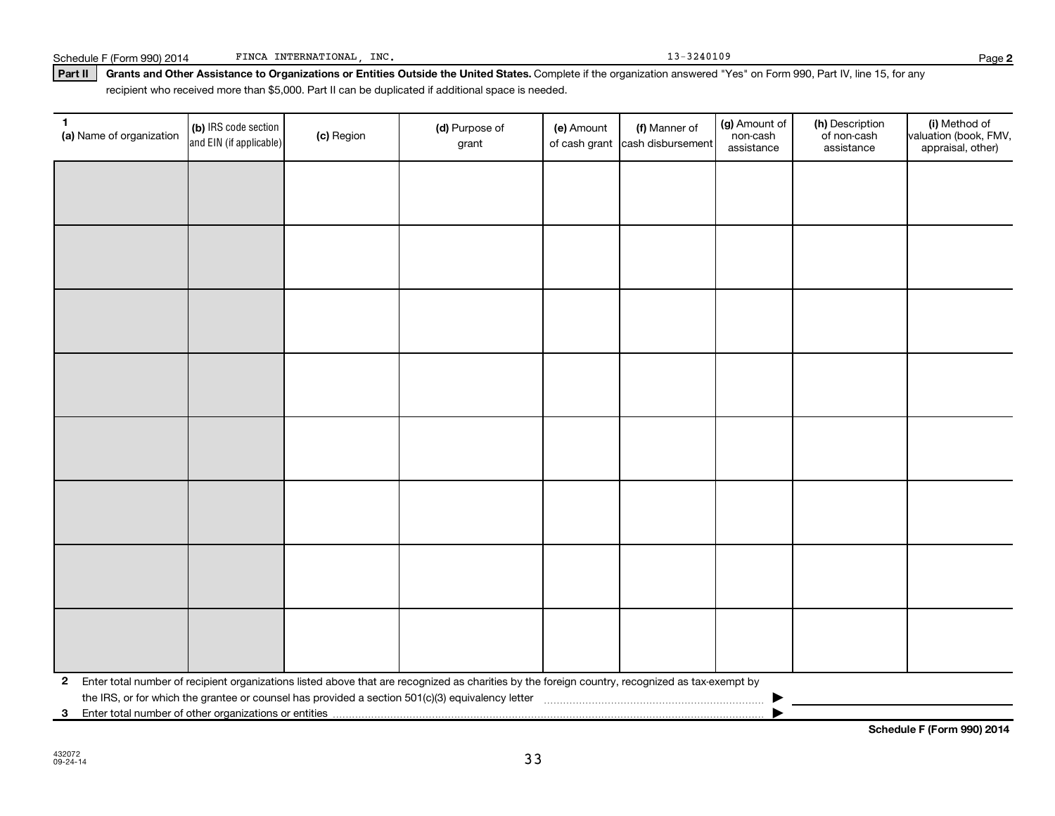Schedule F (Form 990) 2014 FINCA INTERNATIONAL, INC. 13-3240109 Page 2

**Part II** **Grants and Other Assistance to Organizations or Entities Outside the United States.** Complete if the organization answered "Yes" on Form 990, Part IV, line 15, for any recipient who received more than $5,000. Part II can be duplicated if additional space is needed.

| 1 (a) Name of organization | (b) IRS code section and EIN (if applicable) | (c) Region | (d) Purpose of grant | (e) Amount of cash grant | (f) Manner of cash disbursement | (g) Amount of non-cash assistance | (h) Description of non-cash assistance | (i) Method of valuation (book, FMV, appraisal, other) |
|---|---|---|---|---|---|---|---|---|
| | | | | | | | | |
| | | | | | | | | |
| | | | | | | | | |
| | | | | | | | | |
| | | | | | | | | |
| | | | | | | | | |
| | | | | | | | | |
| | | | | | | | | |

**2** Enter total number of recipient organizations listed above that are recognized as charities by the foreign country, recognized as tax-exempt by the IRS, or for which the grantee or counsel has provided a section 501(c)(3) equivalency letter ▶

**3** Enter total number of other organizations or entities ▶

**Schedule F (Form 990) 2014**

432072
09-24-14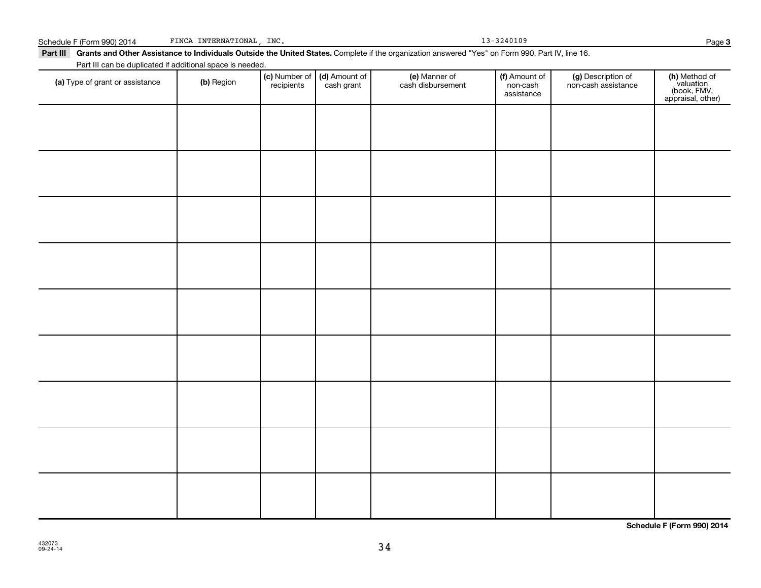Schedule F (Form 990) 2014 FINCA INTERNATIONAL, INC. 13-3240109 Page **3**

**Part III** **Grants and Other Assistance to Individuals Outside the United States.** Complete if the organization answered "Yes" on Form 990, Part IV, line 16.

Part III can be duplicated if additional space is needed.

| **(a)** Type of grant or assistance | **(b)** Region | **(c)** Number of recipients | **(d)** Amount of cash grant | **(e)** Manner of cash disbursement | **(f)** Amount of non-cash assistance | **(g)** Description of non-cash assistance | **(h)** Method of valuation (book, FMV, appraisal, other) |
|---|---|---|---|---|---|---|---|
| | | | | | | | |
| | | | | | | | |
| | | | | | | | |
| | | | | | | | |
| | | | | | | | |
| | | | | | | | |
| | | | | | | | |
| | | | | | | | |
| | | | | | | | |

**Schedule F (Form 990) 2014**

432073
09-24-14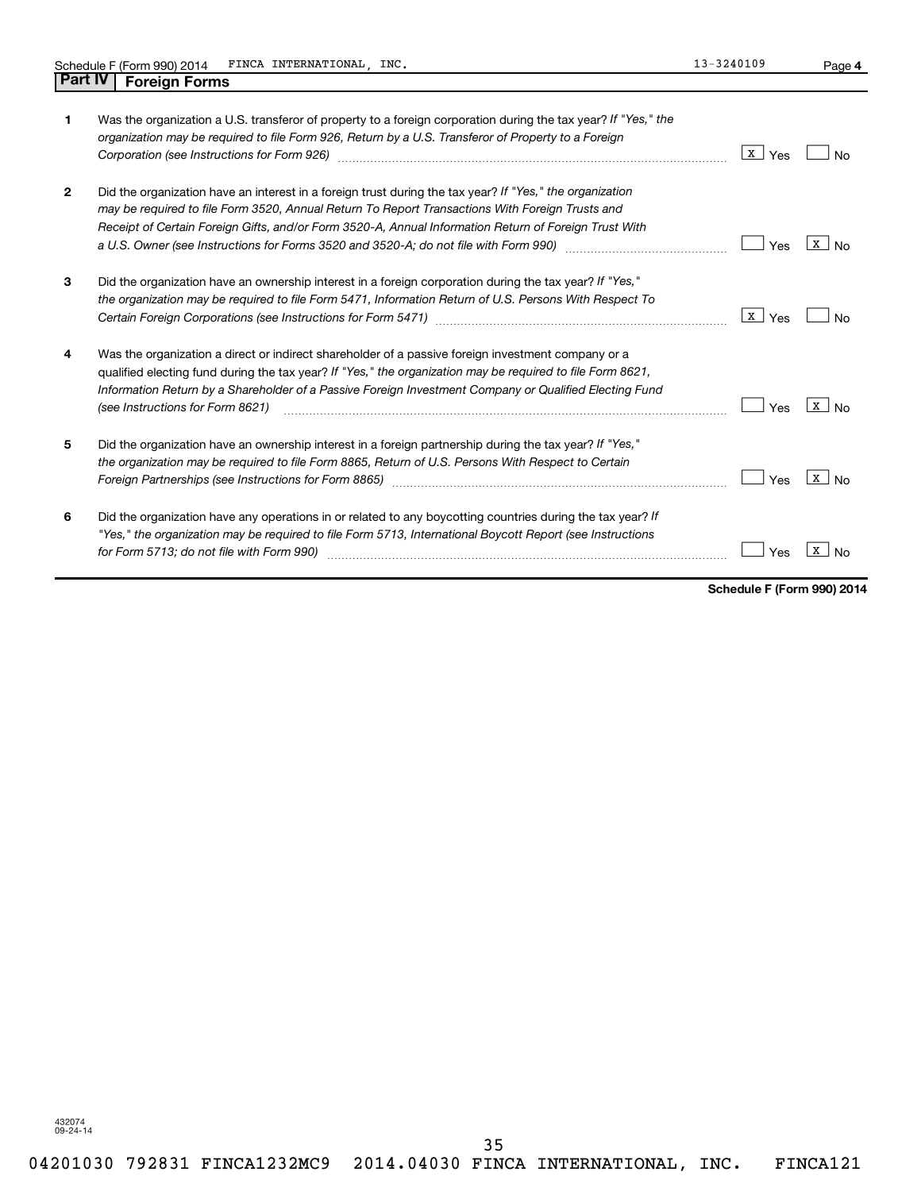Schedule F (Form 990) 2014 FINCA INTERNATIONAL, INC. 13-3240109 Page 4

## Part IV Foreign Forms

| | | Yes | No |
|---|---|---|---|
| **1** | Was the organization a U.S. transferor of property to a foreign corporation during the tax year? *If "Yes," the organization may be required to file Form 926, Return by a U.S. Transferor of Property to a Foreign Corporation (see Instructions for Form 926)* | X | |
| **2** | Did the organization have an interest in a foreign trust during the tax year? *If "Yes," the organization may be required to file Form 3520, Annual Return To Report Transactions With Foreign Trusts and Receipt of Certain Foreign Gifts, and/or Form 3520-A, Annual Information Return of Foreign Trust With a U.S. Owner (see Instructions for Forms 3520 and 3520-A; do not file with Form 990)* | | X |
| **3** | Did the organization have an ownership interest in a foreign corporation during the tax year? *If "Yes," the organization may be required to file Form 5471, Information Return of U.S. Persons With Respect To Certain Foreign Corporations (see Instructions for Form 5471)* | X | |
| **4** | Was the organization a direct or indirect shareholder of a passive foreign investment company or a qualified electing fund during the tax year? *If "Yes," the organization may be required to file Form 8621, Information Return by a Shareholder of a Passive Foreign Investment Company or Qualified Electing Fund (see Instructions for Form 8621)* | | X |
| **5** | Did the organization have an ownership interest in a foreign partnership during the tax year? *If "Yes," the organization may be required to file Form 8865, Return of U.S. Persons With Respect to Certain Foreign Partnerships (see Instructions for Form 8865)* | | X |
| **6** | Did the organization have any operations in or related to any boycotting countries during the tax year? *If "Yes," the organization may be required to file Form 5713, International Boycott Report (see Instructions for Form 5713; do not file with Form 990)* | | X |

**Schedule F (Form 990) 2014**

432074
09-24-14

04201030 792831 FINCA1232MC9 2014.04030 FINCA INTERNATIONAL, INC. FINCA121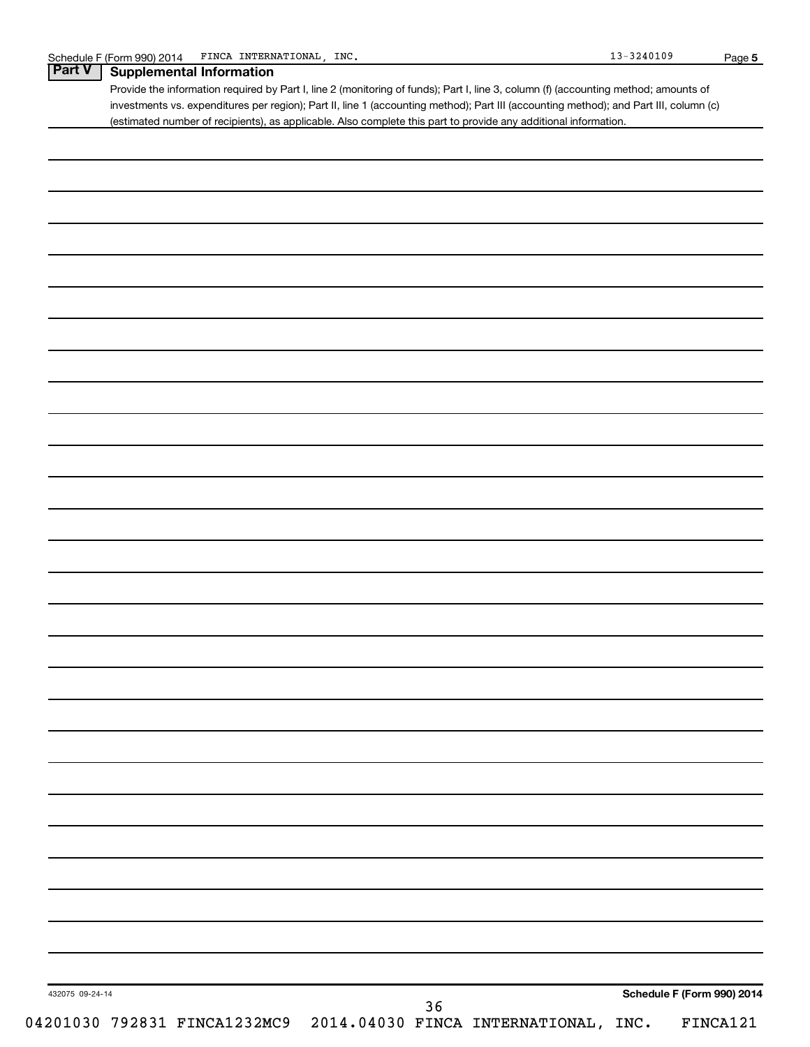## Part V Supplemental Information

Provide the information required by Part I, line 2 (monitoring of funds); Part I, line 3, column (f) (accounting method; amounts of investments vs. expenditures per region); Part II, line 1 (accounting method); Part III (accounting method); and Part III, column (c) (estimated number of recipients), as applicable. Also complete this part to provide any additional information.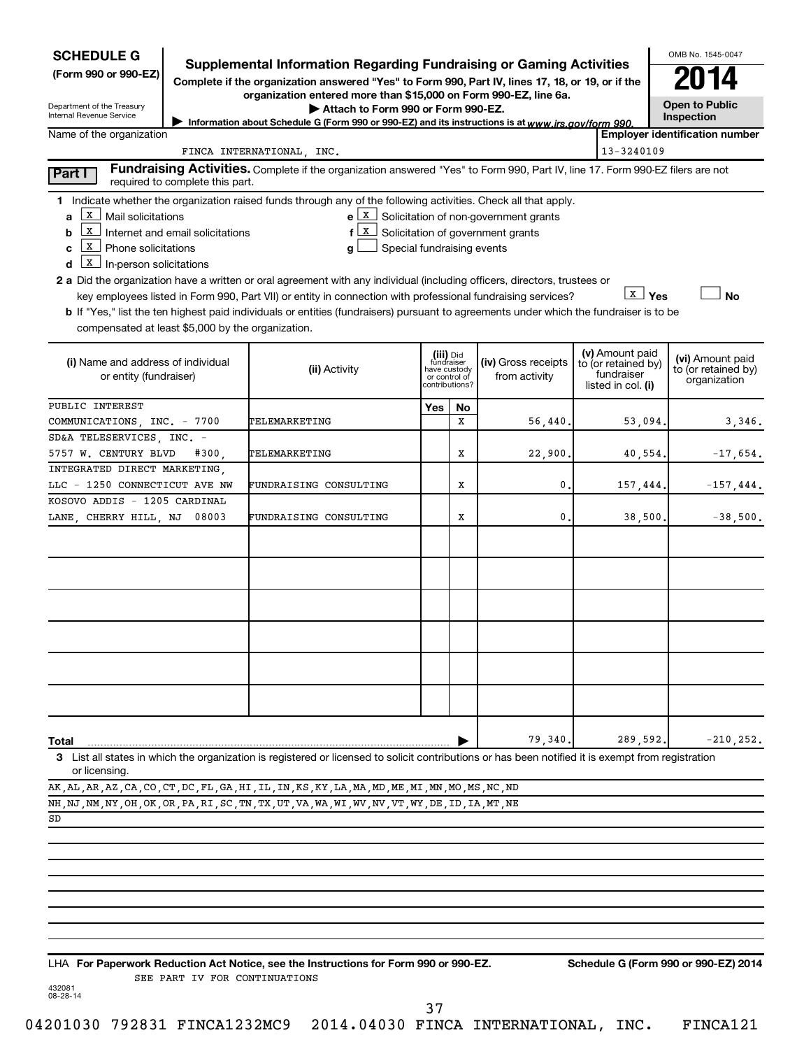**SCHEDULE G**
**(Form 990 or 990-EZ)**

Department of the Treasury
Internal Revenue Service

# Supplemental Information Regarding Fundraising or Gaming Activities

**Complete if the organization answered "Yes" to Form 990, Part IV, lines 17, 18, or 19, or if the organization entered more than $15,000 on Form 990-EZ, line 6a.**
**▶ Attach to Form 990 or Form 990-EZ.**
**▶ Information about Schedule G (Form 990 or 990-EZ) and its instructions is at www.irs.gov/form 990.**

OMB No. 1545-0047
**2014**
**Open to Public Inspection**

Name of the organization: FINCA INTERNATIONAL, INC.
Employer identification number: 13-3240109

**Part I** **Fundraising Activities.** Complete if the organization answered "Yes" to Form 990, Part IV, line 17. Form 990-EZ filers are not required to complete this part.

**1** Indicate whether the organization raised funds through any of the following activities. Check all that apply.

- **a** [X] Mail solicitations
- **b** [X] Internet and email solicitations
- **c** [X] Phone solicitations
- **d** [X] In-person solicitations
- **e** [X] Solicitation of non-government grants
- **f** [X] Solicitation of government grants
- **g** [ ] Special fundraising events

**2 a** Did the organization have a written or oral agreement with any individual (including officers, directors, trustees or key employees listed in Form 990, Part VII) or entity in connection with professional fundraising services? [X] **Yes** [ ] **No**

**b** If "Yes," list the ten highest paid individuals or entities (fundraisers) pursuant to agreements under which the fundraiser is to be compensated at least $5,000 by the organization.

| (i) Name and address of individual or entity (fundraiser) | (ii) Activity | (iii) Did fundraiser have custody or control of contributions? Yes | No | (iv) Gross receipts from activity | (v) Amount paid to (or retained by) fundraiser listed in col. (i) | (vi) Amount paid to (or retained by) organization |
|---|---|---|---|---|---|---|
| PUBLIC INTEREST COMMUNICATIONS, INC. - 7700 | TELEMARKETING | | X | 56,440. | 53,094. | 3,346. |
| SD&A TELESERVICES, INC. - 5757 W. CENTURY BLVD #300, | TELEMARKETING | | X | 22,900. | 40,554. | -17,654. |
| INTEGRATED DIRECT MARKETING, LLC - 1250 CONNECTICUT AVE NW | FUNDRAISING CONSULTING | | X | 0. | 157,444. | -157,444. |
| KOSOVO ADDIS - 1205 CARDINAL LANE, CHERRY HILL, NJ 08003 | FUNDRAISING CONSULTING | | X | 0. | 38,500. | -38,500. |
| **Total** | | | | 79,340. | 289,592. | -210,252. |

**3** List all states in which the organization is registered or licensed to solicit contributions or has been notified it is exempt from registration or licensing.

AK,AL,AR,AZ,CA,CO,CT,DC,FL,GA,HI,IL,IN,KS,KY,LA,MA,MD,ME,MI,MN,MO,MS,NC,ND
NH,NJ,NM,NY,OH,OK,OR,PA,RI,SC,TN,TX,UT,VA,WA,WI,WV,NV,VT,WY,DE,ID,IA,MT,NE
SD

LHA **For Paperwork Reduction Act Notice, see the Instructions for Form 990 or 990-EZ.** **Schedule G (Form 990 or 990-EZ) 2014**
SEE PART IV FOR CONTINUATIONS

432081
08-28-14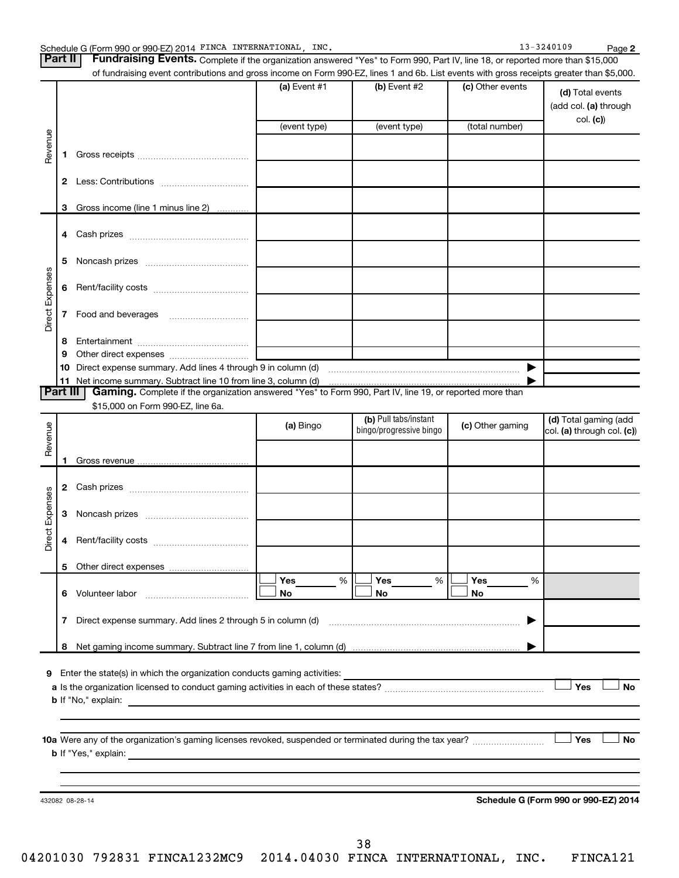Schedule G (Form 990 or 990-EZ) 2014 FINCA INTERNATIONAL, INC. 13-3240109 Page 2

**Part II** **Fundraising Events.** Complete if the organization answered "Yes" to Form 990, Part IV, line 18, or reported more than $15,000 of fundraising event contributions and gross income on Form 990-EZ, lines 1 and 6b. List events with gross receipts greater than $5,000.

| | | (a) Event #1 | (b) Event #2 | (c) Other events | (d) Total events (add col. (a) through col. (c)) |
|---|---|---|---|---|---|
| | | (event type) | (event type) | (total number) | |
| Revenue | 1 Gross receipts | | | | |
| | 2 Less: Contributions | | | | |
| | 3 Gross income (line 1 minus line 2) | | | | |
| Direct Expenses | 4 Cash prizes | | | | |
| | 5 Noncash prizes | | | | |
| | 6 Rent/facility costs | | | | |
| | 7 Food and beverages | | | | |
| | 8 Entertainment | | | | |
| | 9 Other direct expenses | | | | |
| | 10 Direct expense summary. Add lines 4 through 9 in column (d) | | | | |
| | 11 Net income summary. Subtract line 10 from line 3, column (d) | | | | |

**Part III** **Gaming.** Complete if the organization answered "Yes" to Form 990, Part IV, line 19, or reported more than $15,000 on Form 990-EZ, line 6a.

| | | (a) Bingo | (b) Pull tabs/instant bingo/progressive bingo | (c) Other gaming | (d) Total gaming (add col. (a) through col. (c)) |
|---|---|---|---|---|---|
| Revenue | 1 Gross revenue | | | | |
| Direct Expenses | 2 Cash prizes | | | | |
| | 3 Noncash prizes | | | | |
| | 4 Rent/facility costs | | | | |
| | 5 Other direct expenses | | | | |
| | 6 Volunteer labor | ☐ Yes ____ % ☐ No | ☐ Yes ____ % ☐ No | ☐ Yes ____ % ☐ No | |
| | 7 Direct expense summary. Add lines 2 through 5 in column (d) | | | | |
| | 8 Net gaming income summary. Subtract line 7 from line 1, column (d) | | | | |

**9** Enter the state(s) in which the organization conducts gaming activities:

**a** Is the organization licensed to conduct gaming activities in each of these states? ☐ Yes ☐ No

**b** If "No," explain:

**10a** Were any of the organization's gaming licenses revoked, suspended or terminated during the tax year? ☐ Yes ☐ No

**b** If "Yes," explain:

432082 08-28-14 **Schedule G (Form 990 or 990-EZ) 2014**

04201030 792831 FINCA1232MC9 2014.04030 FINCA INTERNATIONAL, INC. FINCA121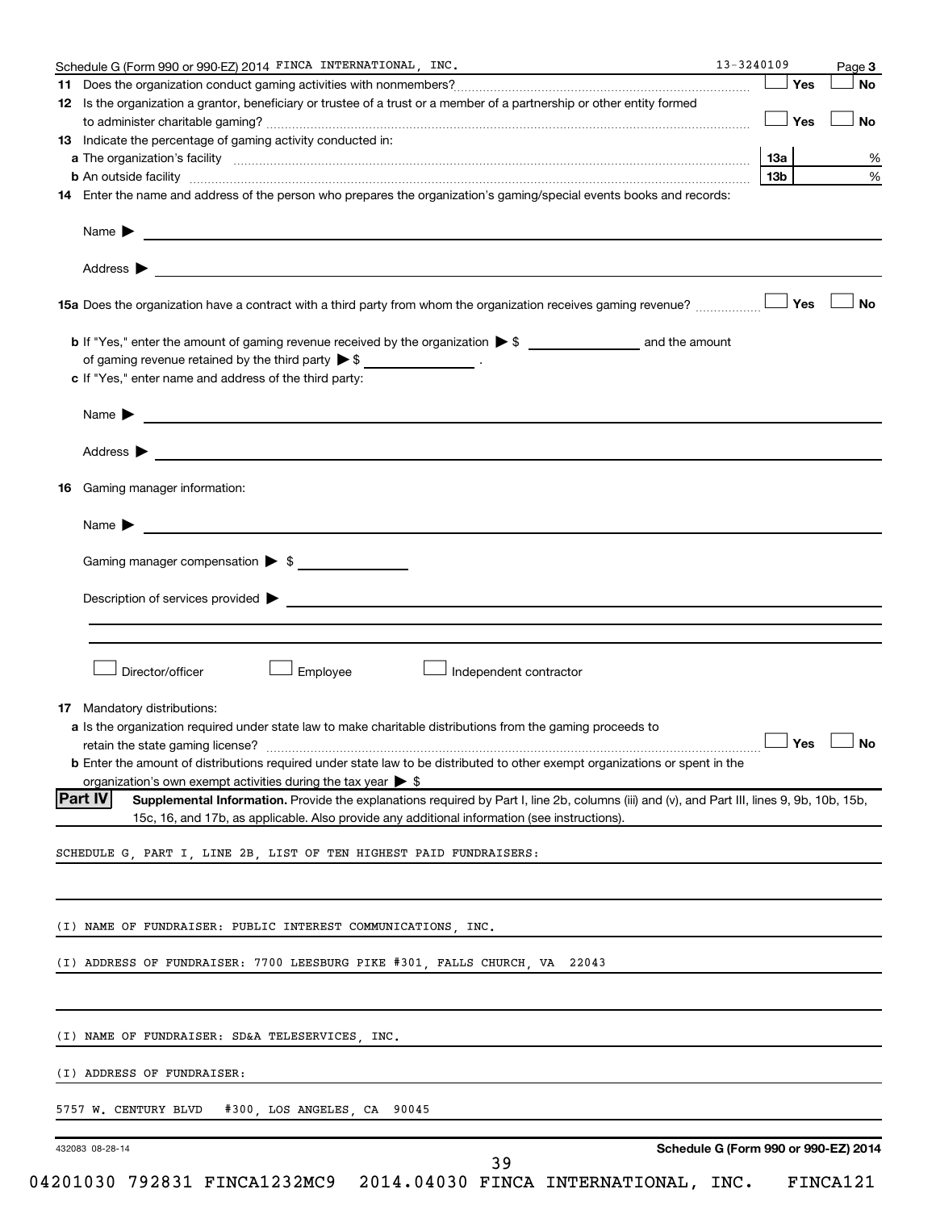Schedule G (Form 990 or 990-EZ) 2014 FINCA INTERNATIONAL, INC. 13-3240109 Page 3

**11** Does the organization conduct gaming activities with nonmembers? ☐ Yes ☐ No

**12** Is the organization a grantor, beneficiary or trustee of a trust or a member of a partnership or other entity formed to administer charitable gaming? ☐ Yes ☐ No

**13** Indicate the percentage of gaming activity conducted in:

**a** The organization's facility **13a** %

**b** An outside facility **13b** %

**14** Enter the name and address of the person who prepares the organization's gaming/special events books and records:

Name ▶

Address ▶

**15a** Does the organization have a contract with a third party from whom the organization receives gaming revenue? ☐ Yes ☐ No

**b** If "Yes," enter the amount of gaming revenue received by the organization ▶ $ ______ and the amount of gaming revenue retained by the third party ▶ $ ______ .

**c** If "Yes," enter name and address of the third party:

Name ▶

Address ▶

**16** Gaming manager information:

Name ▶

Gaming manager compensation ▶ $

Description of services provided ▶

☐ Director/officer ☐ Employee ☐ Independent contractor

**17** Mandatory distributions:

**a** Is the organization required under state law to make charitable distributions from the gaming proceeds to retain the state gaming license? ☐ Yes ☐ No

**b** Enter the amount of distributions required under state law to be distributed to other exempt organizations or spent in the organization's own exempt activities during the tax year ▶ $

**Part IV** **Supplemental Information.** Provide the explanations required by Part I, line 2b, columns (iii) and (v), and Part III, lines 9, 9b, 10b, 15b, 15c, 16, and 17b, as applicable. Also provide any additional information (see instructions).

SCHEDULE G, PART I, LINE 2B, LIST OF TEN HIGHEST PAID FUNDRAISERS:

(I) NAME OF FUNDRAISER: PUBLIC INTEREST COMMUNICATIONS, INC.

(I) ADDRESS OF FUNDRAISER: 7700 LEESBURG PIKE #301, FALLS CHURCH, VA 22043

(I) NAME OF FUNDRAISER: SD&A TELESERVICES, INC.

(I) ADDRESS OF FUNDRAISER:

5757 W. CENTURY BLVD #300, LOS ANGELES, CA 90045

432083 08-28-14 **Schedule G (Form 990 or 990-EZ) 2014**

04201030 792831 FINCA1232MC9 2014.04030 FINCA INTERNATIONAL, INC. FINCA121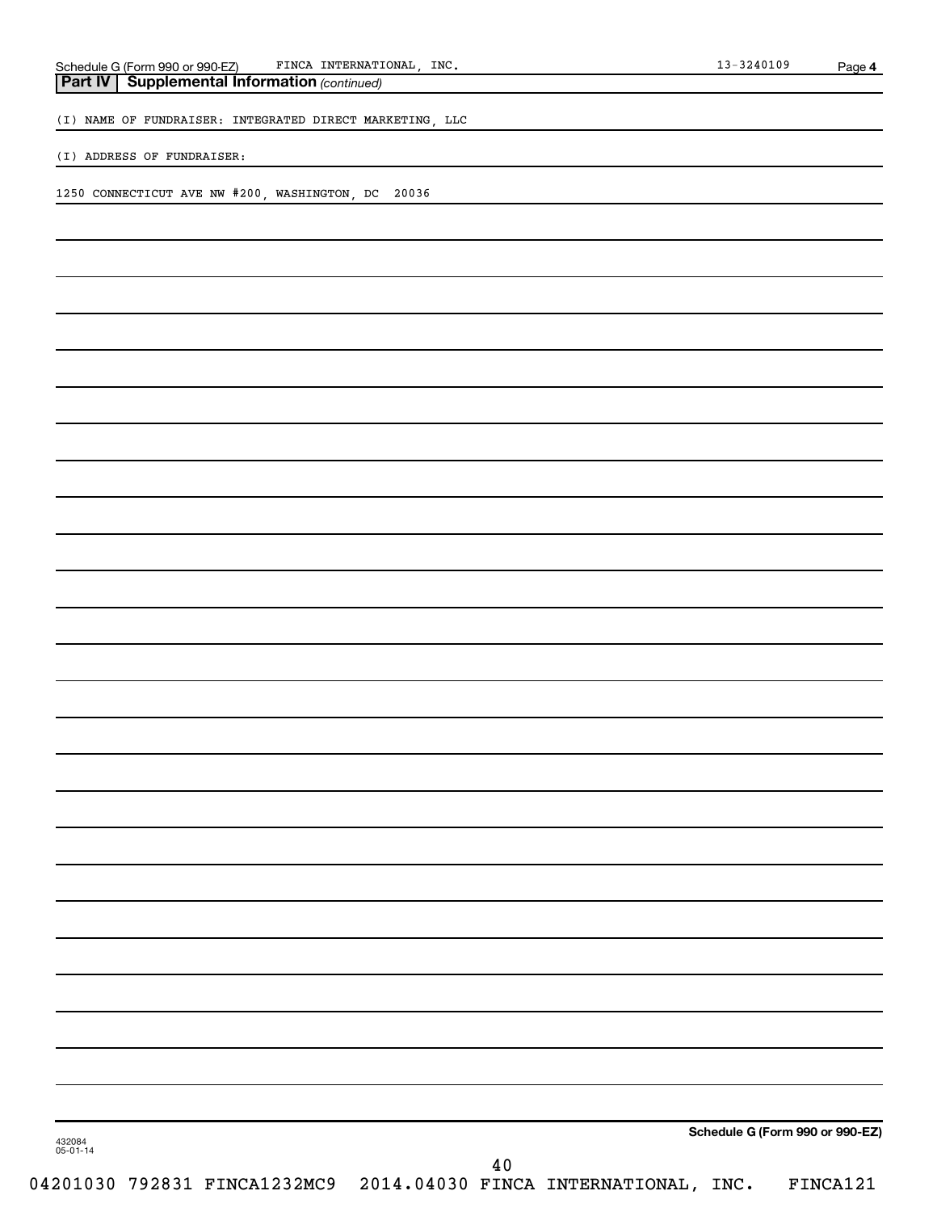## Part IV | Supplemental Information *(continued)*

(I) NAME OF FUNDRAISER: INTEGRATED DIRECT MARKETING, LLC

(I) ADDRESS OF FUNDRAISER:

1250 CONNECTICUT AVE NW #200, WASHINGTON, DC 20036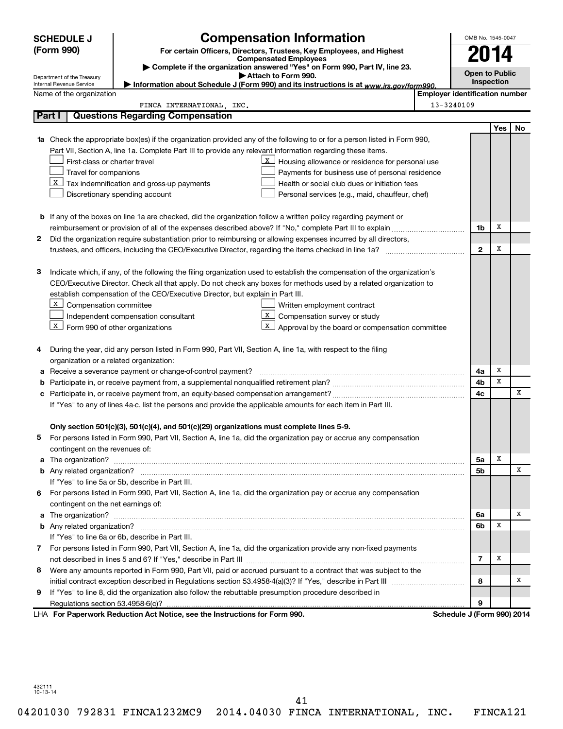**SCHEDULE J (Form 990)**

# Compensation Information

**For certain Officers, Directors, Trustees, Key Employees, and Highest Compensated Employees**

▶ Complete if the organization answered "Yes" on Form 990, Part IV, line 23.

▶ Attach to Form 990.

▶ Information about Schedule J (Form 990) and its instructions is at *www.irs.gov/form990.*

Department of the Treasury
Internal Revenue Service

OMB No. 1545-0047

**2014**

**Open to Public Inspection**

Name of the organization: FINCA INTERNATIONAL, INC.

Employer identification number: 13-3240109

## Part I | Questions Regarding Compensation

| | | | Yes | No |
|---|---|---|---|---|
| **1a** | Check the appropriate box(es) if the organization provided any of the following to or for a person listed in Form 990, Part VII, Section A, line 1a. Complete Part III to provide any relevant information regarding these items.<br>☐ First-class or charter travel<br>☐ Travel for companions<br>☒ Tax indemnification and gross-up payments<br>☐ Discretionary spending account<br>☒ Housing allowance or residence for personal use<br>☐ Payments for business use of personal residence<br>☐ Health or social club dues or initiation fees<br>☐ Personal services (e.g., maid, chauffeur, chef) | | | |
| **b** | If any of the boxes on line 1a are checked, did the organization follow a written policy regarding payment or reimbursement or provision of all of the expenses described above? If "No," complete Part III to explain | 1b | X | |
| **2** | Did the organization require substantiation prior to reimbursing or allowing expenses incurred by all directors, trustees, and officers, including the CEO/Executive Director, regarding the items checked in line 1a? | 2 | X | |
| **3** | Indicate which, if any, of the following the filing organization used to establish the compensation of the organization's CEO/Executive Director. Check all that apply. Do not check any boxes for methods used by a related organization to establish compensation of the CEO/Executive Director, but explain in Part III.<br>☒ Compensation committee<br>☐ Independent compensation consultant<br>☒ Form 990 of other organizations<br>☐ Written employment contract<br>☒ Compensation survey or study<br>☒ Approval by the board or compensation committee | | | |
| **4** | During the year, did any person listed in Form 990, Part VII, Section A, line 1a, with respect to the filing organization or a related organization: | | | |
| **a** | Receive a severance payment or change-of-control payment? | 4a | X | |
| **b** | Participate in, or receive payment from, a supplemental nonqualified retirement plan? | 4b | X | |
| **c** | Participate in, or receive payment from, an equity-based compensation arrangement? | 4c | | X |
| | If "Yes" to any of lines 4a-c, list the persons and provide the applicable amounts for each item in Part III. | | | |
| | **Only section 501(c)(3), 501(c)(4), and 501(c)(29) organizations must complete lines 5-9.** | | | |
| **5** | For persons listed in Form 990, Part VII, Section A, line 1a, did the organization pay or accrue any compensation contingent on the revenues of: | | | |
| **a** | The organization? | 5a | X | |
| **b** | Any related organization? | 5b | | X |
| | If "Yes" to line 5a or 5b, describe in Part III. | | | |
| **6** | For persons listed in Form 990, Part VII, Section A, line 1a, did the organization pay or accrue any compensation contingent on the net earnings of: | | | |
| **a** | The organization? | 6a | | X |
| **b** | Any related organization? | 6b | X | |
| | If "Yes" to line 6a or 6b, describe in Part III. | | | |
| **7** | For persons listed in Form 990, Part VII, Section A, line 1a, did the organization provide any non-fixed payments not described in lines 5 and 6? If "Yes," describe in Part III | 7 | X | |
| **8** | Were any amounts reported in Form 990, Part VII, paid or accrued pursuant to a contract that was subject to the initial contract exception described in Regulations section 53.4958-4(a)(3)? If "Yes," describe in Part III | 8 | | X |
| **9** | If "Yes" to line 8, did the organization also follow the rebuttable presumption procedure described in Regulations section 53.4958-6(c)? | 9 | | |

LHA **For Paperwork Reduction Act Notice, see the Instructions for Form 990.** **Schedule J (Form 990) 2014**

432111
10-13-14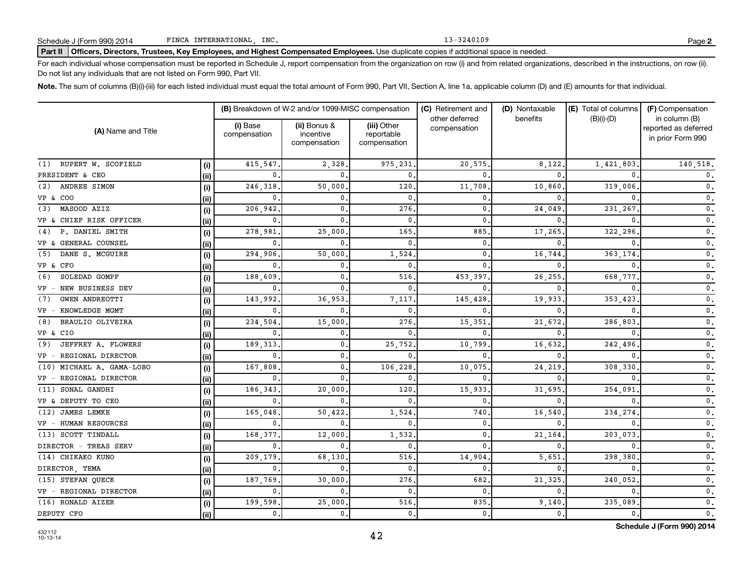Schedule J (Form 990) 2014 FINCA INTERNATIONAL, INC. 13-3240109 Page **2**

**Part II** **Officers, Directors, Trustees, Key Employees, and Highest Compensated Employees.** Use duplicate copies if additional space is needed.

For each individual whose compensation must be reported in Schedule J, report compensation from the organization on row (i) and from related organizations, described in the instructions, on row (ii). Do not list any individuals that are not listed on Form 990, Part VII.

**Note.** The sum of columns (B)(i)-(iii) for each listed individual must equal the total amount of Form 990, Part VII, Section A, line 1a, applicable column (D) and (E) amounts for that individual.

| (A) Name and Title | | (B) Breakdown of W-2 and/or 1099-MISC compensation | | | (C) Retirement and other deferred compensation | (D) Nontaxable benefits | (E) Total of columns (B)(i)-(D) | (F) Compensation in column (B) reported as deferred in prior Form 990 |
|---|---|---|---|---|---|---|---|---|
| | | (i) Base compensation | (ii) Bonus & incentive compensation | (iii) Other reportable compensation | | | | |
| (1) RUPERT W. SCOFIELD | (i) | 415,547. | 2,328. | 975,231. | 20,575. | 8,122. | 1,421,803. | 140,518. |
| PRESIDENT & CEO | (ii) | 0. | 0. | 0. | 0. | 0. | 0. | 0. |
| (2) ANDREE SIMON | (i) | 246,318. | 50,000. | 120. | 11,708. | 10,860. | 319,006. | 0. |
| VP & COO | (ii) | 0. | 0. | 0. | 0. | 0. | 0. | 0. |
| (3) MASOOD AZIZ | (i) | 206,942. | 0. | 276. | 0. | 24,049. | 231,267. | 0. |
| VP & CHIEF RISK OFFICER | (ii) | 0. | 0. | 0. | 0. | 0. | 0. | 0. |
| (4) P. DANIEL SMITH | (i) | 278,981. | 25,000. | 165. | 885. | 17,265. | 322,296. | 0. |
| VP & GENERAL COUNSEL | (ii) | 0. | 0. | 0. | 0. | 0. | 0. | 0. |
| (5) DANE S. MCGUIRE | (i) | 294,906. | 50,000. | 1,524. | 0. | 16,744. | 363,174. | 0. |
| VP & CFO | (ii) | 0. | 0. | 0. | 0. | 0. | 0. | 0. |
| (6) SOLEDAD GOMPF | (i) | 188,609. | 0. | 516. | 453,397. | 26,255. | 668,777. | 0. |
| VP - NEW BUSINESS DEV | (ii) | 0. | 0. | 0. | 0. | 0. | 0. | 0. |
| (7) GWEN ANDREOTTI | (i) | 143,992. | 36,953. | 7,117. | 145,428. | 19,933. | 353,423. | 0. |
| VP - KNOWLEDGE MGMT | (ii) | 0. | 0. | 0. | 0. | 0. | 0. | 0. |
| (8) BRAULIO OLIVEIRA | (i) | 234,504. | 15,000. | 276. | 15,351. | 21,672. | 286,803. | 0. |
| VP & CIO | (ii) | 0. | 0. | 0. | 0. | 0. | 0. | 0. |
| (9) JEFFREY A. FLOWERS | (i) | 189,313. | 0. | 25,752. | 10,799. | 16,632. | 242,496. | 0. |
| VP - REGIONAL DIRECTOR | (ii) | 0. | 0. | 0. | 0. | 0. | 0. | 0. |
| (10) MICHAEL A. GAMA-LOBO | (i) | 167,808. | 0. | 106,228. | 10,075. | 24,219. | 308,330. | 0. |
| VP - REGIONAL DIRECTOR | (ii) | 0. | 0. | 0. | 0. | 0. | 0. | 0. |
| (11) SONAL GANDHI | (i) | 186,343. | 20,000. | 120. | 15,933. | 31,695. | 254,091. | 0. |
| VP & DEPUTY TO CEO | (ii) | 0. | 0. | 0. | 0. | 0. | 0. | 0. |
| (12) JAMES LEMKE | (i) | 165,048. | 50,422. | 1,524. | 740. | 16,540. | 234,274. | 0. |
| VP - HUMAN RESOURCES | (ii) | 0. | 0. | 0. | 0. | 0. | 0. | 0. |
| (13) SCOTT TINDALL | (i) | 168,377. | 12,000. | 1,532. | 0. | 21,164. | 203,073. | 0. |
| DIRECTOR - TREAS SERV | (ii) | 0. | 0. | 0. | 0. | 0. | 0. | 0. |
| (14) CHIKAKO KUNO | (i) | 209,179. | 68,130. | 516. | 14,904. | 5,651. | 298,380. | 0. |
| DIRECTOR, TEMA | (ii) | 0. | 0. | 0. | 0. | 0. | 0. | 0. |
| (15) STEFAN QUECK | (i) | 187,769. | 30,000. | 276. | 682. | 21,325. | 240,052. | 0. |
| VP - REGIONAL DIRECTOR | (ii) | 0. | 0. | 0. | 0. | 0. | 0. | 0. |
| (16) RONALD AIZER | (i) | 199,598. | 25,000. | 516. | 835. | 9,140. | 235,089. | 0. |
| DEPUTY CFO | (ii) | 0. | 0. | 0. | 0. | 0. | 0. | 0. |

**Schedule J (Form 990) 2014**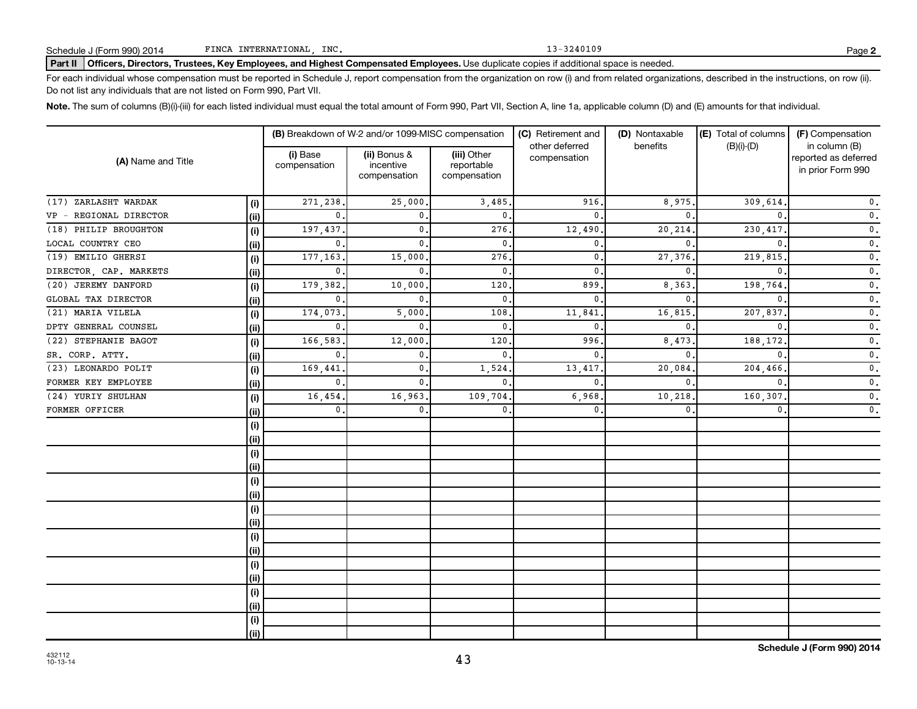Schedule J (Form 990) 2014 FINCA INTERNATIONAL, INC. 13-3240109

**Part II** **Officers, Directors, Trustees, Key Employees, and Highest Compensated Employees.** Use duplicate copies if additional space is needed.

For each individual whose compensation must be reported in Schedule J, report compensation from the organization on row (i) and from related organizations, described in the instructions, on row (ii). Do not list any individuals that are not listed on Form 990, Part VII.

**Note.** The sum of columns (B)(i)-(iii) for each listed individual must equal the total amount of Form 990, Part VII, Section A, line 1a, applicable column (D) and (E) amounts for that individual.

| (A) Name and Title | | (B) Breakdown of W-2 and/or 1099-MISC compensation | | | (C) Retirement and other deferred compensation | (D) Nontaxable benefits | (E) Total of columns (B)(i)-(D) | (F) Compensation in column (B) reported as deferred in prior Form 990 |
|---|---|---|---|---|---|---|---|---|
| | | (i) Base compensation | (ii) Bonus & incentive compensation | (iii) Other reportable compensation | | | | |
| (17) ZARLASHT WARDAK | (i) | 271,238. | 25,000. | 3,485. | 916. | 8,975. | 309,614. | 0. |
| VP - REGIONAL DIRECTOR | (ii) | 0. | 0. | 0. | 0. | 0. | 0. | 0. |
| (18) PHILIP BROUGHTON | (i) | 197,437. | 0. | 276. | 12,490. | 20,214. | 230,417. | 0. |
| LOCAL COUNTRY CEO | (ii) | 0. | 0. | 0. | 0. | 0. | 0. | 0. |
| (19) EMILIO GHERSI | (i) | 177,163. | 15,000. | 276. | 0. | 27,376. | 219,815. | 0. |
| DIRECTOR, CAP. MARKETS | (ii) | 0. | 0. | 0. | 0. | 0. | 0. | 0. |
| (20) JEREMY DANFORD | (i) | 179,382. | 10,000. | 120. | 899. | 8,363. | 198,764. | 0. |
| GLOBAL TAX DIRECTOR | (ii) | 0. | 0. | 0. | 0. | 0. | 0. | 0. |
| (21) MARIA VILELA | (i) | 174,073. | 5,000. | 108. | 11,841. | 16,815. | 207,837. | 0. |
| DPTY GENERAL COUNSEL | (ii) | 0. | 0. | 0. | 0. | 0. | 0. | 0. |
| (22) STEPHANIE BAGOT | (i) | 166,583. | 12,000. | 120. | 996. | 8,473. | 188,172. | 0. |
| SR. CORP. ATTY. | (ii) | 0. | 0. | 0. | 0. | 0. | 0. | 0. |
| (23) LEONARDO POLIT | (i) | 169,441. | 0. | 1,524. | 13,417. | 20,084. | 204,466. | 0. |
| FORMER KEY EMPLOYEE | (ii) | 0. | 0. | 0. | 0. | 0. | 0. | 0. |
| (24) YURIY SHULHAN | (i) | 16,454. | 16,963. | 109,704. | 6,968. | 10,218. | 160,307. | 0. |
| FORMER OFFICER | (ii) | 0. | 0. | 0. | 0. | 0. | 0. | 0. |
| | (i) | | | | | | | |
| | (ii) | | | | | | | |
| | (i) | | | | | | | |
| | (ii) | | | | | | | |
| | (i) | | | | | | | |
| | (ii) | | | | | | | |
| | (i) | | | | | | | |
| | (ii) | | | | | | | |
| | (i) | | | | | | | |
| | (ii) | | | | | | | |
| | (i) | | | | | | | |
| | (ii) | | | | | | | |
| | (i) | | | | | | | |
| | (ii) | | | | | | | |
| | (i) | | | | | | | |
| | (ii) | | | | | | | |

432112
10-13-14

**Schedule J (Form 990) 2014**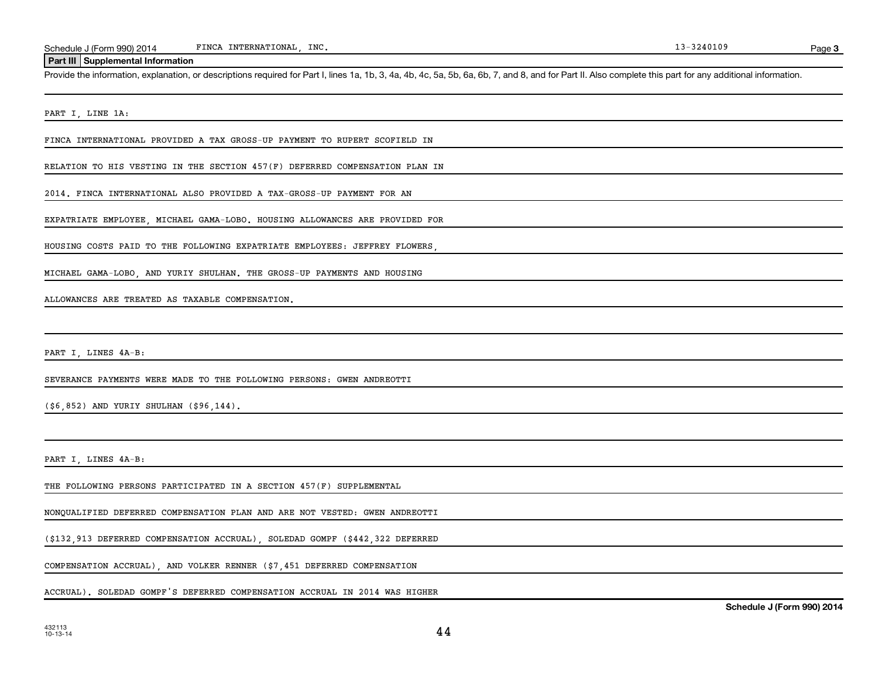Schedule J (Form 990) 2014 FINCA INTERNATIONAL, INC. 13-3240109

**Part III Supplemental Information**

Provide the information, explanation, or descriptions required for Part I, lines 1a, 1b, 3, 4a, 4b, 4c, 5a, 5b, 6a, 6b, 7, and 8, and for Part II. Also complete this part for any additional information.

PART I, LINE 1A:

FINCA INTERNATIONAL PROVIDED A TAX GROSS-UP PAYMENT TO RUPERT SCOFIELD IN RELATION TO HIS VESTING IN THE SECTION 457(F) DEFERRED COMPENSATION PLAN IN 2014. FINCA INTERNATIONAL ALSO PROVIDED A TAX-GROSS-UP PAYMENT FOR AN EXPATRIATE EMPLOYEE, MICHAEL GAMA-LOBO. HOUSING ALLOWANCES ARE PROVIDED FOR HOUSING COSTS PAID TO THE FOLLOWING EXPATRIATE EMPLOYEES: JEFFREY FLOWERS, MICHAEL GAMA-LOBO, AND YURIY SHULHAN. THE GROSS-UP PAYMENTS AND HOUSING ALLOWANCES ARE TREATED AS TAXABLE COMPENSATION.

PART I, LINES 4A-B:

SEVERANCE PAYMENTS WERE MADE TO THE FOLLOWING PERSONS: GWEN ANDREOTTI ($6,852) AND YURIY SHULHAN ($96,144).

PART I, LINES 4A-B:

THE FOLLOWING PERSONS PARTICIPATED IN A SECTION 457(F) SUPPLEMENTAL NONQUALIFIED DEFERRED COMPENSATION PLAN AND ARE NOT VESTED: GWEN ANDREOTTI ($132,913 DEFERRED COMPENSATION ACCRUAL), SOLEDAD GOMPF ($442,322 DEFERRED COMPENSATION ACCRUAL), AND VOLKER RENNER ($7,451 DEFERRED COMPENSATION ACCRUAL). SOLEDAD GOMPF'S DEFERRED COMPENSATION ACCRUAL IN 2014 WAS HIGHER

432113
10-13-14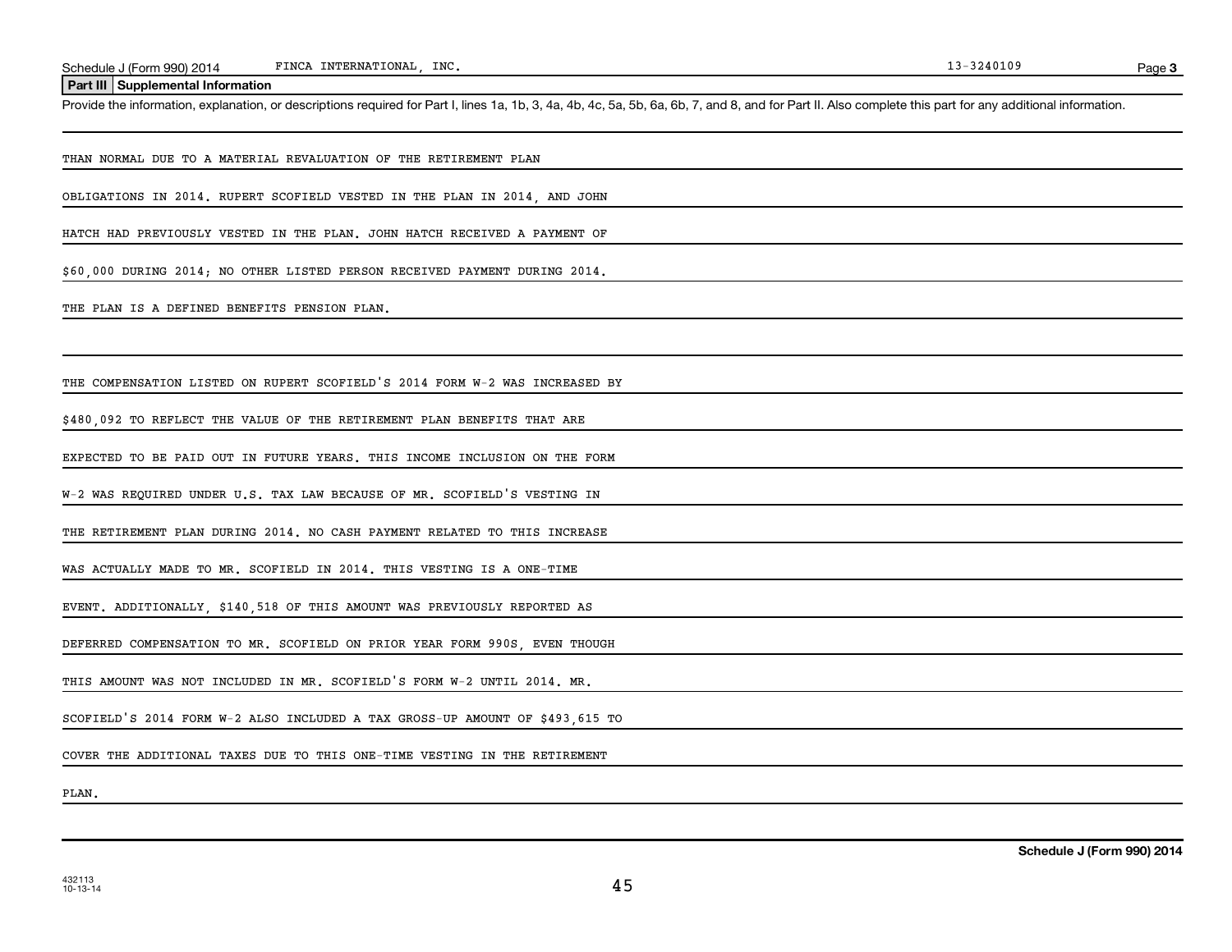## Part III Supplemental Information

Provide the information, explanation, or descriptions required for Part I, lines 1a, 1b, 3, 4a, 4b, 4c, 5a, 5b, 6a, 6b, 7, and 8, and for Part II. Also complete this part for any additional information.

THAN NORMAL DUE TO A MATERIAL REVALUATION OF THE RETIREMENT PLAN OBLIGATIONS IN 2014. RUPERT SCOFIELD VESTED IN THE PLAN IN 2014, AND JOHN HATCH HAD PREVIOUSLY VESTED IN THE PLAN. JOHN HATCH RECEIVED A PAYMENT OF $60,000 DURING 2014; NO OTHER LISTED PERSON RECEIVED PAYMENT DURING 2014. THE PLAN IS A DEFINED BENEFITS PENSION PLAN.

THE COMPENSATION LISTED ON RUPERT SCOFIELD'S 2014 FORM W-2 WAS INCREASED BY $480,092 TO REFLECT THE VALUE OF THE RETIREMENT PLAN BENEFITS THAT ARE EXPECTED TO BE PAID OUT IN FUTURE YEARS. THIS INCOME INCLUSION ON THE FORM W-2 WAS REQUIRED UNDER U.S. TAX LAW BECAUSE OF MR. SCOFIELD'S VESTING IN THE RETIREMENT PLAN DURING 2014. NO CASH PAYMENT RELATED TO THIS INCREASE WAS ACTUALLY MADE TO MR. SCOFIELD IN 2014. THIS VESTING IS A ONE-TIME EVENT. ADDITIONALLY, $140,518 OF THIS AMOUNT WAS PREVIOUSLY REPORTED AS DEFERRED COMPENSATION TO MR. SCOFIELD ON PRIOR YEAR FORM 990S, EVEN THOUGH THIS AMOUNT WAS NOT INCLUDED IN MR. SCOFIELD'S FORM W-2 UNTIL 2014. MR. SCOFIELD'S 2014 FORM W-2 ALSO INCLUDED A TAX GROSS-UP AMOUNT OF $493,615 TO COVER THE ADDITIONAL TAXES DUE TO THIS ONE-TIME VESTING IN THE RETIREMENT PLAN.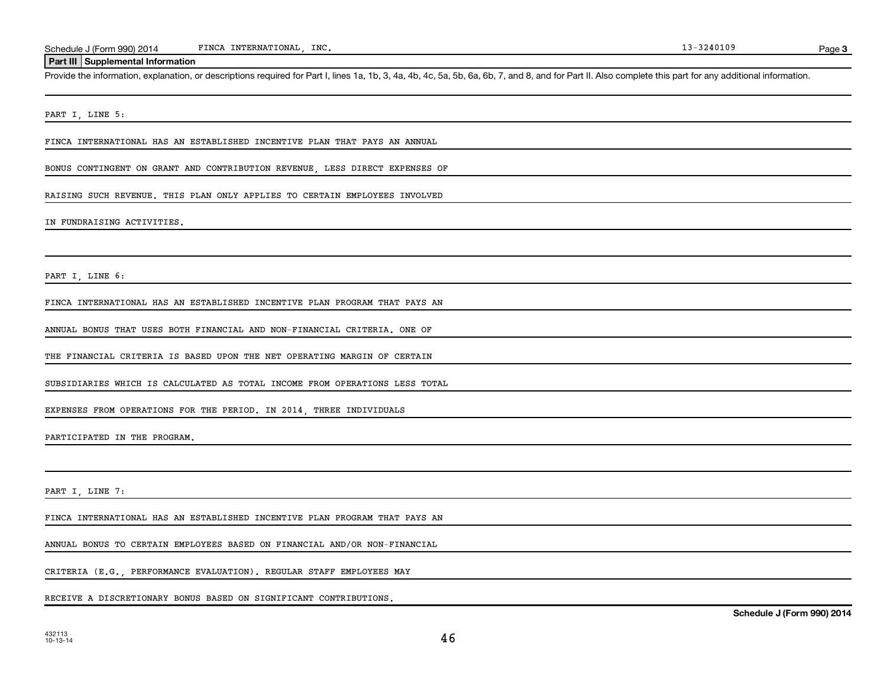## Part III Supplemental Information

Provide the information, explanation, or descriptions required for Part I, lines 1a, 1b, 3, 4a, 4b, 4c, 5a, 5b, 6a, 6b, 7, and 8, and for Part II. Also complete this part for any additional information.

PART I, LINE 5:

FINCA INTERNATIONAL HAS AN ESTABLISHED INCENTIVE PLAN THAT PAYS AN ANNUAL BONUS CONTINGENT ON GRANT AND CONTRIBUTION REVENUE, LESS DIRECT EXPENSES OF RAISING SUCH REVENUE. THIS PLAN ONLY APPLIES TO CERTAIN EMPLOYEES INVOLVED IN FUNDRAISING ACTIVITIES.

PART I, LINE 6:

FINCA INTERNATIONAL HAS AN ESTABLISHED INCENTIVE PLAN PROGRAM THAT PAYS AN ANNUAL BONUS THAT USES BOTH FINANCIAL AND NON-FINANCIAL CRITERIA. ONE OF THE FINANCIAL CRITERIA IS BASED UPON THE NET OPERATING MARGIN OF CERTAIN SUBSIDIARIES WHICH IS CALCULATED AS TOTAL INCOME FROM OPERATIONS LESS TOTAL EXPENSES FROM OPERATIONS FOR THE PERIOD. IN 2014, THREE INDIVIDUALS PARTICIPATED IN THE PROGRAM.

PART I, LINE 7:

FINCA INTERNATIONAL HAS AN ESTABLISHED INCENTIVE PLAN PROGRAM THAT PAYS AN ANNUAL BONUS TO CERTAIN EMPLOYEES BASED ON FINANCIAL AND/OR NON-FINANCIAL CRITERIA (E.G., PERFORMANCE EVALUATION). REGULAR STAFF EMPLOYEES MAY RECEIVE A DISCRETIONARY BONUS BASED ON SIGNIFICANT CONTRIBUTIONS.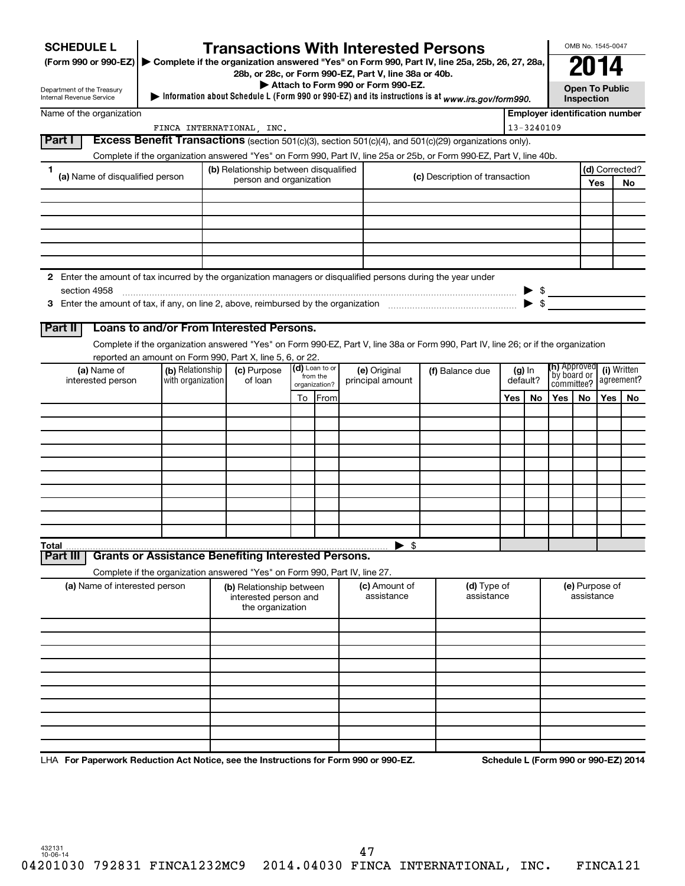**SCHEDULE L**
**(Form 990 or 990-EZ)**

Department of the Treasury
Internal Revenue Service

# Transactions With Interested Persons

▶ Complete if the organization answered "Yes" on Form 990, Part IV, line 25a, 25b, 26, 27, 28a, 28b, or 28c, or Form 990-EZ, Part V, line 38a or 40b.
▶ Attach to Form 990 or Form 990-EZ.
▶ Information about Schedule L (Form 990 or 990-EZ) and its instructions is at www.irs.gov/form990.

OMB No. 1545-0047
**2014**
**Open To Public Inspection**

Name of the organization: FINCA INTERNATIONAL, INC.
Employer identification number: 13-3240109

## Part I Excess Benefit Transactions (section 501(c)(3), section 501(c)(4), and 501(c)(29) organizations only).

Complete if the organization answered "Yes" on Form 990, Part IV, line 25a or 25b, or Form 990-EZ, Part V, line 40b.

| 1 (a) Name of disqualified person | (b) Relationship between disqualified person and organization | (c) Description of transaction | (d) Corrected? Yes | No |
|---|---|---|---|---|
| | | | | |
| | | | | |
| | | | | |
| | | | | |
| | | | | |
| | | | | |

2 Enter the amount of tax incurred by the organization managers or disqualified persons during the year under section 4958 ▶ $

3 Enter the amount of tax, if any, on line 2, above, reimbursed by the organization ▶ $

## Part II Loans to and/or From Interested Persons.

Complete if the organization answered "Yes" on Form 990-EZ, Part V, line 38a or Form 990, Part IV, line 26; or if the organization reported an amount on Form 990, Part X, line 5, 6, or 22.

| (a) Name of interested person | (b) Relationship with organization | (c) Purpose of loan | (d) Loan to or from the organization? To | From | (e) Original principal amount | (f) Balance due | (g) In default? Yes | No | (h) Approved by board or committee? Yes | No | (i) Written agreement? Yes | No |
|---|---|---|---|---|---|---|---|---|---|---|---|---|
| | | | | | | | | | | | | |
| | | | | | | | | | | | | |
| | | | | | | | | | | | | |
| | | | | | | | | | | | | |
| | | | | | | | | | | | | |
| | | | | | | | | | | | | |
| | | | | | | | | | | | | |
| | | | | | | | | | | | | |
| | | | | | | | | | | | | |
| | | | | | | | | | | | | |
| **Total** | | | | | ▶ $ | | | | | | | |

## Part III Grants or Assistance Benefiting Interested Persons.

Complete if the organization answered "Yes" on Form 990, Part IV, line 27.

| (a) Name of interested person | (b) Relationship between interested person and the organization | (c) Amount of assistance | (d) Type of assistance | (e) Purpose of assistance |
|---|---|---|---|---|
| | | | | |
| | | | | |
| | | | | |
| | | | | |
| | | | | |
| | | | | |
| | | | | |
| | | | | |
| | | | | |
| | | | | |

LHA **For Paperwork Reduction Act Notice, see the Instructions for Form 990 or 990-EZ.** **Schedule L (Form 990 or 990-EZ) 2014**

432131
10-06-14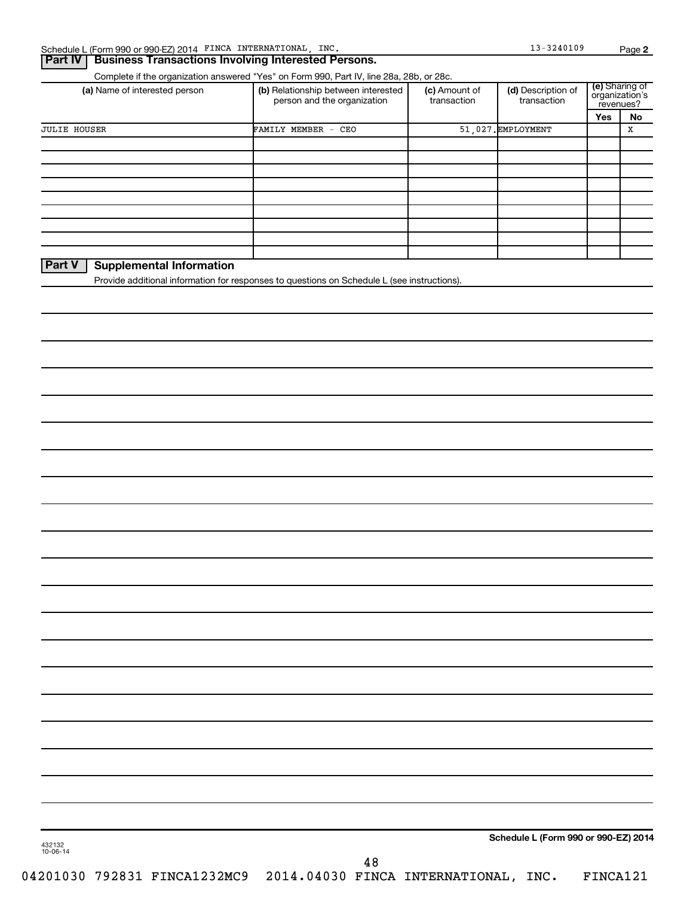Schedule L (Form 990 or 990-EZ) 2014 FINCA INTERNATIONAL, INC. 13-3240109

## Part IV Business Transactions Involving Interested Persons.

Complete if the organization answered "Yes" on Form 990, Part IV, line 28a, 28b, or 28c.

| (a) Name of interested person | (b) Relationship between interested person and the organization | (c) Amount of transaction | (d) Description of transaction | (e) Sharing of organization's revenues? | |
|---|---|---|---|---|---|
| | | | | Yes | No |
| JULIE HOUSER | FAMILY MEMBER - CEO | 51,027. | EMPLOYMENT | | X |
| | | | | | |
| | | | | | |
| | | | | | |
| | | | | | |
| | | | | | |
| | | | | | |
| | | | | | |
| | | | | | |
| | | | | | |

## Part V Supplemental Information

Provide additional information for responses to questions on Schedule L (see instructions).

Schedule L (Form 990 or 990-EZ) 2014

432132
10-06-14

04201030 792831 FINCA1232MC9 2014.04030 FINCA INTERNATIONAL, INC. FINCA121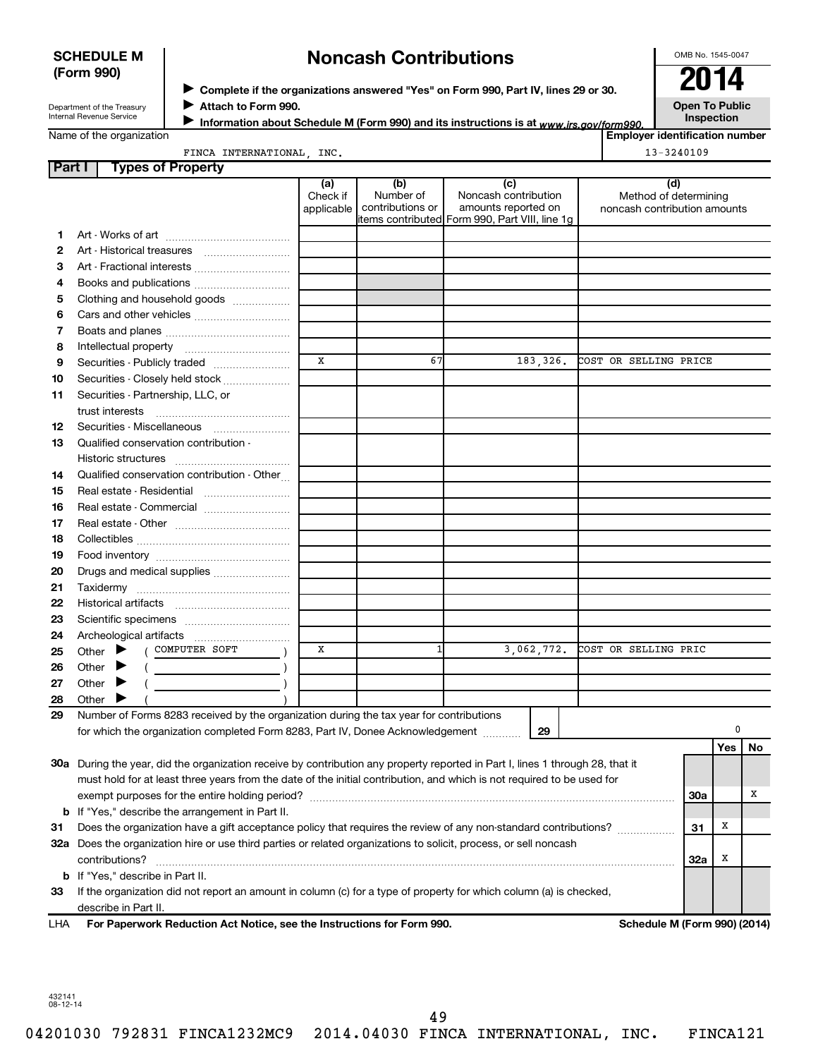**SCHEDULE M (Form 990)**

Department of the Treasury
Internal Revenue Service

# Noncash Contributions

▶ **Complete if the organizations answered "Yes" on Form 990, Part IV, lines 29 or 30.**
▶ **Attach to Form 990.**
▶ **Information about Schedule M (Form 990) and its instructions is at** *www.irs.gov/form990.*

OMB No. 1545-0047

**2014**

**Open To Public Inspection**

Name of the organization: FINCA INTERNATIONAL, INC.

**Employer identification number:** 13-3240109

## Part I Types of Property

| | | (a) Check if applicable | (b) Number of contributions or items contributed | (c) Noncash contribution amounts reported on Form 990, Part VIII, line 1g | (d) Method of determining noncash contribution amounts |
|---|---|---|---|---|---|
| 1 | Art - Works of art | | | | |
| 2 | Art - Historical treasures | | | | |
| 3 | Art - Fractional interests | | | | |
| 4 | Books and publications | | | | |
| 5 | Clothing and household goods | | | | |
| 6 | Cars and other vehicles | | | | |
| 7 | Boats and planes | | | | |
| 8 | Intellectual property | | | | |
| 9 | Securities - Publicly traded | X | 67 | 183,326. | COST OR SELLING PRICE |
| 10 | Securities - Closely held stock | | | | |
| 11 | Securities - Partnership, LLC, or trust interests | | | | |
| 12 | Securities - Miscellaneous | | | | |
| 13 | Qualified conservation contribution - Historic structures | | | | |
| 14 | Qualified conservation contribution - Other | | | | |
| 15 | Real estate - Residential | | | | |
| 16 | Real estate - Commercial | | | | |
| 17 | Real estate - Other | | | | |
| 18 | Collectibles | | | | |
| 19 | Food inventory | | | | |
| 20 | Drugs and medical supplies | | | | |
| 21 | Taxidermy | | | | |
| 22 | Historical artifacts | | | | |
| 23 | Scientific specimens | | | | |
| 24 | Archeological artifacts | | | | |
| 25 | Other ▶ ( COMPUTER SOFT ) | X | 1 | 3,062,772. | COST OR SELLING PRIC |
| 26 | Other ▶ ( ) | | | | |
| 27 | Other ▶ ( ) | | | | |
| 28 | Other ▶ ( ) | | | | |

29 Number of Forms 8283 received by the organization during the tax year for contributions for which the organization completed Form 8283, Part IV, Donee Acknowledgement ..... **29** 0

| | | | Yes | No |
|---|---|---|---|---|
| 30a | During the year, did the organization receive by contribution any property reported in Part I, lines 1 through 28, that it must hold for at least three years from the date of the initial contribution, and which is not required to be used for exempt purposes for the entire holding period? | 30a | | X |
| b | If "Yes," describe the arrangement in Part II. | | | |
| 31 | Does the organization have a gift acceptance policy that requires the review of any non-standard contributions? | 31 | X | |
| 32a | Does the organization hire or use third parties or related organizations to solicit, process, or sell noncash contributions? | 32a | X | |
| b | If "Yes," describe in Part II. | | | |
| 33 | If the organization did not report an amount in column (c) for a type of property for which column (a) is checked, describe in Part II. | | | |

LHA **For Paperwork Reduction Act Notice, see the Instructions for Form 990.** **Schedule M (Form 990) (2014)**

432141
08-12-14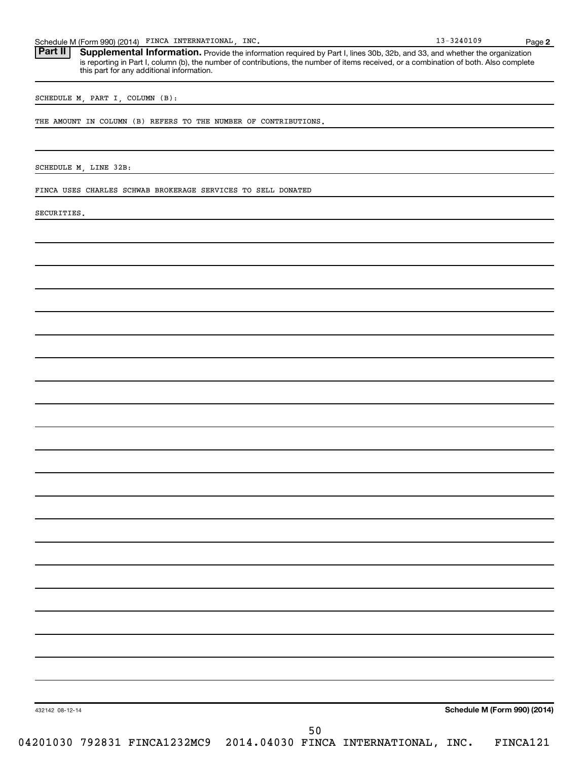**Part II** **Supplemental Information.** Provide the information required by Part I, lines 30b, 32b, and 33, and whether the organization is reporting in Part I, column (b), the number of contributions, the number of items received, or a combination of both. Also complete this part for any additional information.

SCHEDULE M, PART I, COLUMN (B):

THE AMOUNT IN COLUMN (B) REFERS TO THE NUMBER OF CONTRIBUTIONS.

SCHEDULE M, LINE 32B:

FINCA USES CHARLES SCHWAB BROKERAGE SERVICES TO SELL DONATED SECURITIES.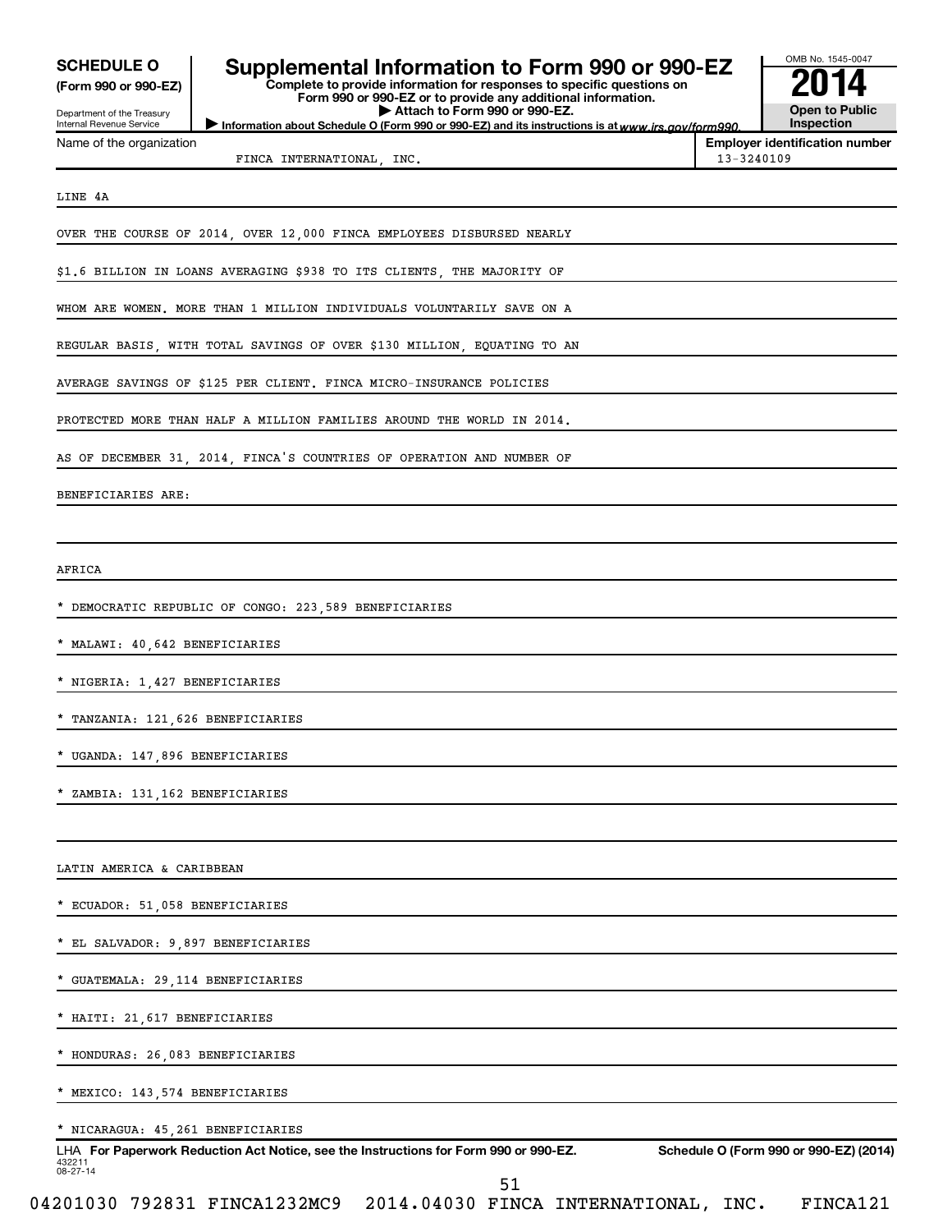**SCHEDULE O**
**(Form 990 or 990-EZ)**

Department of the Treasury
Internal Revenue Service

# Supplemental Information to Form 990 or 990-EZ

**Complete to provide information for responses to specific questions on Form 990 or 990-EZ or to provide any additional information.**
**▶ Attach to Form 990 or 990-EZ.**
**▶ Information about Schedule O (Form 990 or 990-EZ) and its instructions is at** *www.irs.gov/form990.*

OMB No. 1545-0047
**2014**
**Open to Public Inspection**

Name of the organization: FINCA INTERNATIONAL, INC.
**Employer identification number**: 13-3240109

LINE 4A

OVER THE COURSE OF 2014, OVER 12,000 FINCA EMPLOYEES DISBURSED NEARLY $1.6 BILLION IN LOANS AVERAGING $938 TO ITS CLIENTS, THE MAJORITY OF WHOM ARE WOMEN. MORE THAN 1 MILLION INDIVIDUALS VOLUNTARILY SAVE ON A REGULAR BASIS, WITH TOTAL SAVINGS OF OVER $130 MILLION, EQUATING TO AN AVERAGE SAVINGS OF $125 PER CLIENT. FINCA MICRO-INSURANCE POLICIES PROTECTED MORE THAN HALF A MILLION FAMILIES AROUND THE WORLD IN 2014.

AS OF DECEMBER 31, 2014, FINCA'S COUNTRIES OF OPERATION AND NUMBER OF BENEFICIARIES ARE:

AFRICA

* DEMOCRATIC REPUBLIC OF CONGO: 223,589 BENEFICIARIES
* MALAWI: 40,642 BENEFICIARIES
* NIGERIA: 1,427 BENEFICIARIES
* TANZANIA: 121,626 BENEFICIARIES
* UGANDA: 147,896 BENEFICIARIES
* ZAMBIA: 131,162 BENEFICIARIES

LATIN AMERICA & CARIBBEAN

* ECUADOR: 51,058 BENEFICIARIES
* EL SALVADOR: 9,897 BENEFICIARIES
* GUATEMALA: 29,114 BENEFICIARIES
* HAITI: 21,617 BENEFICIARIES
* HONDURAS: 26,083 BENEFICIARIES
* MEXICO: 143,574 BENEFICIARIES
* NICARAGUA: 45,261 BENEFICIARIES

LHA **For Paperwork Reduction Act Notice, see the Instructions for Form 990 or 990-EZ.** **Schedule O (Form 990 or 990-EZ) (2014)**
432211
08-27-14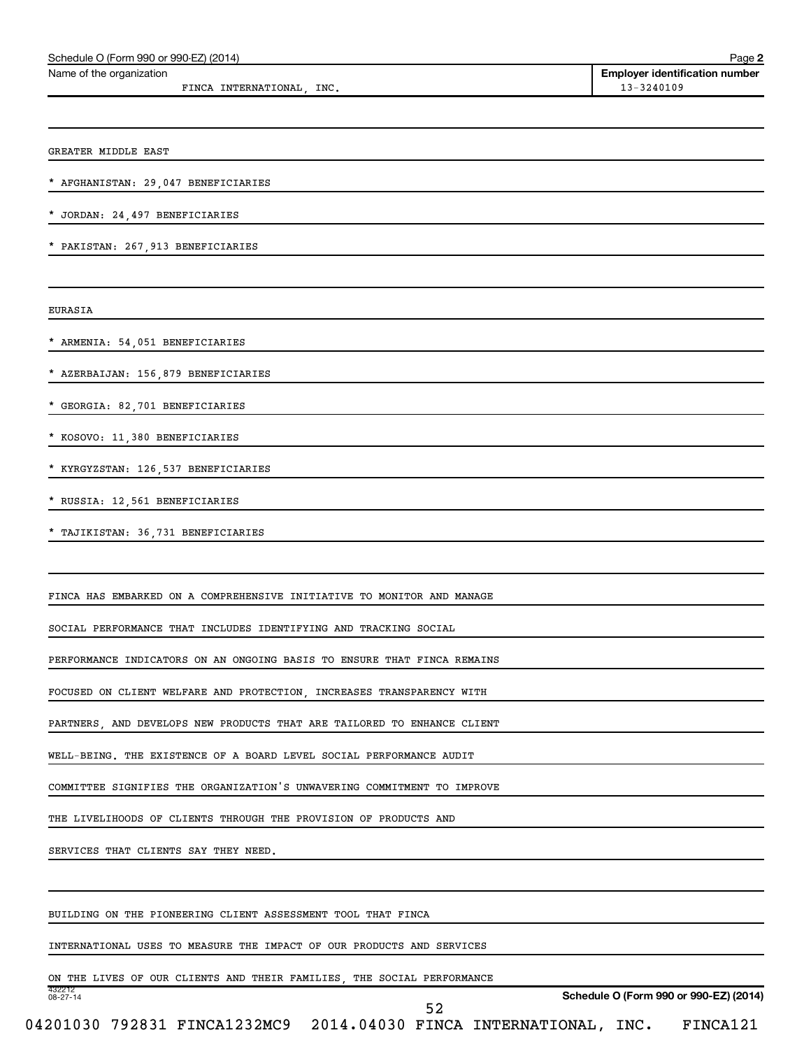GREATER MIDDLE EAST

* AFGHANISTAN: 29,047 BENEFICIARIES

* JORDAN: 24,497 BENEFICIARIES

* PAKISTAN: 267,913 BENEFICIARIES

EURASIA

* ARMENIA: 54,051 BENEFICIARIES

* AZERBAIJAN: 156,879 BENEFICIARIES

* GEORGIA: 82,701 BENEFICIARIES

* KOSOVO: 11,380 BENEFICIARIES

* KYRGYZSTAN: 126,537 BENEFICIARIES

* RUSSIA: 12,561 BENEFICIARIES

* TAJIKISTAN: 36,731 BENEFICIARIES

FINCA HAS EMBARKED ON A COMPREHENSIVE INITIATIVE TO MONITOR AND MANAGE SOCIAL PERFORMANCE THAT INCLUDES IDENTIFYING AND TRACKING SOCIAL PERFORMANCE INDICATORS ON AN ONGOING BASIS TO ENSURE THAT FINCA REMAINS FOCUSED ON CLIENT WELFARE AND PROTECTION, INCREASES TRANSPARENCY WITH PARTNERS, AND DEVELOPS NEW PRODUCTS THAT ARE TAILORED TO ENHANCE CLIENT WELL-BEING. THE EXISTENCE OF A BOARD LEVEL SOCIAL PERFORMANCE AUDIT COMMITTEE SIGNIFIES THE ORGANIZATION'S UNWAVERING COMMITMENT TO IMPROVE THE LIVELIHOODS OF CLIENTS THROUGH THE PROVISION OF PRODUCTS AND SERVICES THAT CLIENTS SAY THEY NEED.

BUILDING ON THE PIONEERING CLIENT ASSESSMENT TOOL THAT FINCA INTERNATIONAL USES TO MEASURE THE IMPACT OF OUR PRODUCTS AND SERVICES ON THE LIVES OF OUR CLIENTS AND THEIR FAMILIES, THE SOCIAL PERFORMANCE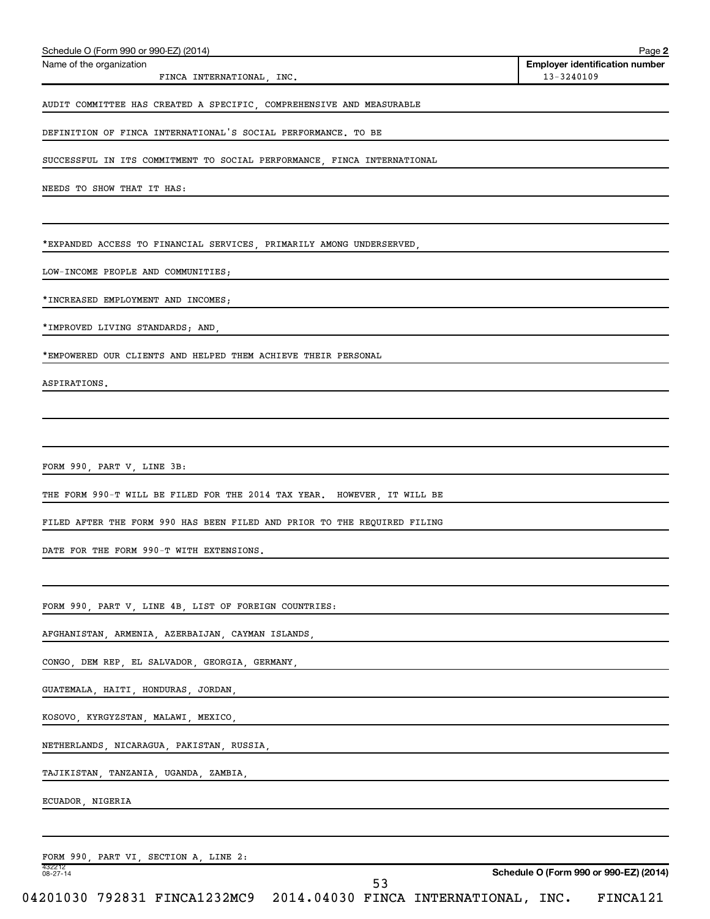Schedule O (Form 990 or 990-EZ) (2014) Page **2**

| Name of the organization | Employer identification number |
|---|---|
| FINCA INTERNATIONAL, INC. | 13-3240109 |

AUDIT COMMITTEE HAS CREATED A SPECIFIC, COMPREHENSIVE AND MEASURABLE DEFINITION OF FINCA INTERNATIONAL'S SOCIAL PERFORMANCE. TO BE SUCCESSFUL IN ITS COMMITMENT TO SOCIAL PERFORMANCE, FINCA INTERNATIONAL NEEDS TO SHOW THAT IT HAS:

*EXPANDED ACCESS TO FINANCIAL SERVICES, PRIMARILY AMONG UNDERSERVED, LOW-INCOME PEOPLE AND COMMUNITIES;

*INCREASED EMPLOYMENT AND INCOMES;

*IMPROVED LIVING STANDARDS; AND,

*EMPOWERED OUR CLIENTS AND HELPED THEM ACHIEVE THEIR PERSONAL ASPIRATIONS.

FORM 990, PART V, LINE 3B:

THE FORM 990-T WILL BE FILED FOR THE 2014 TAX YEAR. HOWEVER, IT WILL BE FILED AFTER THE FORM 990 HAS BEEN FILED AND PRIOR TO THE REQUIRED FILING DATE FOR THE FORM 990-T WITH EXTENSIONS.

FORM 990, PART V, LINE 4B, LIST OF FOREIGN COUNTRIES:

AFGHANISTAN, ARMENIA, AZERBAIJAN, CAYMAN ISLANDS,

CONGO, DEM REP, EL SALVADOR, GEORGIA, GERMANY,

GUATEMALA, HAITI, HONDURAS, JORDAN,

KOSOVO, KYRGYZSTAN, MALAWI, MEXICO,

NETHERLANDS, NICARAGUA, PAKISTAN, RUSSIA,

TAJIKISTAN, TANZANIA, UGANDA, ZAMBIA,

ECUADOR, NIGERIA

FORM 990, PART VI, SECTION A, LINE 2:

432212
08-27-14

Schedule O (Form 990 or 990-EZ) (2014)

04201030 792831 FINCA1232MC9 2014.04030 FINCA INTERNATIONAL, INC. FINCA121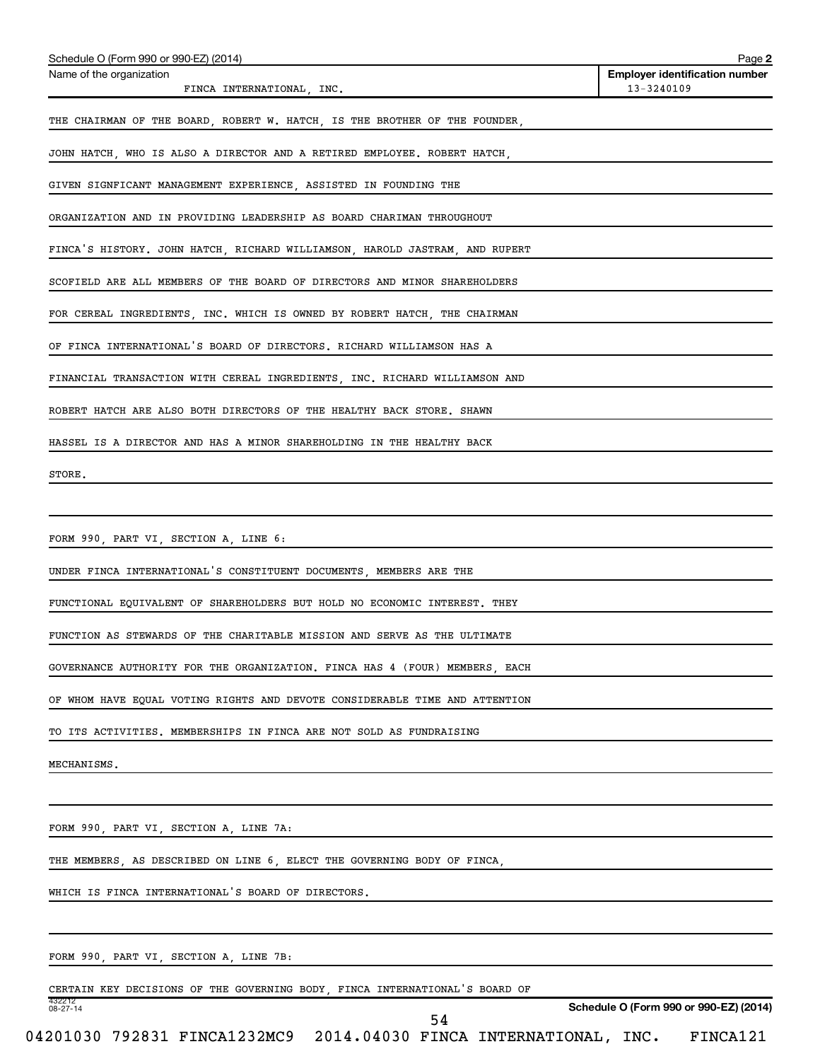Schedule O (Form 990 or 990-EZ) (2014)

| Name of the organization | Employer identification number |
| --- | --- |
| FINCA INTERNATIONAL, INC. | 13-3240109 |

THE CHAIRMAN OF THE BOARD, ROBERT W. HATCH, IS THE BROTHER OF THE FOUNDER, JOHN HATCH, WHO IS ALSO A DIRECTOR AND A RETIRED EMPLOYEE. ROBERT HATCH, GIVEN SIGNFICANT MANAGEMENT EXPERIENCE, ASSISTED IN FOUNDING THE ORGANIZATION AND IN PROVIDING LEADERSHIP AS BOARD CHARIMAN THROUGHOUT FINCA'S HISTORY. JOHN HATCH, RICHARD WILLIAMSON, HAROLD JASTRAM, AND RUPERT SCOFIELD ARE ALL MEMBERS OF THE BOARD OF DIRECTORS AND MINOR SHAREHOLDERS FOR CEREAL INGREDIENTS, INC. WHICH IS OWNED BY ROBERT HATCH, THE CHAIRMAN OF FINCA INTERNATIONAL'S BOARD OF DIRECTORS. RICHARD WILLIAMSON HAS A FINANCIAL TRANSACTION WITH CEREAL INGREDIENTS, INC. RICHARD WILLIAMSON AND ROBERT HATCH ARE ALSO BOTH DIRECTORS OF THE HEALTHY BACK STORE. SHAWN HASSEL IS A DIRECTOR AND HAS A MINOR SHAREHOLDING IN THE HEALTHY BACK STORE.

FORM 990, PART VI, SECTION A, LINE 6:

UNDER FINCA INTERNATIONAL'S CONSTITUENT DOCUMENTS, MEMBERS ARE THE FUNCTIONAL EQUIVALENT OF SHAREHOLDERS BUT HOLD NO ECONOMIC INTEREST. THEY FUNCTION AS STEWARDS OF THE CHARITABLE MISSION AND SERVE AS THE ULTIMATE GOVERNANCE AUTHORITY FOR THE ORGANIZATION. FINCA HAS 4 (FOUR) MEMBERS, EACH OF WHOM HAVE EQUAL VOTING RIGHTS AND DEVOTE CONSIDERABLE TIME AND ATTENTION TO ITS ACTIVITIES. MEMBERSHIPS IN FINCA ARE NOT SOLD AS FUNDRAISING MECHANISMS.

FORM 990, PART VI, SECTION A, LINE 7A:

THE MEMBERS, AS DESCRIBED ON LINE 6, ELECT THE GOVERNING BODY OF FINCA, WHICH IS FINCA INTERNATIONAL'S BOARD OF DIRECTORS.

FORM 990, PART VI, SECTION A, LINE 7B:

CERTAIN KEY DECISIONS OF THE GOVERNING BODY, FINCA INTERNATIONAL'S BOARD OF

Schedule O (Form 990 or 990-EZ) (2014)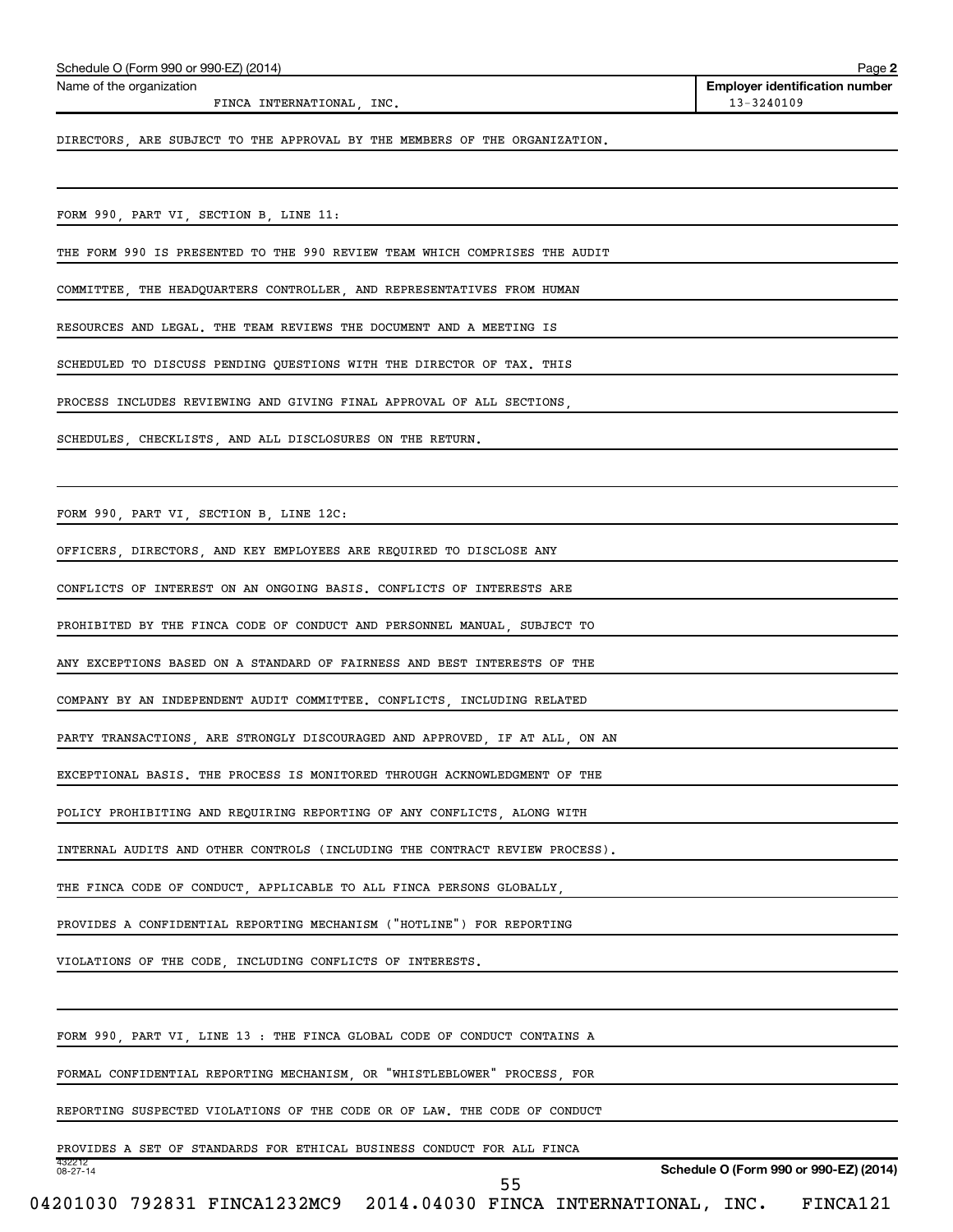Name of the organization: FINCA INTERNATIONAL, INC.

Employer identification number: 13-3240109

DIRECTORS, ARE SUBJECT TO THE APPROVAL BY THE MEMBERS OF THE ORGANIZATION.

FORM 990, PART VI, SECTION B, LINE 11:

THE FORM 990 IS PRESENTED TO THE 990 REVIEW TEAM WHICH COMPRISES THE AUDIT COMMITTEE, THE HEADQUARTERS CONTROLLER, AND REPRESENTATIVES FROM HUMAN RESOURCES AND LEGAL. THE TEAM REVIEWS THE DOCUMENT AND A MEETING IS SCHEDULED TO DISCUSS PENDING QUESTIONS WITH THE DIRECTOR OF TAX. THIS PROCESS INCLUDES REVIEWING AND GIVING FINAL APPROVAL OF ALL SECTIONS, SCHEDULES, CHECKLISTS, AND ALL DISCLOSURES ON THE RETURN.

FORM 990, PART VI, SECTION B, LINE 12C:

OFFICERS, DIRECTORS, AND KEY EMPLOYEES ARE REQUIRED TO DISCLOSE ANY CONFLICTS OF INTEREST ON AN ONGOING BASIS. CONFLICTS OF INTERESTS ARE PROHIBITED BY THE FINCA CODE OF CONDUCT AND PERSONNEL MANUAL, SUBJECT TO ANY EXCEPTIONS BASED ON A STANDARD OF FAIRNESS AND BEST INTERESTS OF THE COMPANY BY AN INDEPENDENT AUDIT COMMITTEE. CONFLICTS, INCLUDING RELATED PARTY TRANSACTIONS, ARE STRONGLY DISCOURAGED AND APPROVED, IF AT ALL, ON AN EXCEPTIONAL BASIS. THE PROCESS IS MONITORED THROUGH ACKNOWLEDGMENT OF THE POLICY PROHIBITING AND REQUIRING REPORTING OF ANY CONFLICTS, ALONG WITH INTERNAL AUDITS AND OTHER CONTROLS (INCLUDING THE CONTRACT REVIEW PROCESS). THE FINCA CODE OF CONDUCT, APPLICABLE TO ALL FINCA PERSONS GLOBALLY, PROVIDES A CONFIDENTIAL REPORTING MECHANISM ("HOTLINE") FOR REPORTING VIOLATIONS OF THE CODE, INCLUDING CONFLICTS OF INTERESTS.

FORM 990, PART VI, LINE 13 : THE FINCA GLOBAL CODE OF CONDUCT CONTAINS A FORMAL CONFIDENTIAL REPORTING MECHANISM, OR "WHISTLEBLOWER" PROCESS, FOR REPORTING SUSPECTED VIOLATIONS OF THE CODE OR OF LAW. THE CODE OF CONDUCT PROVIDES A SET OF STANDARDS FOR ETHICAL BUSINESS CONDUCT FOR ALL FINCA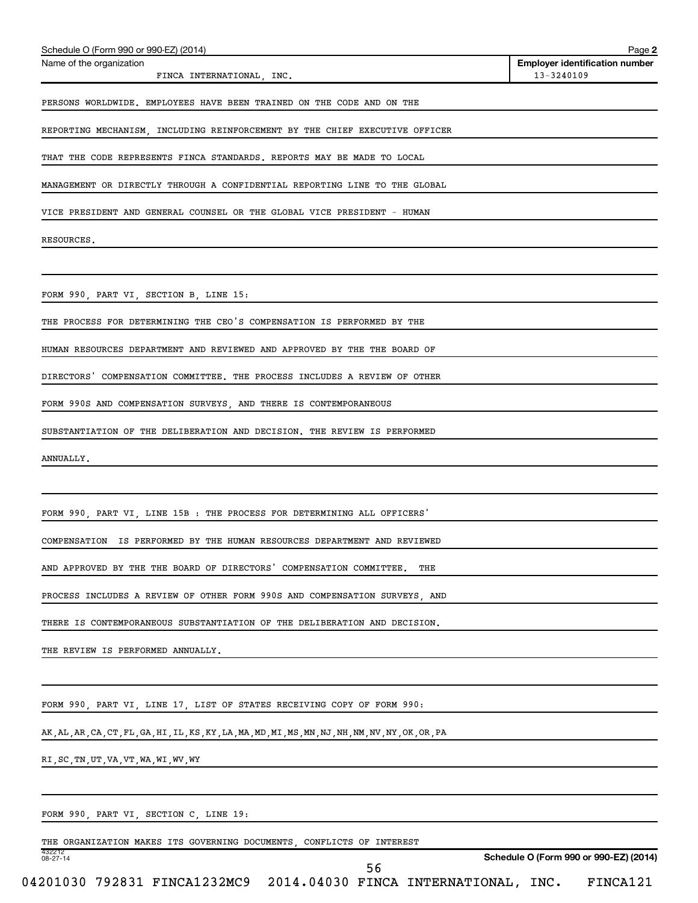Schedule O (Form 990 or 990-EZ) (2014) Page **2**

| Name of the organization | **Employer identification number** |
|---|---|
| FINCA INTERNATIONAL, INC. | 13-3240109 |

PERSONS WORLDWIDE. EMPLOYEES HAVE BEEN TRAINED ON THE CODE AND ON THE REPORTING MECHANISM, INCLUDING REINFORCEMENT BY THE CHIEF EXECUTIVE OFFICER THAT THE CODE REPRESENTS FINCA STANDARDS. REPORTS MAY BE MADE TO LOCAL MANAGEMENT OR DIRECTLY THROUGH A CONFIDENTIAL REPORTING LINE TO THE GLOBAL VICE PRESIDENT AND GENERAL COUNSEL OR THE GLOBAL VICE PRESIDENT - HUMAN RESOURCES.

FORM 990, PART VI, SECTION B, LINE 15:

THE PROCESS FOR DETERMINING THE CEO'S COMPENSATION IS PERFORMED BY THE HUMAN RESOURCES DEPARTMENT AND REVIEWED AND APPROVED BY THE THE BOARD OF DIRECTORS' COMPENSATION COMMITTEE. THE PROCESS INCLUDES A REVIEW OF OTHER FORM 990S AND COMPENSATION SURVEYS, AND THERE IS CONTEMPORANEOUS SUBSTANTIATION OF THE DELIBERATION AND DECISION. THE REVIEW IS PERFORMED ANNUALLY.

FORM 990, PART VI, LINE 15B : THE PROCESS FOR DETERMINING ALL OFFICERS' COMPENSATION IS PERFORMED BY THE HUMAN RESOURCES DEPARTMENT AND REVIEWED AND APPROVED BY THE THE BOARD OF DIRECTORS' COMPENSATION COMMITTEE. THE PROCESS INCLUDES A REVIEW OF OTHER FORM 990S AND COMPENSATION SURVEYS, AND THERE IS CONTEMPORANEOUS SUBSTANTIATION OF THE DELIBERATION AND DECISION. THE REVIEW IS PERFORMED ANNUALLY.

FORM 990, PART VI, LINE 17, LIST OF STATES RECEIVING COPY OF FORM 990:

AK,AL,AR,CA,CT,FL,GA,HI,IL,KS,KY,LA,MA,MD,MI,MS,MN,NJ,NH,NM,NV,NY,OK,OR,PA RI,SC,TN,UT,VA,VT,WA,WI,WV,WY

FORM 990, PART VI, SECTION C, LINE 19:

THE ORGANIZATION MAKES ITS GOVERNING DOCUMENTS, CONFLICTS OF INTEREST

432212 08-27-14 **Schedule O (Form 990 or 990-EZ) (2014)**

04201030 792831 FINCA1232MC9 2014.04030 FINCA INTERNATIONAL, INC. FINCA121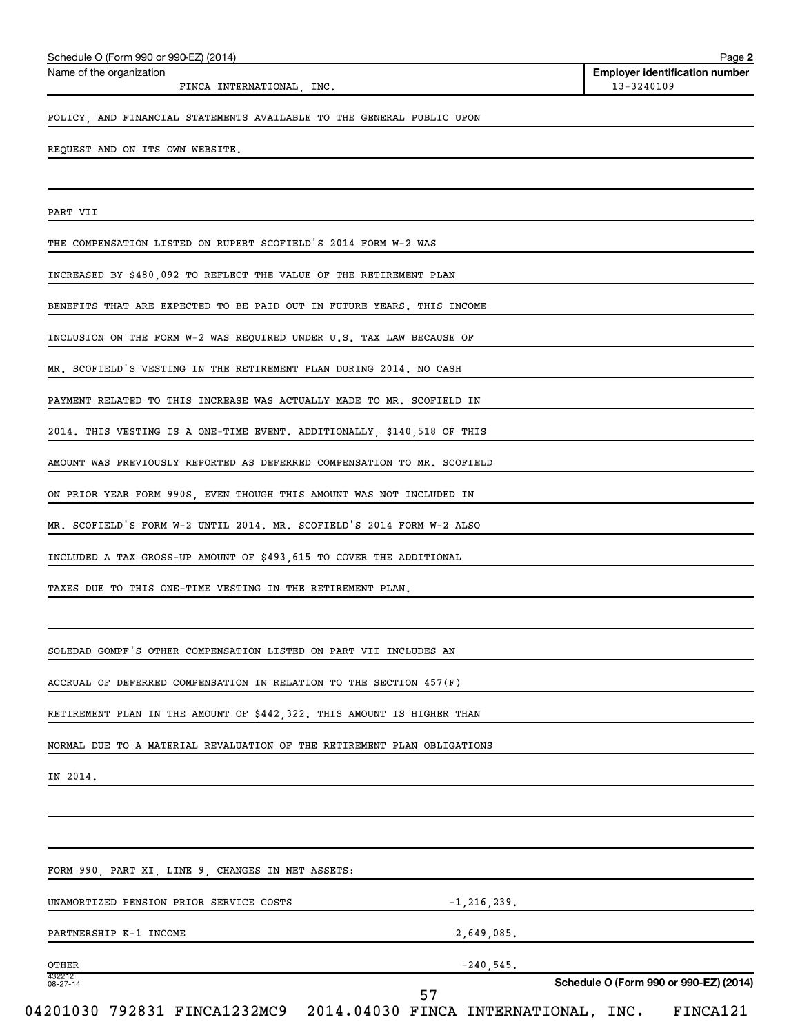Name of the organization: FINCA INTERNATIONAL, INC.

Employer identification number: 13-3240109

POLICY, AND FINANCIAL STATEMENTS AVAILABLE TO THE GENERAL PUBLIC UPON REQUEST AND ON ITS OWN WEBSITE.

PART VII

THE COMPENSATION LISTED ON RUPERT SCOFIELD'S 2014 FORM W-2 WAS INCREASED BY $480,092 TO REFLECT THE VALUE OF THE RETIREMENT PLAN BENEFITS THAT ARE EXPECTED TO BE PAID OUT IN FUTURE YEARS. THIS INCOME INCLUSION ON THE FORM W-2 WAS REQUIRED UNDER U.S. TAX LAW BECAUSE OF MR. SCOFIELD'S VESTING IN THE RETIREMENT PLAN DURING 2014. NO CASH PAYMENT RELATED TO THIS INCREASE WAS ACTUALLY MADE TO MR. SCOFIELD IN 2014. THIS VESTING IS A ONE-TIME EVENT. ADDITIONALLY, $140,518 OF THIS AMOUNT WAS PREVIOUSLY REPORTED AS DEFERRED COMPENSATION TO MR. SCOFIELD ON PRIOR YEAR FORM 990S, EVEN THOUGH THIS AMOUNT WAS NOT INCLUDED IN MR. SCOFIELD'S FORM W-2 UNTIL 2014. MR. SCOFIELD'S 2014 FORM W-2 ALSO INCLUDED A TAX GROSS-UP AMOUNT OF $493,615 TO COVER THE ADDITIONAL TAXES DUE TO THIS ONE-TIME VESTING IN THE RETIREMENT PLAN.

SOLEDAD GOMPF'S OTHER COMPENSATION LISTED ON PART VII INCLUDES AN ACCRUAL OF DEFERRED COMPENSATION IN RELATION TO THE SECTION 457(F) RETIREMENT PLAN IN THE AMOUNT OF $442,322. THIS AMOUNT IS HIGHER THAN NORMAL DUE TO A MATERIAL REVALUATION OF THE RETIREMENT PLAN OBLIGATIONS IN 2014.

FORM 990, PART XI, LINE 9, CHANGES IN NET ASSETS:

| | |
|---|---|
| UNAMORTIZED PENSION PRIOR SERVICE COSTS | -1,216,239. |
| PARTNERSHIP K-1 INCOME | 2,649,085. |
| OTHER | -240,545. |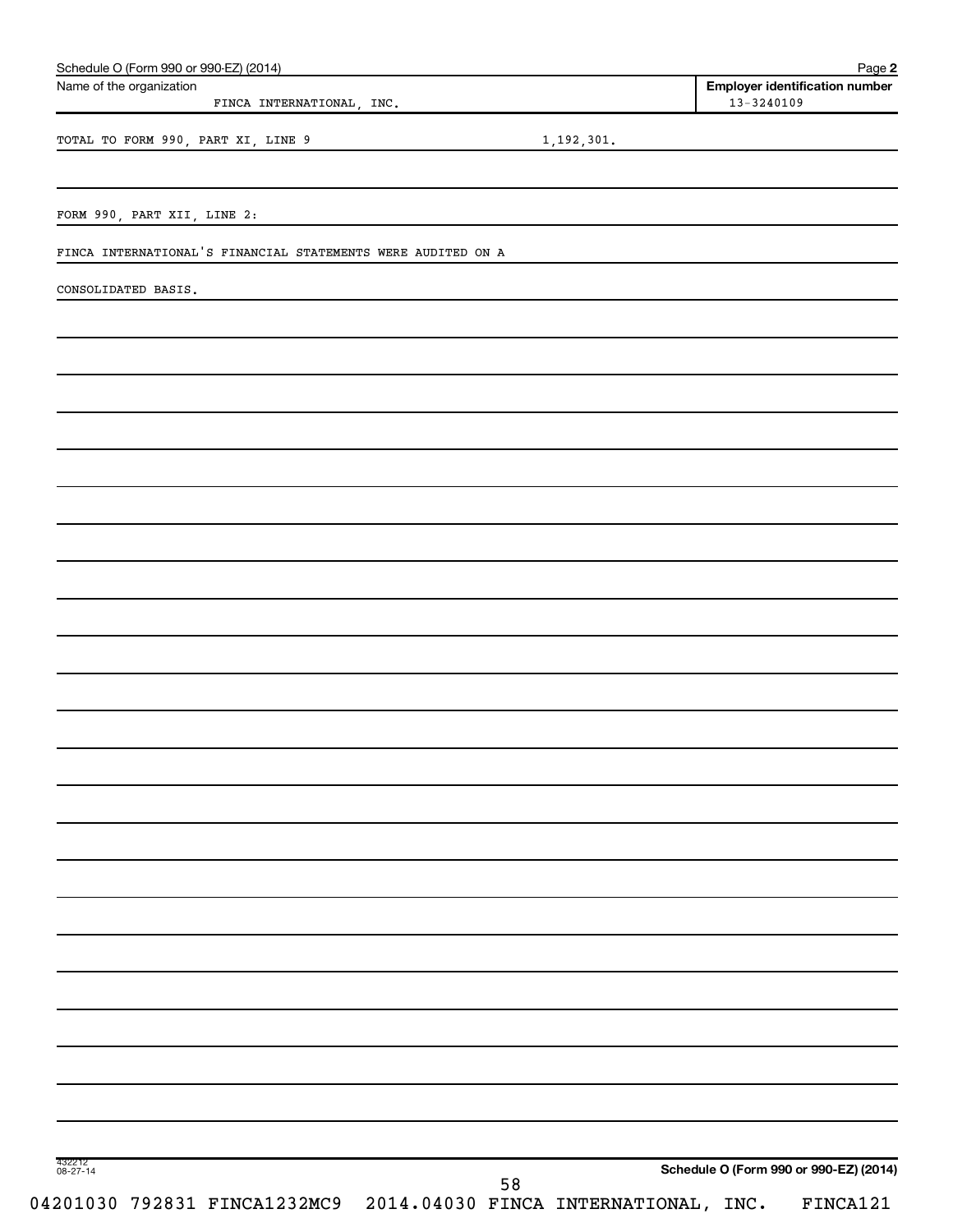Schedule O (Form 990 or 990-EZ) (2014) Page **2**

Name of the organization: FINCA INTERNATIONAL, INC.

**Employer identification number**: 13-3240109

TOTAL TO FORM 990, PART XI, LINE 9 1,192,301.

FORM 990, PART XII, LINE 2:

FINCA INTERNATIONAL'S FINANCIAL STATEMENTS WERE AUDITED ON A CONSOLIDATED BASIS.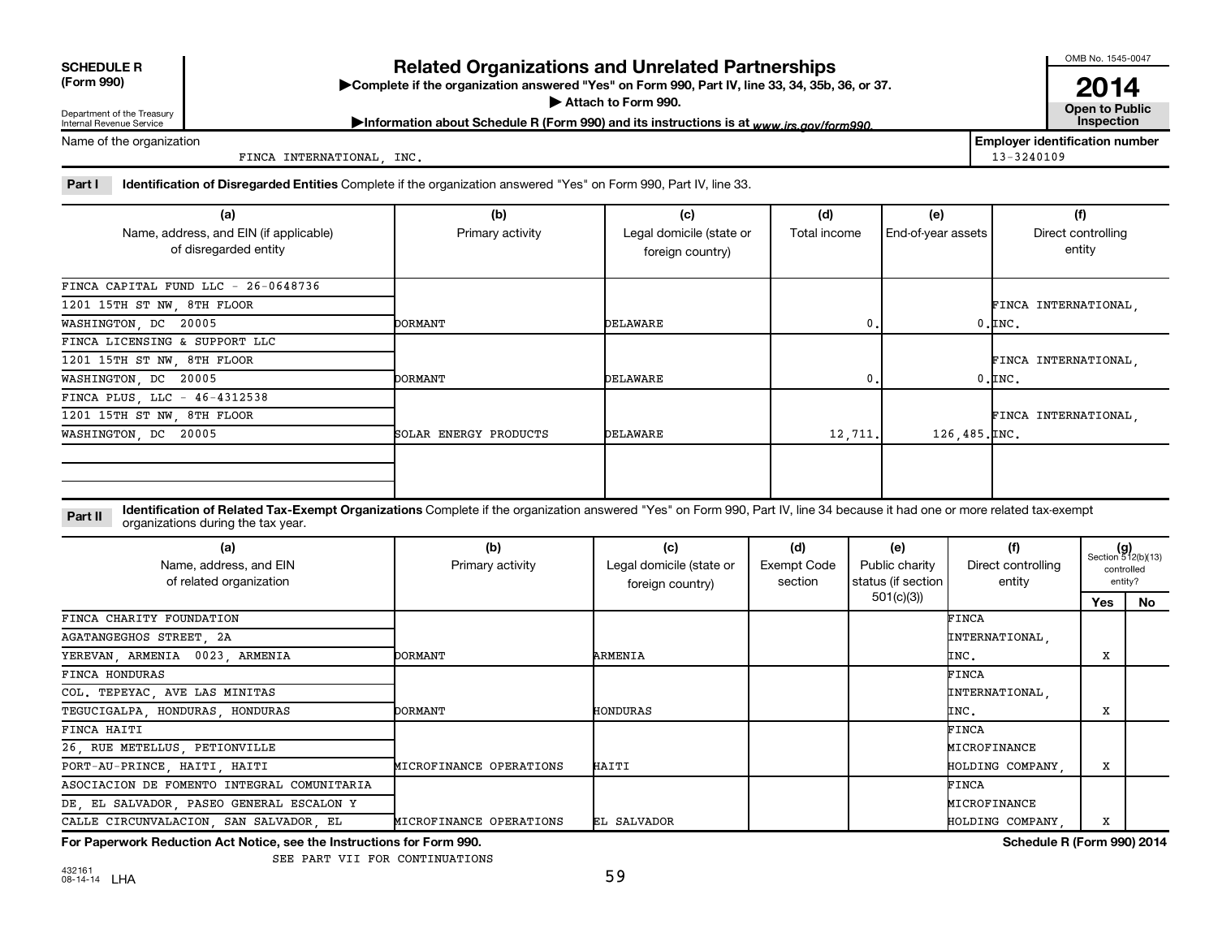**SCHEDULE R (Form 990)**

Department of the Treasury Internal Revenue Service

# Related Organizations and Unrelated Partnerships

▶Complete if the organization answered "Yes" on Form 990, Part IV, line 33, 34, 35b, 36, or 37.

▶ Attach to Form 990.

▶Information about Schedule R (Form 990) and its instructions is at www.irs.gov/form990.

OMB No. 1545-0047

**2014**

**Open to Public Inspection**

Name of the organization: FINCA INTERNATIONAL, INC.

Employer identification number: 13-3240109

**Part I** **Identification of Disregarded Entities** Complete if the organization answered "Yes" on Form 990, Part IV, line 33.

| (a) Name, address, and EIN (if applicable) of disregarded entity | (b) Primary activity | (c) Legal domicile (state or foreign country) | (d) Total income | (e) End-of-year assets | (f) Direct controlling entity |
|---|---|---|---|---|---|
| FINCA CAPITAL FUND LLC - 26-0648736<br>1201 15TH ST NW, 8TH FLOOR<br>WASHINGTON, DC 20005 | DORMANT | DELAWARE | 0. | 0. | FINCA INTERNATIONAL, INC. |
| FINCA LICENSING & SUPPORT LLC<br>1201 15TH ST NW, 8TH FLOOR<br>WASHINGTON, DC 20005 | DORMANT | DELAWARE | 0. | 0. | FINCA INTERNATIONAL, INC. |
| FINCA PLUS, LLC - 46-4312538<br>1201 15TH ST NW, 8TH FLOOR<br>WASHINGTON, DC 20005 | SOLAR ENERGY PRODUCTS | DELAWARE | 12,711. | 126,485. | FINCA INTERNATIONAL, INC. |
| | | | | | |

**Part II** **Identification of Related Tax-Exempt Organizations** Complete if the organization answered "Yes" on Form 990, Part IV, line 34 because it had one or more related tax-exempt organizations during the tax year.

| (a) Name, address, and EIN of related organization | (b) Primary activity | (c) Legal domicile (state or foreign country) | (d) Exempt Code section | (e) Public charity status (if section 501(c)(3)) | (f) Direct controlling entity | (g) Section 512(b)(13) controlled entity? Yes | No |
|---|---|---|---|---|---|---|---|
| FINCA CHARITY FOUNDATION<br>AGATANGEGHOS STREET, 2A<br>YEREVAN, ARMENIA 0023, ARMENIA | DORMANT | ARMENIA | | | FINCA INTERNATIONAL, INC. | X | |
| FINCA HONDURAS<br>COL. TEPEYAC, AVE LAS MINITAS<br>TEGUCIGALPA, HONDURAS, HONDURAS | DORMANT | HONDURAS | | | FINCA INTERNATIONAL, INC. | X | |
| FINCA HAITI<br>26, RUE METELLUS, PETIONVILLE<br>PORT-AU-PRINCE, HAITI, HAITI | MICROFINANCE OPERATIONS | HAITI | | | FINCA MICROFINANCE HOLDING COMPANY, | X | |
| ASOCIACION DE FOMENTO INTEGRAL COMUNITARIA<br>DE, EL SALVADOR, PASEO GENERAL ESCALON Y<br>CALLE CIRCUNVALACION, SAN SALVADOR, EL | MICROFINANCE OPERATIONS | EL SALVADOR | | | FINCA MICROFINANCE HOLDING COMPANY, | X | |

**For Paperwork Reduction Act Notice, see the Instructions for Form 990.** **Schedule R (Form 990) 2014**

SEE PART VII FOR CONTINUATIONS

432161 08-14-14 LHA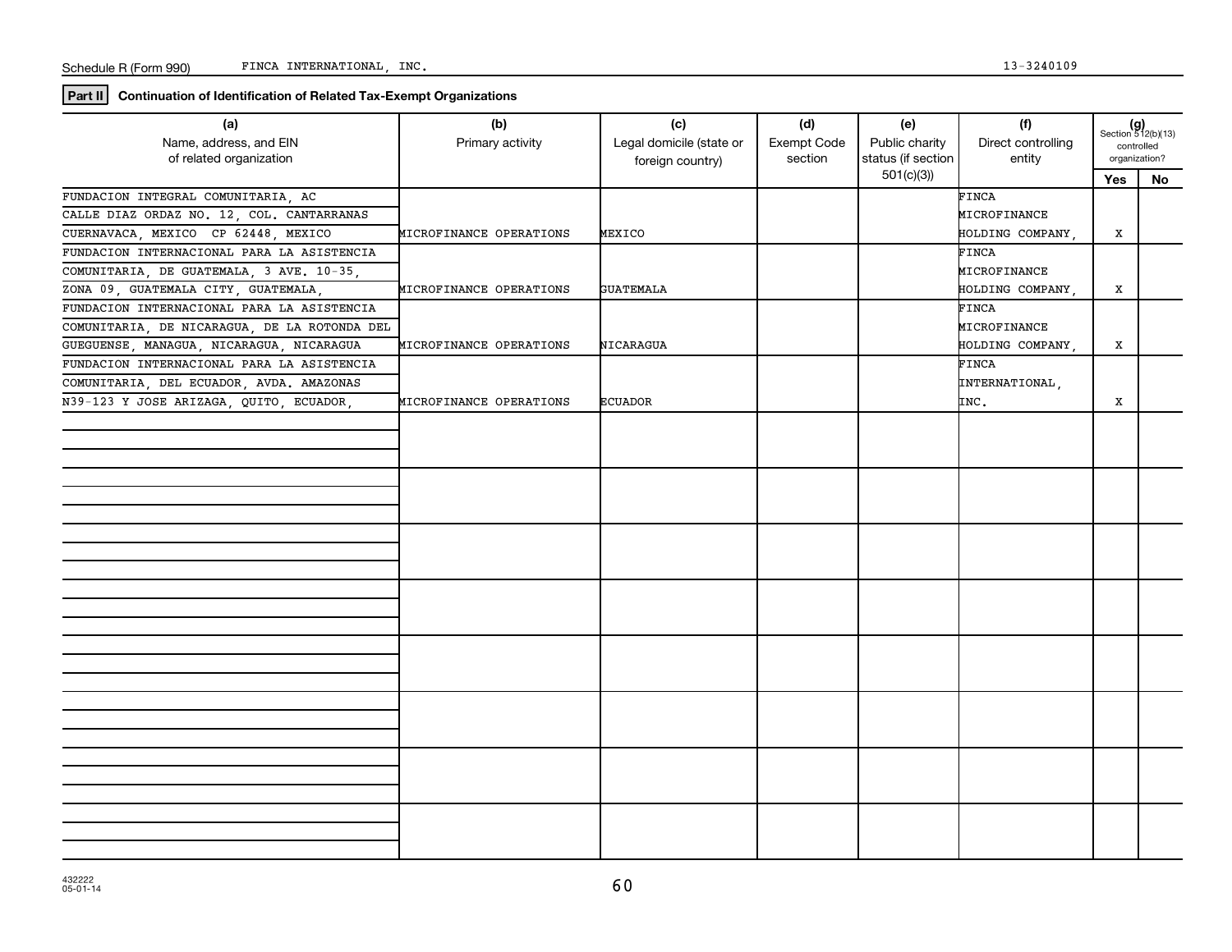Schedule R (Form 990) FINCA INTERNATIONAL, INC. 13-3240109

**Part II** **Continuation of Identification of Related Tax-Exempt Organizations**

| (a) Name, address, and EIN of related organization | (b) Primary activity | (c) Legal domicile (state or foreign country) | (d) Exempt Code section | (e) Public charity status (if section 501(c)(3)) | (f) Direct controlling entity | (g) Section 512(b)(13) controlled organization? Yes | No |
|---|---|---|---|---|---|---|---|
| FUNDACION INTEGRAL COMUNITARIA, AC CALLE DIAZ ORDAZ NO. 12, COL. CANTARRANAS CUERNAVACA, MEXICO CP 62448, MEXICO | MICROFINANCE OPERATIONS | MEXICO | | | FINCA MICROFINANCE HOLDING COMPANY, | X | |
| FUNDACION INTERNACIONAL PARA LA ASISTENCIA COMUNITARIA, DE GUATEMALA, 3 AVE. 10-35, ZONA 09, GUATEMALA CITY, GUATEMALA, | MICROFINANCE OPERATIONS | GUATEMALA | | | FINCA MICROFINANCE HOLDING COMPANY, | X | |
| FUNDACION INTERNACIONAL PARA LA ASISTENCIA COMUNITARIA, DE NICARAGUA, DE LA ROTONDA DEL GUEGUENSE, MANAGUA, NICARAGUA, NICARAGUA | MICROFINANCE OPERATIONS | NICARAGUA | | | FINCA MICROFINANCE HOLDING COMPANY, | X | |
| FUNDACION INTERNACIONAL PARA LA ASISTENCIA COMUNITARIA, DEL ECUADOR, AVDA. AMAZONAS N39-123 Y JOSE ARIZAGA, QUITO, ECUADOR, | MICROFINANCE OPERATIONS | ECUADOR | | | FINCA INTERNATIONAL, INC. | X | |

432222
05-01-14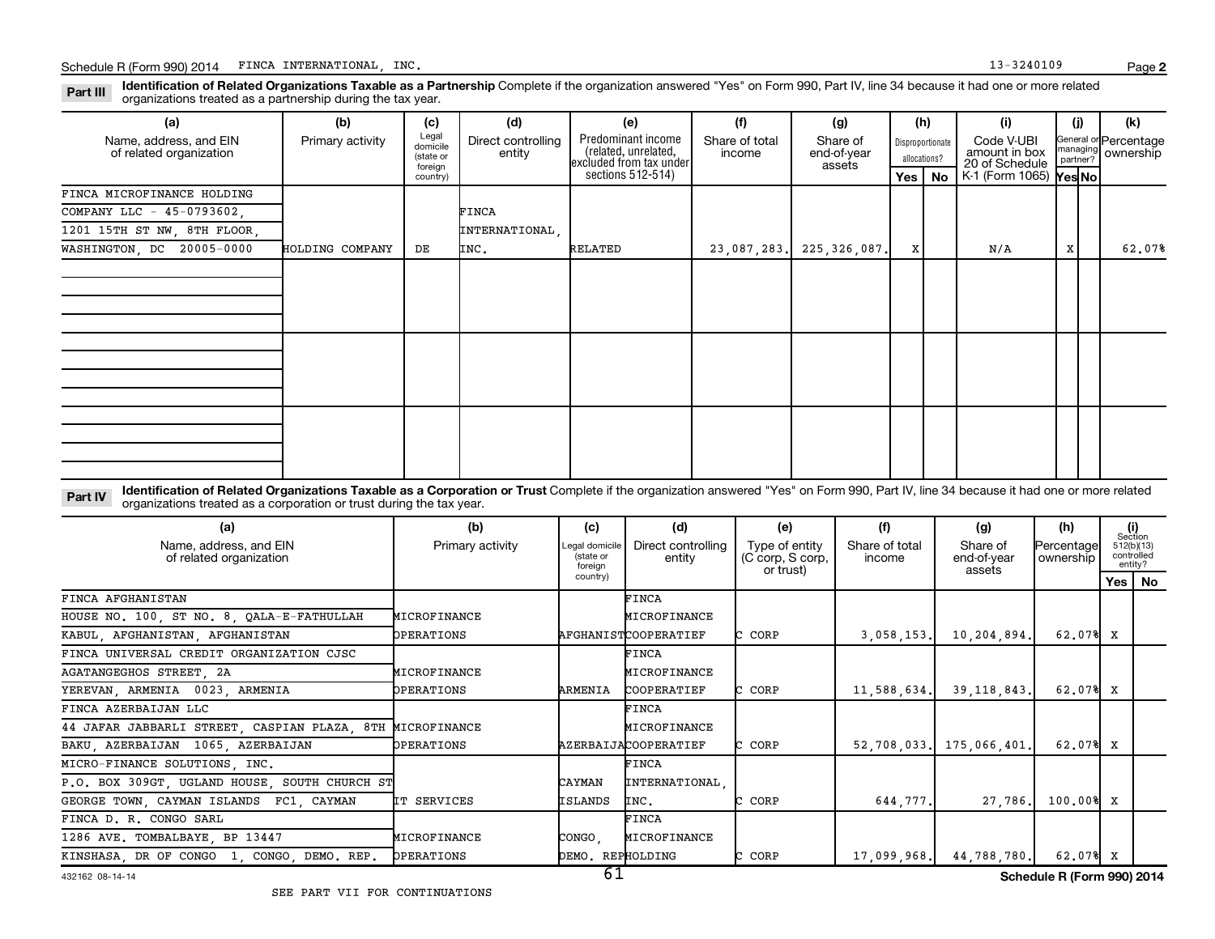Schedule R (Form 990) 2014 FINCA INTERNATIONAL, INC. 13-3240109

**Part III** **Identification of Related Organizations Taxable as a Partnership** Complete if the organization answered "Yes" on Form 990, Part IV, line 34 because it had one or more related organizations treated as a partnership during the tax year.

| (a) Name, address, and EIN of related organization | (b) Primary activity | (c) Legal domicile (state or foreign country) | (d) Direct controlling entity | (e) Predominant income (related, unrelated, excluded from tax under sections 512-514) | (f) Share of total income | (g) Share of end-of-year assets | (h) Disproportionate allocations? Yes | (h) No | (i) Code V-UBI amount in box 20 of Schedule K-1 (Form 1065) | (j) General or managing partner? Yes | (j) No | (k) Percentage ownership |
|---|---|---|---|---|---|---|---|---|---|---|---|---|
| FINCA MICROFINANCE HOLDING COMPANY LLC - 45-0793602, 1201 15TH ST NW, 8TH FLOOR, WASHINGTON, DC 20005-0000 | HOLDING COMPANY | DE | FINCA INTERNATIONAL, INC. | RELATED | 23,087,283. | 225,326,087. | X | | N/A | X | | 62.07% |

**Part IV** **Identification of Related Organizations Taxable as a Corporation or Trust** Complete if the organization answered "Yes" on Form 990, Part IV, line 34 because it had one or more related organizations treated as a corporation or trust during the tax year.

| (a) Name, address, and EIN of related organization | (b) Primary activity | (c) Legal domicile (state or foreign country) | (d) Direct controlling entity | (e) Type of entity (C corp, S corp, or trust) | (f) Share of total income | (g) Share of end-of-year assets | (h) Percentage ownership | (i) Section 512(b)(13) controlled entity? Yes | (i) No |
|---|---|---|---|---|---|---|---|---|---|
| FINCA AFGHANISTAN, HOUSE NO. 100, ST NO. 8, QALA-E-FATHULLAH, KABUL, AFGHANISTAN, AFGHANISTAN | MICROFINANCE OPERATIONS | AFGHANIST | FINCA MICROFINANCE COOPERATIEF | C CORP | 3,058,153. | 10,204,894. | 62.07% | X | |
| FINCA UNIVERSAL CREDIT ORGANIZATION CJSC, AGATANGEGHOS STREET, 2A, YEREVAN, ARMENIA 0023, ARMENIA | MICROFINANCE OPERATIONS | ARMENIA | FINCA MICROFINANCE COOPERATIEF | C CORP | 11,588,634. | 39,118,843. | 62.07% | X | |
| FINCA AZERBAIJAN LLC, 44 JAFAR JABBARLI STREET, CASPIAN PLAZA, 8TH, BAKU, AZERBAIJAN 1065, AZERBAIJAN | MICROFINANCE OPERATIONS | AZERBAIJA | FINCA MICROFINANCE COOPERATIEF | C CORP | 52,708,033. | 175,066,401. | 62.07% | X | |
| MICRO-FINANCE SOLUTIONS, INC., P.O. BOX 309GT, UGLAND HOUSE, SOUTH CHURCH ST, GEORGE TOWN, CAYMAN ISLANDS FC1, CAYMAN | IT SERVICES | CAYMAN ISLANDS | FINCA INTERNATIONAL, INC. | C CORP | 644,777. | 27,786. | 100.00% | X | |
| FINCA D. R. CONGO SARL, 1286 AVE. TOMBALBAYE, BP 13447, KINSHASA, DR OF CONGO 1, CONGO, DEMO. REP. | MICROFINANCE OPERATIONS | CONGO, DEMO. REP | FINCA MICROFINANCE HOLDING | C CORP | 17,099,968. | 44,788,780. | 62.07% | X | |

432162 08-14-14

SEE PART VII FOR CONTINUATIONS

Schedule R (Form 990) 2014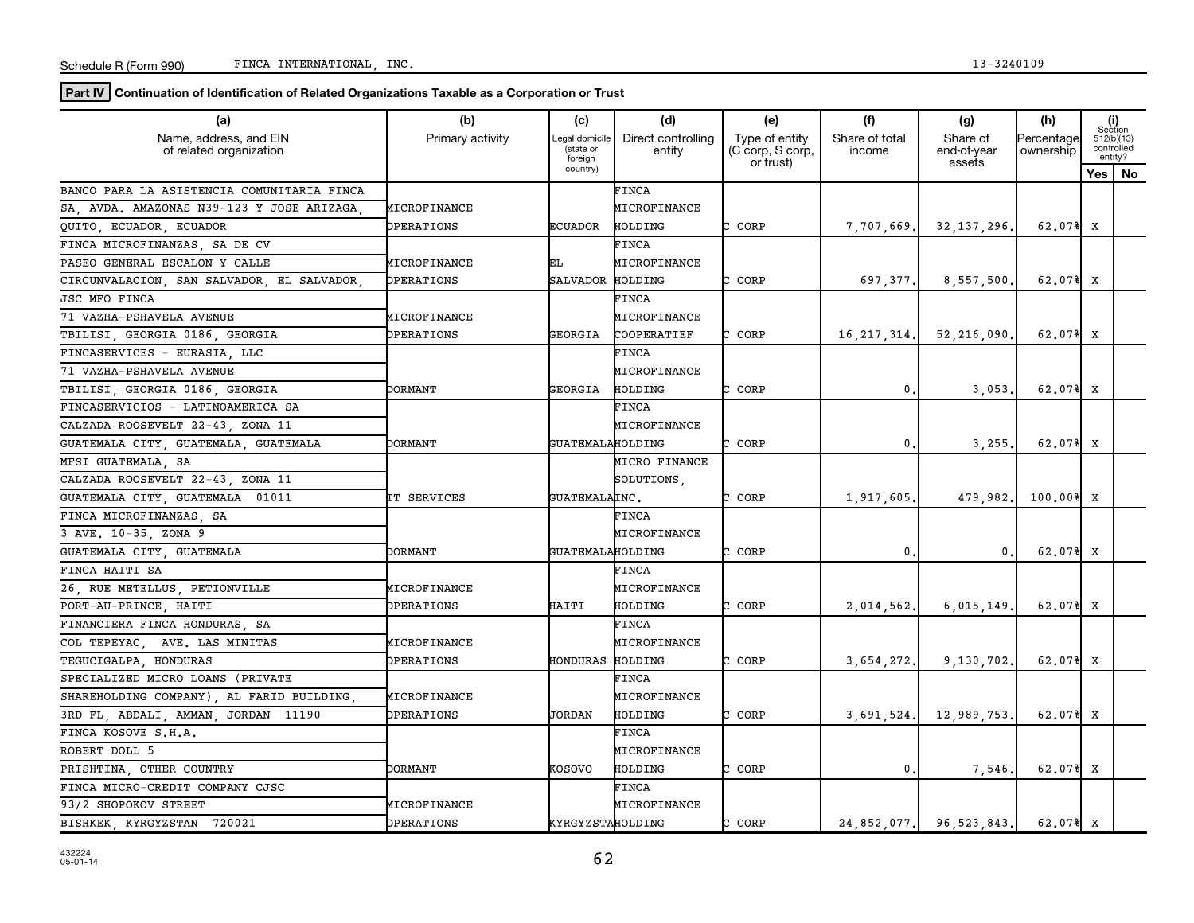Schedule R (Form 990) FINCA INTERNATIONAL, INC. 13-3240109

**Part IV** **Continuation of Identification of Related Organizations Taxable as a Corporation or Trust**

| (a) Name, address, and EIN of related organization | (b) Primary activity | (c) Legal domicile (state or foreign country) | (d) Direct controlling entity | (e) Type of entity (C corp, S corp, or trust) | (f) Share of total income | (g) Share of end-of-year assets | (h) Percentage ownership | (i) Section 512(b)(13) controlled entity? Yes | No |
|---|---|---|---|---|---|---|---|---|---|
| BANCO PARA LA ASISTENCIA COMUNITARIA FINCA SA, AVDA. AMAZONAS N39-123 Y JOSE ARIZAGA, QUITO, ECUADOR, ECUADOR | MICROFINANCE OPERATIONS | ECUADOR | FINCA MICROFINANCE HOLDING | C CORP | 7,707,669. | 32,137,296. | 62.07% | X | |
| FINCA MICROFINANZAS, SA DE CV PASEO GENERAL ESCALON Y CALLE CIRCUNVALACION, SAN SALVADOR, EL SALVADOR, | MICROFINANCE OPERATIONS | EL SALVADOR | FINCA MICROFINANCE HOLDING | C CORP | 697,377. | 8,557,500. | 62.07% | X | |
| JSC MFO FINCA 71 VAZHA-PSHAVELA AVENUE TBILISI, GEORGIA 0186, GEORGIA | MICROFINANCE OPERATIONS | GEORGIA | FINCA MICROFINANCE COOPERATIEF | C CORP | 16,217,314. | 52,216,090. | 62.07% | X | |
| FINCASERVICES - EURASIA, LLC 71 VAZHA-PSHAVELA AVENUE TBILISI, GEORGIA 0186, GEORGIA | DORMANT | GEORGIA | FINCA MICROFINANCE HOLDING | C CORP | 0. | 3,053. | 62.07% | X | |
| FINCASERVICIOS - LATINOAMERICA SA CALZADA ROOSEVELT 22-43, ZONA 11 GUATEMALA CITY, GUATEMALA, GUATEMALA | DORMANT | GUATEMALA | FINCA MICROFINANCE HOLDING | C CORP | 0. | 3,255. | 62.07% | X | |
| MFSI GUATEMALA, SA CALZADA ROOSEVELT 22-43, ZONA 11 GUATEMALA CITY, GUATEMALA 01011 | IT SERVICES | GUATEMALA | MICRO FINANCE SOLUTIONS, INC. | C CORP | 1,917,605. | 479,982. | 100.00% | X | |
| FINCA MICROFINANZAS, SA 3 AVE. 10-35, ZONA 9 GUATEMALA CITY, GUATEMALA | DORMANT | GUATEMALA | FINCA MICROFINANCE HOLDING | C CORP | 0. | 0. | 62.07% | X | |
| FINCA HAITI SA 26, RUE METELLUS, PETIONVILLE PORT-AU-PRINCE, HAITI | MICROFINANCE OPERATIONS | HAITI | FINCA MICROFINANCE HOLDING | C CORP | 2,014,562. | 6,015,149. | 62.07% | X | |
| FINANCIERA FINCA HONDURAS, SA COL TEPEYAC, AVE. LAS MINITAS TEGUCIGALPA, HONDURAS | MICROFINANCE OPERATIONS | HONDURAS | FINCA MICROFINANCE HOLDING | C CORP | 3,654,272. | 9,130,702. | 62.07% | X | |
| SPECIALIZED MICRO LOANS (PRIVATE SHAREHOLDING COMPANY), AL FARID BUILDING, 3RD FL, ABDALI, AMMAN, JORDAN 11190 | MICROFINANCE OPERATIONS | JORDAN | FINCA MICROFINANCE HOLDING | C CORP | 3,691,524. | 12,989,753. | 62.07% | X | |
| FINCA KOSOVE S.H.A. ROBERT DOLL 5 PRISHTINA, OTHER COUNTRY | DORMANT | KOSOVO | FINCA MICROFINANCE HOLDING | C CORP | 0. | 7,546. | 62.07% | X | |
| FINCA MICRO-CREDIT COMPANY CJSC 93/2 SHOPOKOV STREET BISHKEK, KYRGYZSTAN 720021 | MICROFINANCE OPERATIONS | KYRGYZSTAN | FINCA MICROFINANCE HOLDING | C CORP | 24,852,077. | 96,523,843. | 62.07% | X | |

432224 05-01-14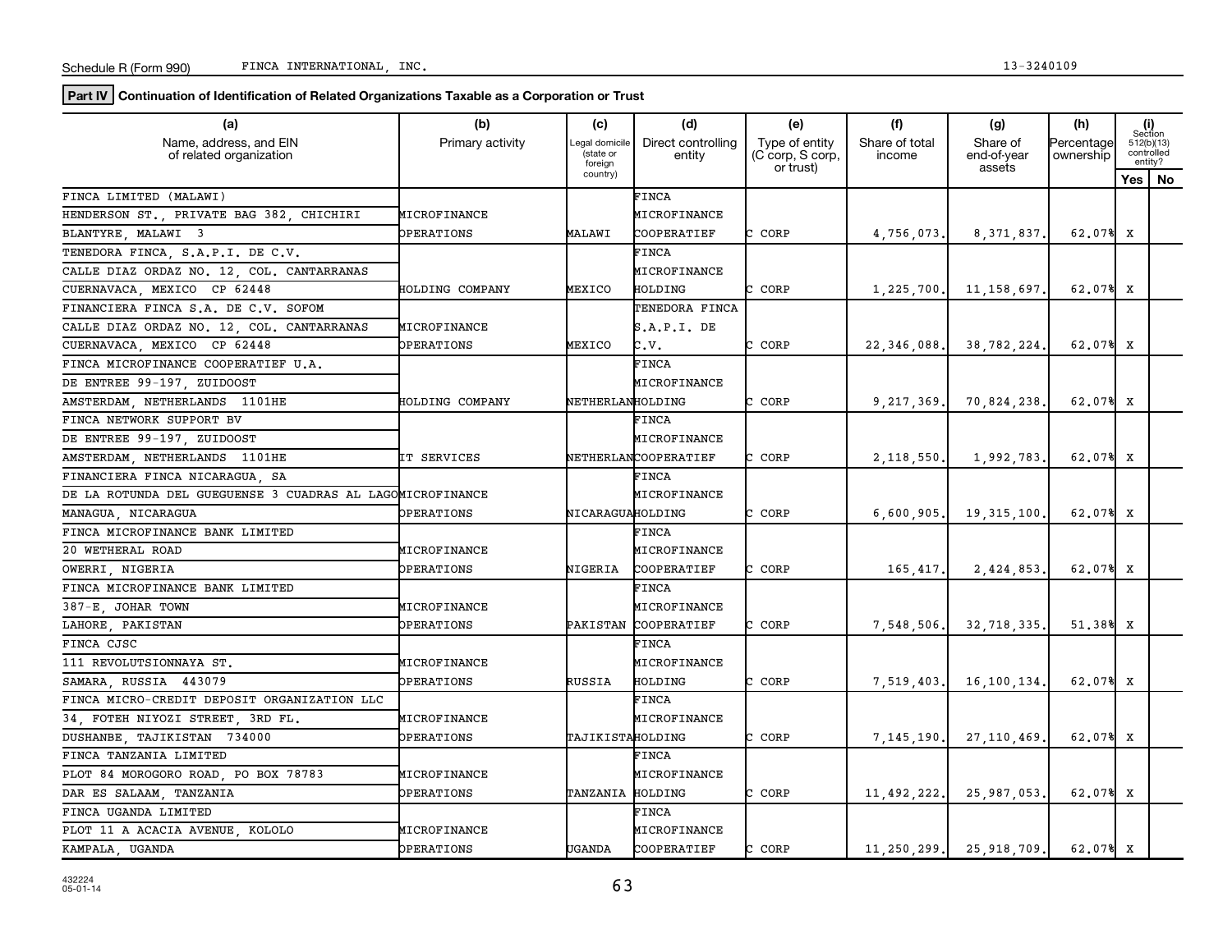Schedule R (Form 990) FINCA INTERNATIONAL, INC. 13-3240109

**Part IV** **Continuation of Identification of Related Organizations Taxable as a Corporation or Trust**

| (a) Name, address, and EIN of related organization | (b) Primary activity | (c) Legal domicile (state or foreign country) | (d) Direct controlling entity | (e) Type of entity (C corp, S corp, or trust) | (f) Share of total income | (g) Share of end-of-year assets | (h) Percentage ownership | (i) Section 512(b)(13) controlled entity? Yes | No |
|---|---|---|---|---|---|---|---|---|---|
| FINCA LIMITED (MALAWI) HENDERSON ST., PRIVATE BAG 382, CHICHIRI BLANTYRE, MALAWI 3 | MICROFINANCE OPERATIONS | MALAWI | FINCA MICROFINANCE COOPERATIEF | C CORP | 4,756,073. | 8,371,837. | 62.07% | X | |
| TENEDORA FINCA, S.A.P.I. DE C.V. CALLE DIAZ ORDAZ NO. 12, COL. CANTARRANAS CUERNAVACA, MEXICO CP 62448 | HOLDING COMPANY | MEXICO | FINCA MICROFINANCE HOLDING | C CORP | 1,225,700. | 11,158,697. | 62.07% | X | |
| FINANCIERA FINCA S.A. DE C.V. SOFOM CALLE DIAZ ORDAZ NO. 12, COL. CANTARRANAS CUERNAVACA, MEXICO CP 62448 | MICROFINANCE OPERATIONS | MEXICO | TENEDORA FINCA S.A.P.I. DE C.V. | C CORP | 22,346,088. | 38,782,224. | 62.07% | X | |
| FINCA MICROFINANCE COOPERATIEF U.A. DE ENTREE 99-197, ZUIDOOST AMSTERDAM, NETHERLANDS 1101HE | HOLDING COMPANY | NETHERLAN | FINCA MICROFINANCE HOLDING | C CORP | 9,217,369. | 70,824,238. | 62.07% | X | |
| FINCA NETWORK SUPPORT BV DE ENTREE 99-197, ZUIDOOST AMSTERDAM, NETHERLANDS 1101HE | IT SERVICES | NETHERLAN | FINCA MICROFINANCE COOPERATIEF | C CORP | 2,118,550. | 1,992,783. | 62.07% | X | |
| FINANCIERA FINCA NICARAGUA, SA DE LA ROTUNDA DEL GUEGUENSE 3 CUADRAS AL LAGO MANAGUA, NICARAGUA | MICROFINANCE OPERATIONS | NICARAGUA | FINCA MICROFINANCE HOLDING | C CORP | 6,600,905. | 19,315,100. | 62.07% | X | |
| FINCA MICROFINANCE BANK LIMITED 20 WETHERAL ROAD OWERRI, NIGERIA | MICROFINANCE OPERATIONS | NIGERIA | FINCA MICROFINANCE COOPERATIEF | C CORP | 165,417. | 2,424,853. | 62.07% | X | |
| FINCA MICROFINANCE BANK LIMITED 387-E, JOHAR TOWN LAHORE, PAKISTAN | MICROFINANCE OPERATIONS | PAKISTAN | FINCA MICROFINANCE COOPERATIEF | C CORP | 7,548,506. | 32,718,335. | 51.38% | X | |
| FINCA CJSC 111 REVOLUTSIONNAYA ST. SAMARA, RUSSIA 443079 | MICROFINANCE OPERATIONS | RUSSIA | FINCA MICROFINANCE HOLDING | C CORP | 7,519,403. | 16,100,134. | 62.07% | X | |
| FINCA MICRO-CREDIT DEPOSIT ORGANIZATION LLC 34, FOTEH NIYOZI STREET, 3RD FL. DUSHANBE, TAJIKISTAN 734000 | MICROFINANCE OPERATIONS | TAJIKISTA | FINCA MICROFINANCE HOLDING | C CORP | 7,145,190. | 27,110,469. | 62.07% | X | |
| FINCA TANZANIA LIMITED PLOT 84 MOROGORO ROAD, PO BOX 78783 DAR ES SALAAM, TANZANIA | MICROFINANCE OPERATIONS | TANZANIA | FINCA MICROFINANCE HOLDING | C CORP | 11,492,222. | 25,987,053. | 62.07% | X | |
| FINCA UGANDA LIMITED PLOT 11 A ACACIA AVENUE, KOLOLO KAMPALA, UGANDA | MICROFINANCE OPERATIONS | UGANDA | FINCA MICROFINANCE COOPERATIEF | C CORP | 11,250,299. | 25,918,709. | 62.07% | X | |

432224 05-01-14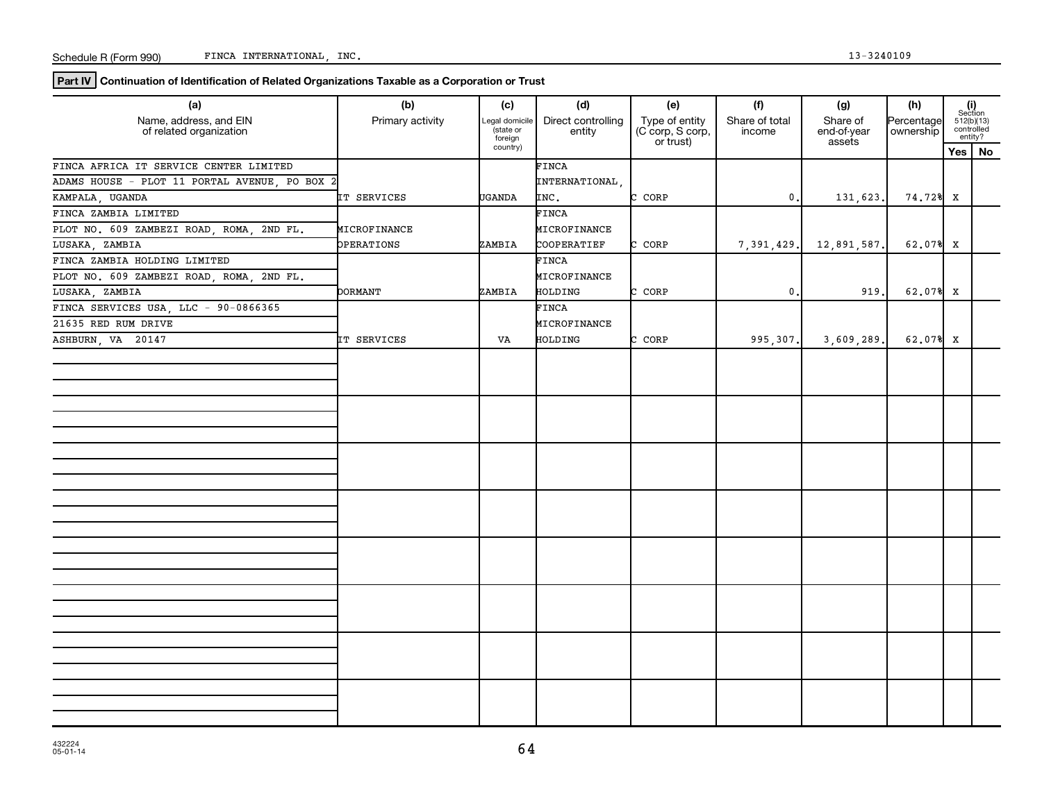Schedule R (Form 990) FINCA INTERNATIONAL, INC. 13-3240109

**Part IV** **Continuation of Identification of Related Organizations Taxable as a Corporation or Trust**

| (a) Name, address, and EIN of related organization | (b) Primary activity | (c) Legal domicile (state or foreign country) | (d) Direct controlling entity | (e) Type of entity (C corp, S corp, or trust) | (f) Share of total income | (g) Share of end-of-year assets | (h) Percentage ownership | (i) Section 512(b)(13) controlled entity? Yes | No |
|---|---|---|---|---|---|---|---|---|---|
| FINCA AFRICA IT SERVICE CENTER LIMITED ADAMS HOUSE - PLOT 11 PORTAL AVENUE, PO BOX 2 KAMPALA, UGANDA | IT SERVICES | UGANDA | FINCA INTERNATIONAL, INC. | C CORP | 0. | 131,623. | 74.72% | X | |
| FINCA ZAMBIA LIMITED PLOT NO. 609 ZAMBEZI ROAD, ROMA, 2ND FL. LUSAKA, ZAMBIA | MICROFINANCE OPERATIONS | ZAMBIA | FINCA MICROFINANCE COOPERATIEF | C CORP | 7,391,429. | 12,891,587. | 62.07% | X | |
| FINCA ZAMBIA HOLDING LIMITED PLOT NO. 609 ZAMBEZI ROAD, ROMA, 2ND FL. LUSAKA, ZAMBIA | DORMANT | ZAMBIA | FINCA MICROFINANCE HOLDING | C CORP | 0. | 919. | 62.07% | X | |
| FINCA SERVICES USA, LLC - 90-0866365 21635 RED RUM DRIVE ASHBURN, VA 20147 | IT SERVICES | VA | FINCA MICROFINANCE HOLDING | C CORP | 995,307. | 3,609,289. | 62.07% | X | |

432224 05-01-14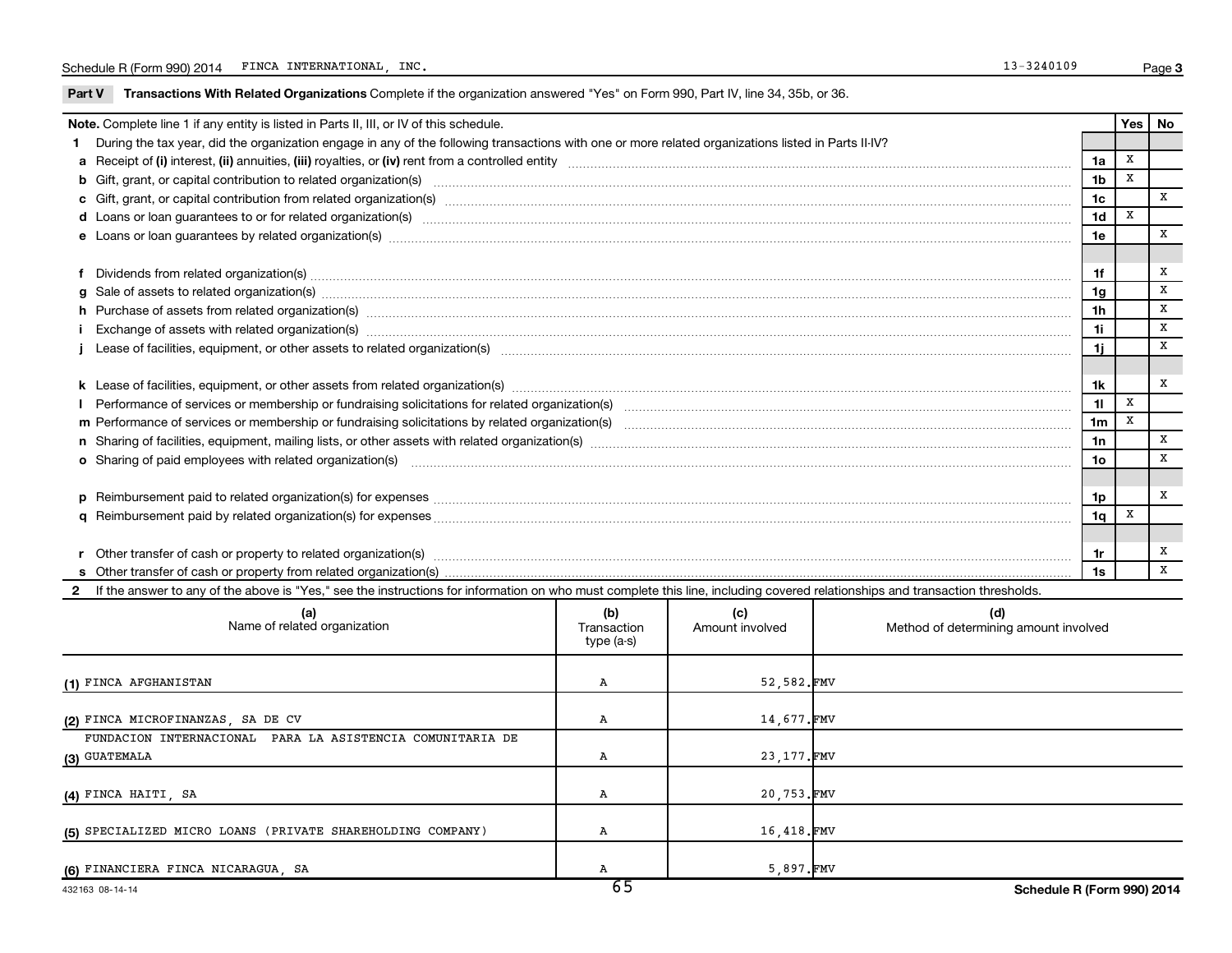Schedule R (Form 990) 2014 FINCA INTERNATIONAL, INC. 13-3240109

## Part V Transactions With Related Organizations

Complete if the organization answered "Yes" on Form 990, Part IV, line 34, 35b, or 36.

| **Note.** Complete line 1 if any entity is listed in Parts II, III, or IV of this schedule. | | Yes | No |
|---|---|---|---|
| **1** During the tax year, did the organization engage in any of the following transactions with one or more related organizations listed in Parts II-IV? | | | |
| **a** Receipt of **(i)** interest, **(ii)** annuities, **(iii)** royalties, or **(iv)** rent from a controlled entity | 1a | X | |
| **b** Gift, grant, or capital contribution to related organization(s) | 1b | X | |
| **c** Gift, grant, or capital contribution from related organization(s) | 1c | | X |
| **d** Loans or loan guarantees to or for related organization(s) | 1d | X | |
| **e** Loans or loan guarantees by related organization(s) | 1e | | X |
| **f** Dividends from related organization(s) | 1f | | X |
| **g** Sale of assets to related organization(s) | 1g | | X |
| **h** Purchase of assets from related organization(s) | 1h | | X |
| **i** Exchange of assets with related organization(s) | 1i | | X |
| **j** Lease of facilities, equipment, or other assets to related organization(s) | 1j | | X |
| **k** Lease of facilities, equipment, or other assets from related organization(s) | 1k | | X |
| **l** Performance of services or membership or fundraising solicitations for related organization(s) | 1l | X | |
| **m** Performance of services or membership or fundraising solicitations by related organization(s) | 1m | X | |
| **n** Sharing of facilities, equipment, mailing lists, or other assets with related organization(s) | 1n | | X |
| **o** Sharing of paid employees with related organization(s) | 1o | | X |
| **p** Reimbursement paid to related organization(s) for expenses | 1p | | X |
| **q** Reimbursement paid by related organization(s) for expenses | 1q | X | |
| **r** Other transfer of cash or property to related organization(s) | 1r | | X |
| **s** Other transfer of cash or property from related organization(s) | 1s | | X |

**2** If the answer to any of the above is "Yes," see the instructions for information on who must complete this line, including covered relationships and transaction thresholds.

| (a) Name of related organization | (b) Transaction type (a-s) | (c) Amount involved | (d) Method of determining amount involved |
|---|---|---|---|
| (1) FINCA AFGHANISTAN | A | 52,582. | FMV |
| (2) FINCA MICROFINANZAS, SA DE CV | A | 14,677. | FMV |
| (3) FUNDACION INTERNACIONAL PARA LA ASISTENCIA COMUNITARIA DE GUATEMALA | A | 23,177. | FMV |
| (4) FINCA HAITI, SA | A | 20,753. | FMV |
| (5) SPECIALIZED MICRO LOANS (PRIVATE SHAREHOLDING COMPANY) | A | 16,418. | FMV |
| (6) FINANCIERA FINCA NICARAGUA, SA | A | 5,897. | FMV |

432163 08-14-14 Schedule R (Form 990) 2014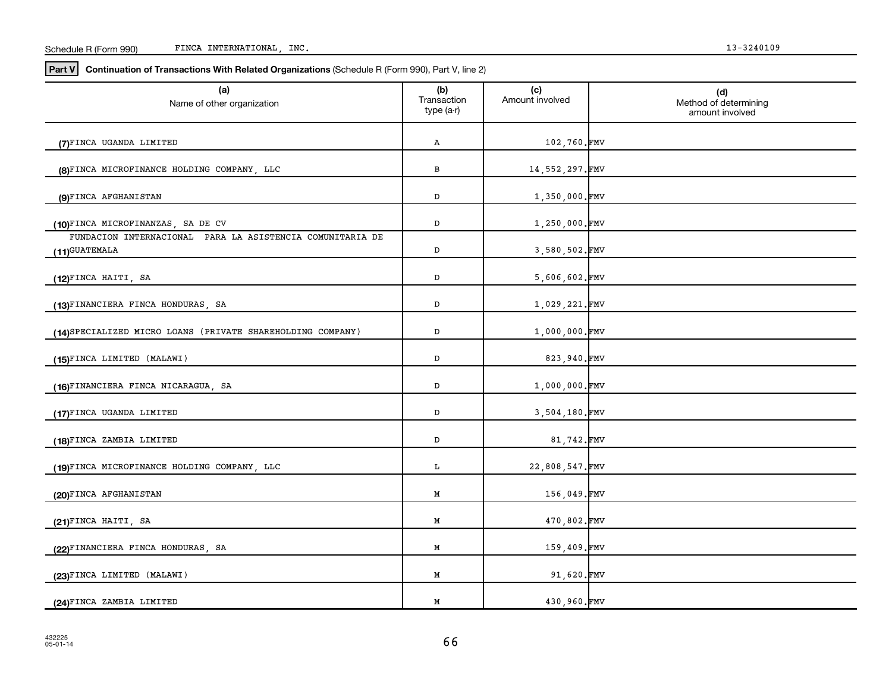Schedule R (Form 990) FINCA INTERNATIONAL, INC. 13-3240109

**Part V** **Continuation of Transactions With Related Organizations** (Schedule R (Form 990), Part V, line 2)

| (a) Name of other organization | (b) Transaction type (a-r) | (c) Amount involved | (d) Method of determining amount involved |
|---|---|---|---|
| (7) FINCA UGANDA LIMITED | A | 102,760. | FMV |
| (8) FINCA MICROFINANCE HOLDING COMPANY, LLC | B | 14,552,297. | FMV |
| (9) FINCA AFGHANISTAN | D | 1,350,000. | FMV |
| (10) FINCA MICROFINANZAS, SA DE CV | D | 1,250,000. | FMV |
| (11) FUNDACION INTERNACIONAL PARA LA ASISTENCIA COMUNITARIA DE GUATEMALA | D | 3,580,502. | FMV |
| (12) FINCA HAITI, SA | D | 5,606,602. | FMV |
| (13) FINANCIERA FINCA HONDURAS, SA | D | 1,029,221. | FMV |
| (14) SPECIALIZED MICRO LOANS (PRIVATE SHAREHOLDING COMPANY) | D | 1,000,000. | FMV |
| (15) FINCA LIMITED (MALAWI) | D | 823,940. | FMV |
| (16) FINANCIERA FINCA NICARAGUA, SA | D | 1,000,000. | FMV |
| (17) FINCA UGANDA LIMITED | D | 3,504,180. | FMV |
| (18) FINCA ZAMBIA LIMITED | D | 81,742. | FMV |
| (19) FINCA MICROFINANCE HOLDING COMPANY, LLC | L | 22,808,547. | FMV |
| (20) FINCA AFGHANISTAN | M | 156,049. | FMV |
| (21) FINCA HAITI, SA | M | 470,802. | FMV |
| (22) FINANCIERA FINCA HONDURAS, SA | M | 159,409. | FMV |
| (23) FINCA LIMITED (MALAWI) | M | 91,620. | FMV |
| (24) FINCA ZAMBIA LIMITED | M | 430,960. | FMV |

432225
05-01-14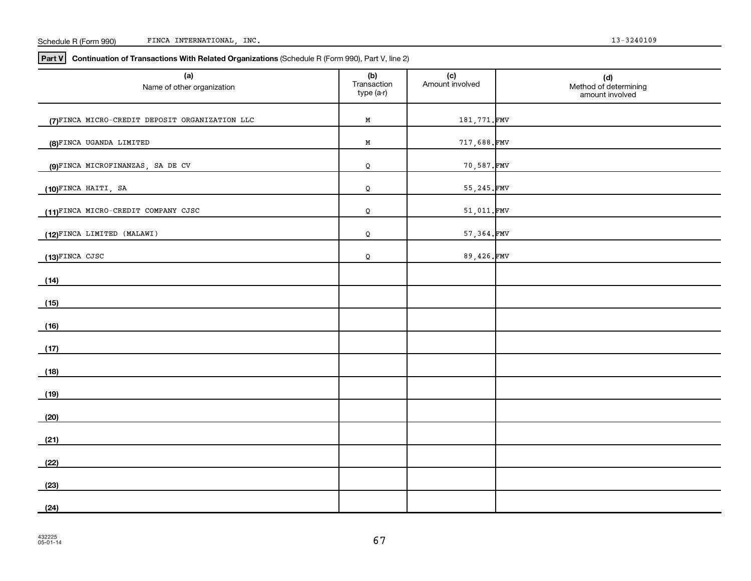Schedule R (Form 990) FINCA INTERNATIONAL, INC. 13-3240109

**Part V** **Continuation of Transactions With Related Organizations** (Schedule R (Form 990), Part V, line 2)

| (a) Name of other organization | (b) Transaction type (a-r) | (c) Amount involved | (d) Method of determining amount involved |
|---|---|---|---|
| (7) FINCA MICRO-CREDIT DEPOSIT ORGANIZATION LLC | M | 181,771. | FMV |
| (8) FINCA UGANDA LIMITED | M | 717,688. | FMV |
| (9) FINCA MICROFINANZAS, SA DE CV | Q | 70,587. | FMV |
| (10) FINCA HAITI, SA | Q | 55,245. | FMV |
| (11) FINCA MICRO-CREDIT COMPANY CJSC | Q | 51,011. | FMV |
| (12) FINCA LIMITED (MALAWI) | Q | 57,364. | FMV |
| (13) FINCA CJSC | Q | 89,426. | FMV |
| (14) | | | |
| (15) | | | |
| (16) | | | |
| (17) | | | |
| (18) | | | |
| (19) | | | |
| (20) | | | |
| (21) | | | |
| (22) | | | |
| (23) | | | |
| (24) | | | |

432225
05-01-14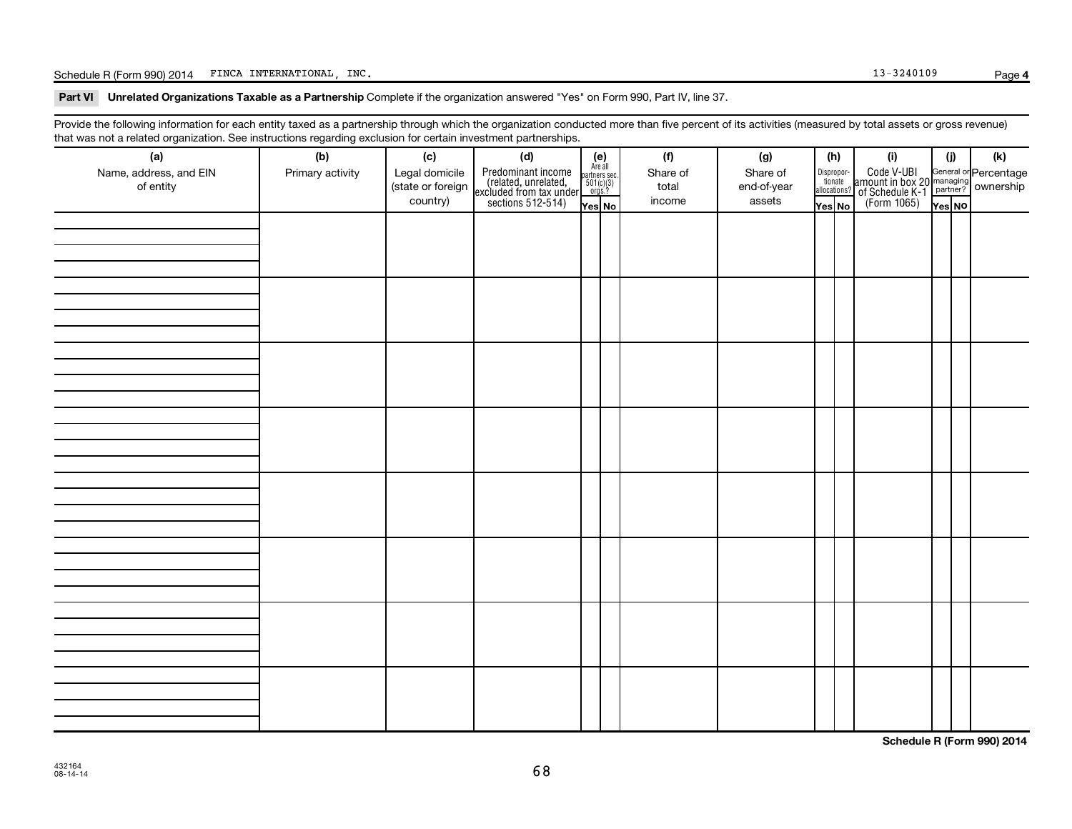Schedule R (Form 990) 2014 FINCA INTERNATIONAL, INC. 13-3240109

## Part VI Unrelated Organizations Taxable as a Partnership

Complete if the organization answered "Yes" on Form 990, Part IV, line 37.

Provide the following information for each entity taxed as a partnership through which the organization conducted more than five percent of its activities (measured by total assets or gross revenue) that was not a related organization. See instructions regarding exclusion for certain investment partnerships.

| (a) Name, address, and EIN of entity | (b) Primary activity | (c) Legal domicile (state or foreign country) | (d) Predominant income (related, unrelated, excluded from tax under sections 512-514) | (e) Are all partners sec. 501(c)(3) orgs.? | | (f) Share of total income | (g) Share of end-of-year assets | (h) Disproportionate allocations? | | (i) Code V-UBI amount in box 20 of Schedule K-1 (Form 1065) | (j) General or managing partner? | | (k) Percentage ownership |
|---|---|---|---|---|---|---|---|---|---|---|---|---|---|
| | | | | Yes | No | | | Yes | No | | Yes | No | |
| | | | | | | | | | | | | | |
| | | | | | | | | | | | | | |
| | | | | | | | | | | | | | |
| | | | | | | | | | | | | | |
| | | | | | | | | | | | | | |
| | | | | | | | | | | | | | |
| | | | | | | | | | | | | | |
| | | | | | | | | | | | | | |

Schedule R (Form 990) 2014

432164
08-14-14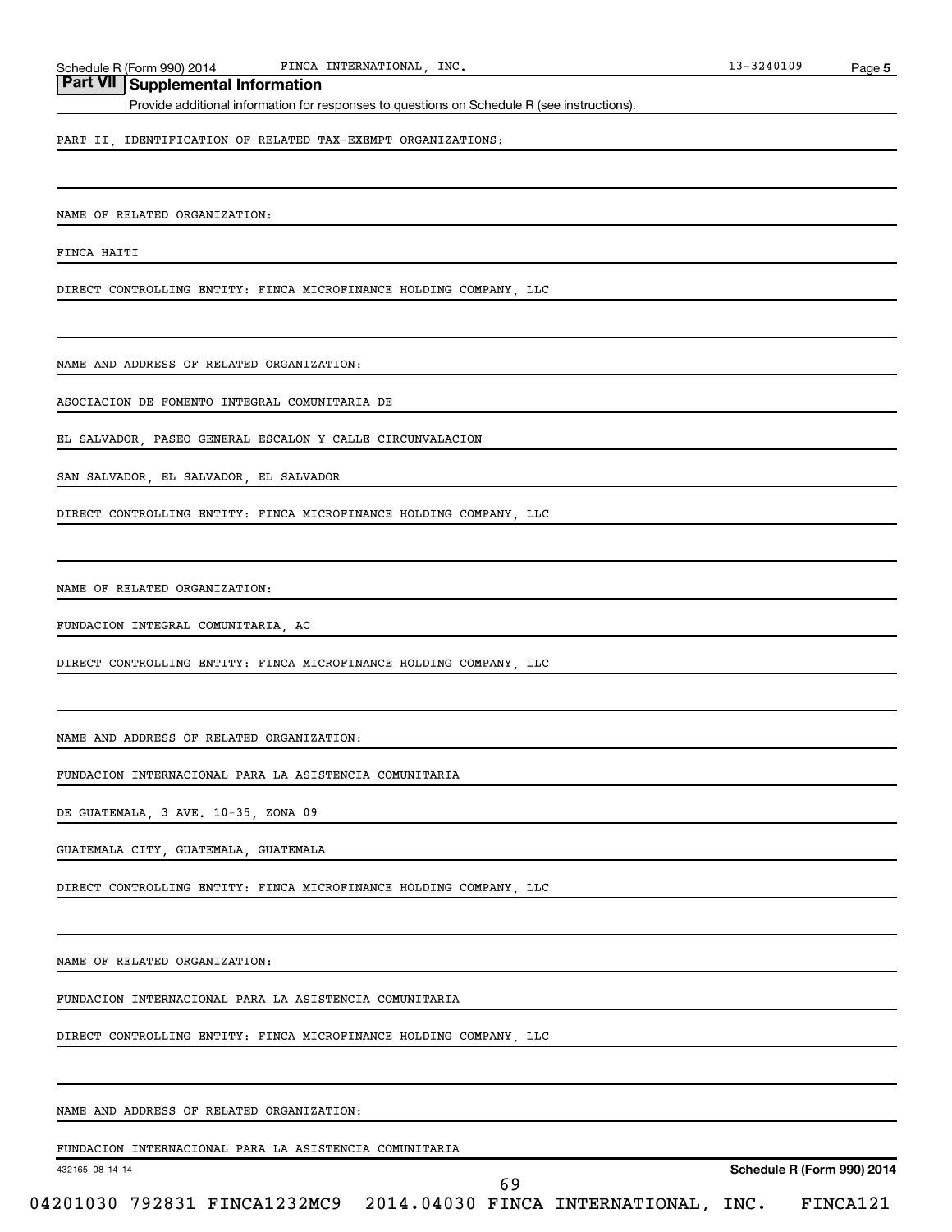## Part VII Supplemental Information

Provide additional information for responses to questions on Schedule R (see instructions).

PART II, IDENTIFICATION OF RELATED TAX-EXEMPT ORGANIZATIONS:

NAME OF RELATED ORGANIZATION:

FINCA HAITI

DIRECT CONTROLLING ENTITY: FINCA MICROFINANCE HOLDING COMPANY, LLC

NAME AND ADDRESS OF RELATED ORGANIZATION:

ASOCIACION DE FOMENTO INTEGRAL COMUNITARIA DE

EL SALVADOR, PASEO GENERAL ESCALON Y CALLE CIRCUNVALACION

SAN SALVADOR, EL SALVADOR, EL SALVADOR

DIRECT CONTROLLING ENTITY: FINCA MICROFINANCE HOLDING COMPANY, LLC

NAME OF RELATED ORGANIZATION:

FUNDACION INTEGRAL COMUNITARIA, AC

DIRECT CONTROLLING ENTITY: FINCA MICROFINANCE HOLDING COMPANY, LLC

NAME AND ADDRESS OF RELATED ORGANIZATION:

FUNDACION INTERNACIONAL PARA LA ASISTENCIA COMUNITARIA

DE GUATEMALA, 3 AVE. 10-35, ZONA 09

GUATEMALA CITY, GUATEMALA, GUATEMALA

DIRECT CONTROLLING ENTITY: FINCA MICROFINANCE HOLDING COMPANY, LLC

NAME OF RELATED ORGANIZATION:

FUNDACION INTERNACIONAL PARA LA ASISTENCIA COMUNITARIA

DIRECT CONTROLLING ENTITY: FINCA MICROFINANCE HOLDING COMPANY, LLC

NAME AND ADDRESS OF RELATED ORGANIZATION:

FUNDACION INTERNACIONAL PARA LA ASISTENCIA COMUNITARIA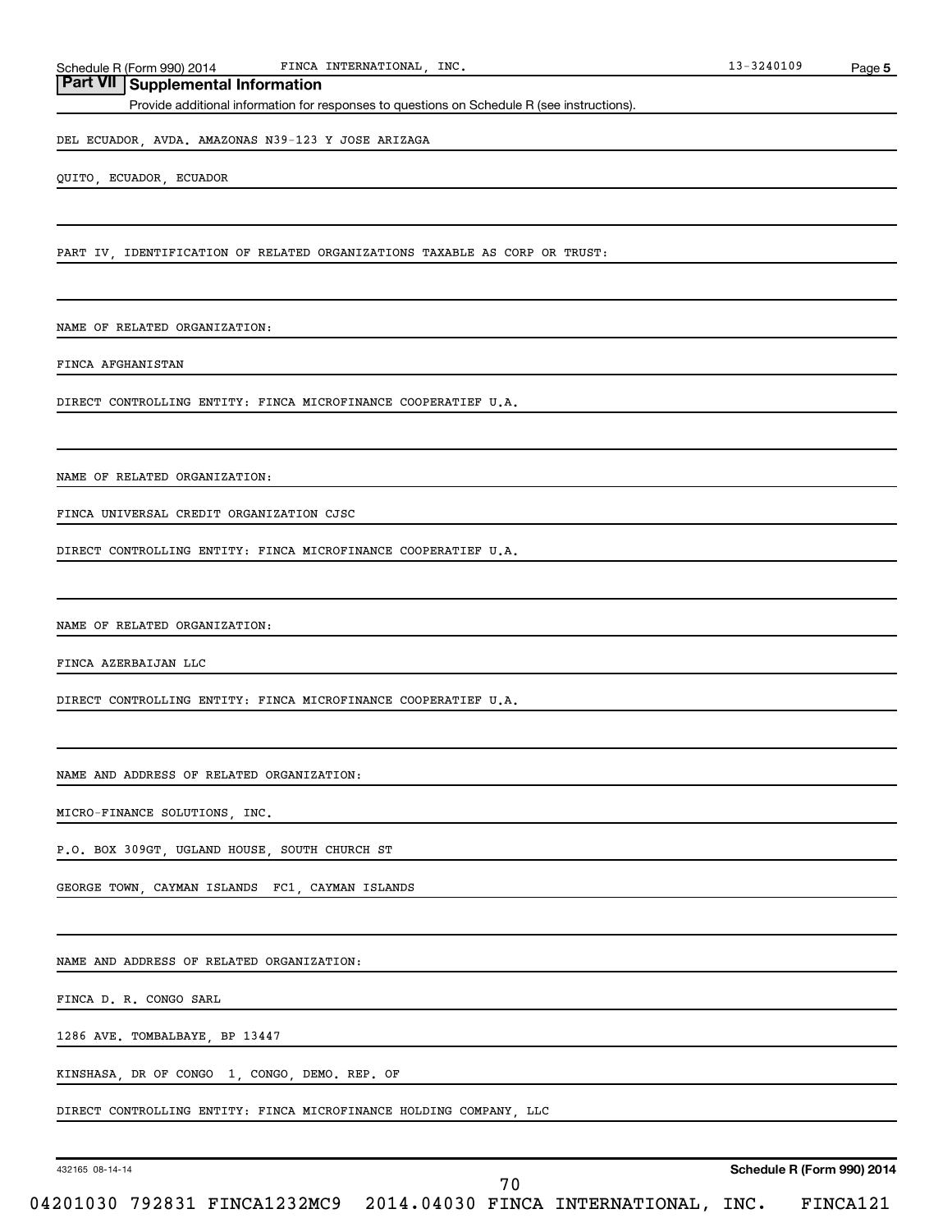## Part VII Supplemental Information

Provide additional information for responses to questions on Schedule R (see instructions).

DEL ECUADOR, AVDA. AMAZONAS N39-123 Y JOSE ARIZAGA

QUITO, ECUADOR, ECUADOR

PART IV, IDENTIFICATION OF RELATED ORGANIZATIONS TAXABLE AS CORP OR TRUST:

NAME OF RELATED ORGANIZATION:

FINCA AFGHANISTAN

DIRECT CONTROLLING ENTITY: FINCA MICROFINANCE COOPERATIEF U.A.

NAME OF RELATED ORGANIZATION:

FINCA UNIVERSAL CREDIT ORGANIZATION CJSC

DIRECT CONTROLLING ENTITY: FINCA MICROFINANCE COOPERATIEF U.A.

NAME OF RELATED ORGANIZATION:

FINCA AZERBAIJAN LLC

DIRECT CONTROLLING ENTITY: FINCA MICROFINANCE COOPERATIEF U.A.

NAME AND ADDRESS OF RELATED ORGANIZATION:

MICRO-FINANCE SOLUTIONS, INC.

P.O. BOX 309GT, UGLAND HOUSE, SOUTH CHURCH ST

GEORGE TOWN, CAYMAN ISLANDS FC1, CAYMAN ISLANDS

NAME AND ADDRESS OF RELATED ORGANIZATION:

FINCA D. R. CONGO SARL

1286 AVE. TOMBALBAYE, BP 13447

KINSHASA, DR OF CONGO 1, CONGO, DEMO. REP. OF

DIRECT CONTROLLING ENTITY: FINCA MICROFINANCE HOLDING COMPANY, LLC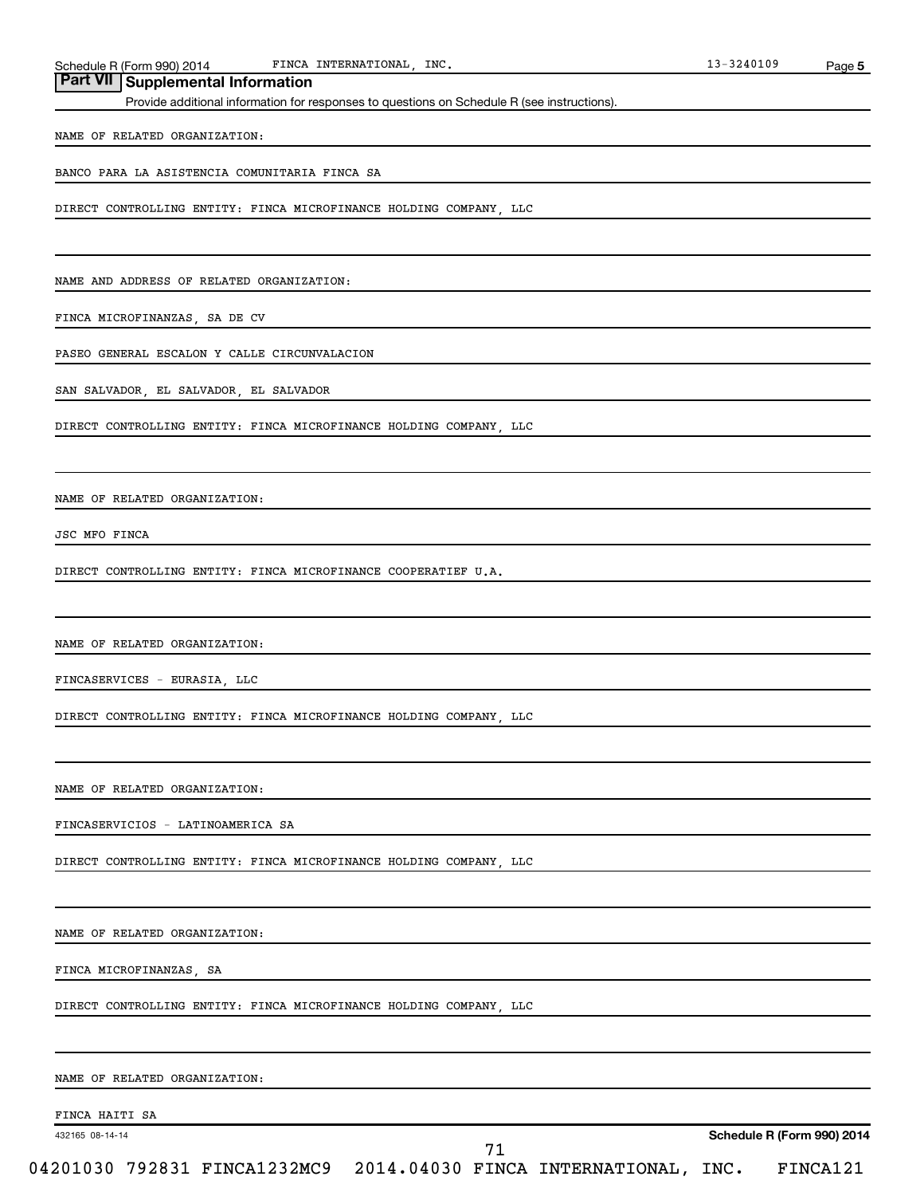## Part VII | Supplemental Information

Provide additional information for responses to questions on Schedule R (see instructions).

NAME OF RELATED ORGANIZATION:

BANCO PARA LA ASISTENCIA COMUNITARIA FINCA SA

DIRECT CONTROLLING ENTITY: FINCA MICROFINANCE HOLDING COMPANY, LLC

NAME AND ADDRESS OF RELATED ORGANIZATION:

FINCA MICROFINANZAS, SA DE CV

PASEO GENERAL ESCALON Y CALLE CIRCUNVALACION

SAN SALVADOR, EL SALVADOR, EL SALVADOR

DIRECT CONTROLLING ENTITY: FINCA MICROFINANCE HOLDING COMPANY, LLC

NAME OF RELATED ORGANIZATION:

JSC MFO FINCA

DIRECT CONTROLLING ENTITY: FINCA MICROFINANCE COOPERATIEF U.A.

NAME OF RELATED ORGANIZATION:

FINCASERVICES - EURASIA, LLC

DIRECT CONTROLLING ENTITY: FINCA MICROFINANCE HOLDING COMPANY, LLC

NAME OF RELATED ORGANIZATION:

FINCASERVICIOS - LATINOAMERICA SA

DIRECT CONTROLLING ENTITY: FINCA MICROFINANCE HOLDING COMPANY, LLC

NAME OF RELATED ORGANIZATION:

FINCA MICROFINANZAS, SA

DIRECT CONTROLLING ENTITY: FINCA MICROFINANCE HOLDING COMPANY, LLC

NAME OF RELATED ORGANIZATION:

FINCA HAITI SA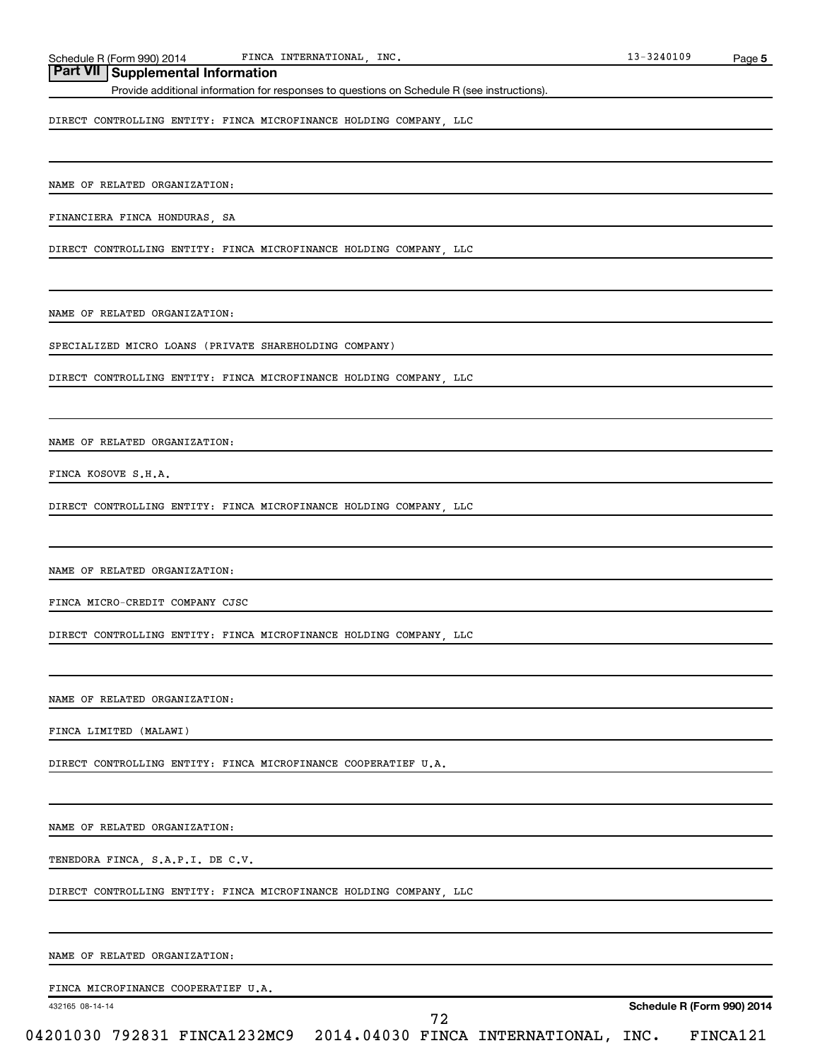## Part VII Supplemental Information

Provide additional information for responses to questions on Schedule R (see instructions).

DIRECT CONTROLLING ENTITY: FINCA MICROFINANCE HOLDING COMPANY, LLC

NAME OF RELATED ORGANIZATION:

FINANCIERA FINCA HONDURAS, SA

DIRECT CONTROLLING ENTITY: FINCA MICROFINANCE HOLDING COMPANY, LLC

NAME OF RELATED ORGANIZATION:

SPECIALIZED MICRO LOANS (PRIVATE SHAREHOLDING COMPANY)

DIRECT CONTROLLING ENTITY: FINCA MICROFINANCE HOLDING COMPANY, LLC

NAME OF RELATED ORGANIZATION:

FINCA KOSOVE S.H.A.

DIRECT CONTROLLING ENTITY: FINCA MICROFINANCE HOLDING COMPANY, LLC

NAME OF RELATED ORGANIZATION:

FINCA MICRO-CREDIT COMPANY CJSC

DIRECT CONTROLLING ENTITY: FINCA MICROFINANCE HOLDING COMPANY, LLC

NAME OF RELATED ORGANIZATION:

FINCA LIMITED (MALAWI)

DIRECT CONTROLLING ENTITY: FINCA MICROFINANCE COOPERATIEF U.A.

NAME OF RELATED ORGANIZATION:

TENEDORA FINCA, S.A.P.I. DE C.V.

DIRECT CONTROLLING ENTITY: FINCA MICROFINANCE HOLDING COMPANY, LLC

NAME OF RELATED ORGANIZATION:

FINCA MICROFINANCE COOPERATIEF U.A.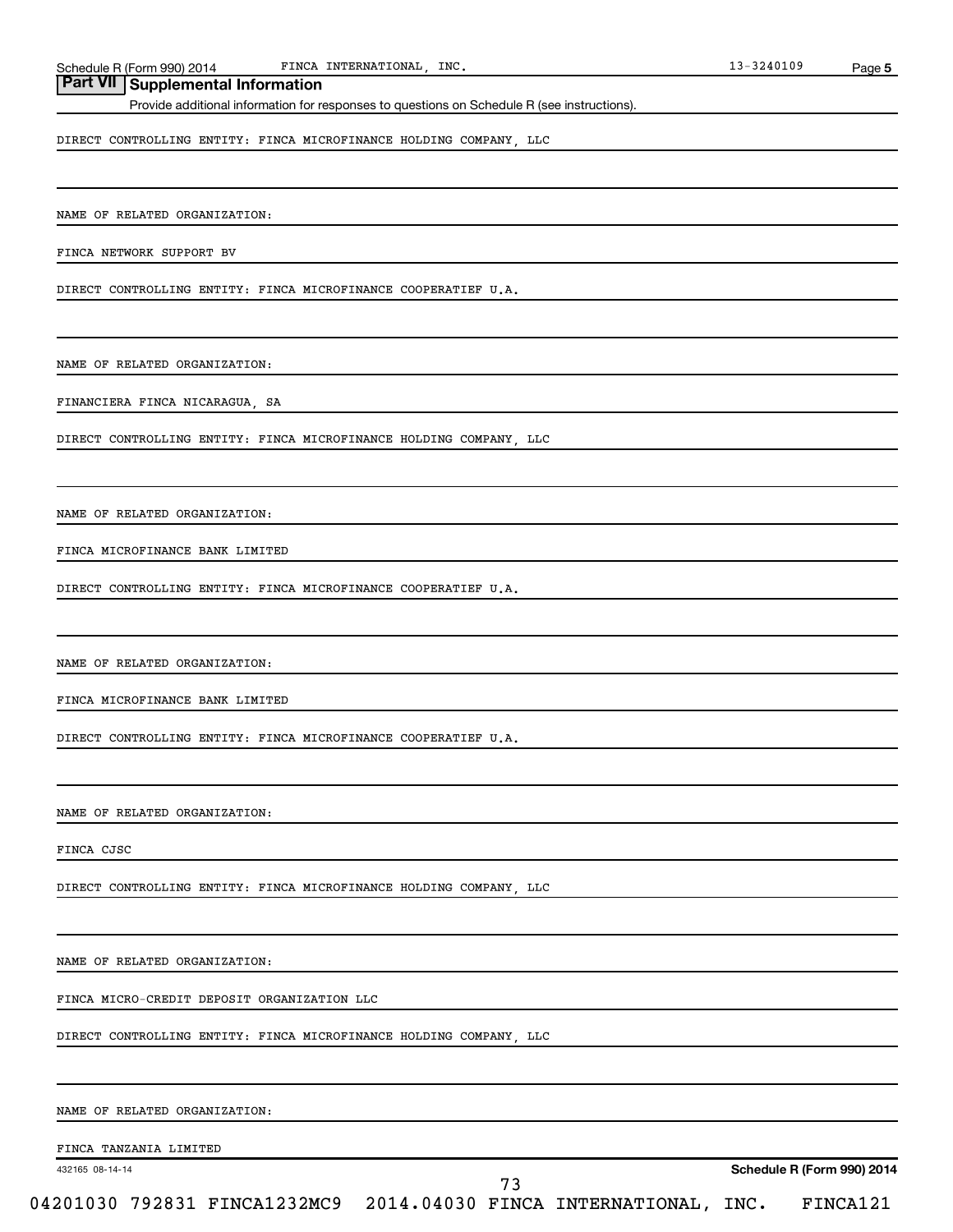## Part VII Supplemental Information

Provide additional information for responses to questions on Schedule R (see instructions).

DIRECT CONTROLLING ENTITY: FINCA MICROFINANCE HOLDING COMPANY, LLC

NAME OF RELATED ORGANIZATION:

FINCA NETWORK SUPPORT BV

DIRECT CONTROLLING ENTITY: FINCA MICROFINANCE COOPERATIEF U.A.

NAME OF RELATED ORGANIZATION:

FINANCIERA FINCA NICARAGUA, SA

DIRECT CONTROLLING ENTITY: FINCA MICROFINANCE HOLDING COMPANY, LLC

NAME OF RELATED ORGANIZATION:

FINCA MICROFINANCE BANK LIMITED

DIRECT CONTROLLING ENTITY: FINCA MICROFINANCE COOPERATIEF U.A.

NAME OF RELATED ORGANIZATION:

FINCA MICROFINANCE BANK LIMITED

DIRECT CONTROLLING ENTITY: FINCA MICROFINANCE COOPERATIEF U.A.

NAME OF RELATED ORGANIZATION:

FINCA CJSC

DIRECT CONTROLLING ENTITY: FINCA MICROFINANCE HOLDING COMPANY, LLC

NAME OF RELATED ORGANIZATION:

FINCA MICRO-CREDIT DEPOSIT ORGANIZATION LLC

DIRECT CONTROLLING ENTITY: FINCA MICROFINANCE HOLDING COMPANY, LLC

NAME OF RELATED ORGANIZATION:

FINCA TANZANIA LIMITED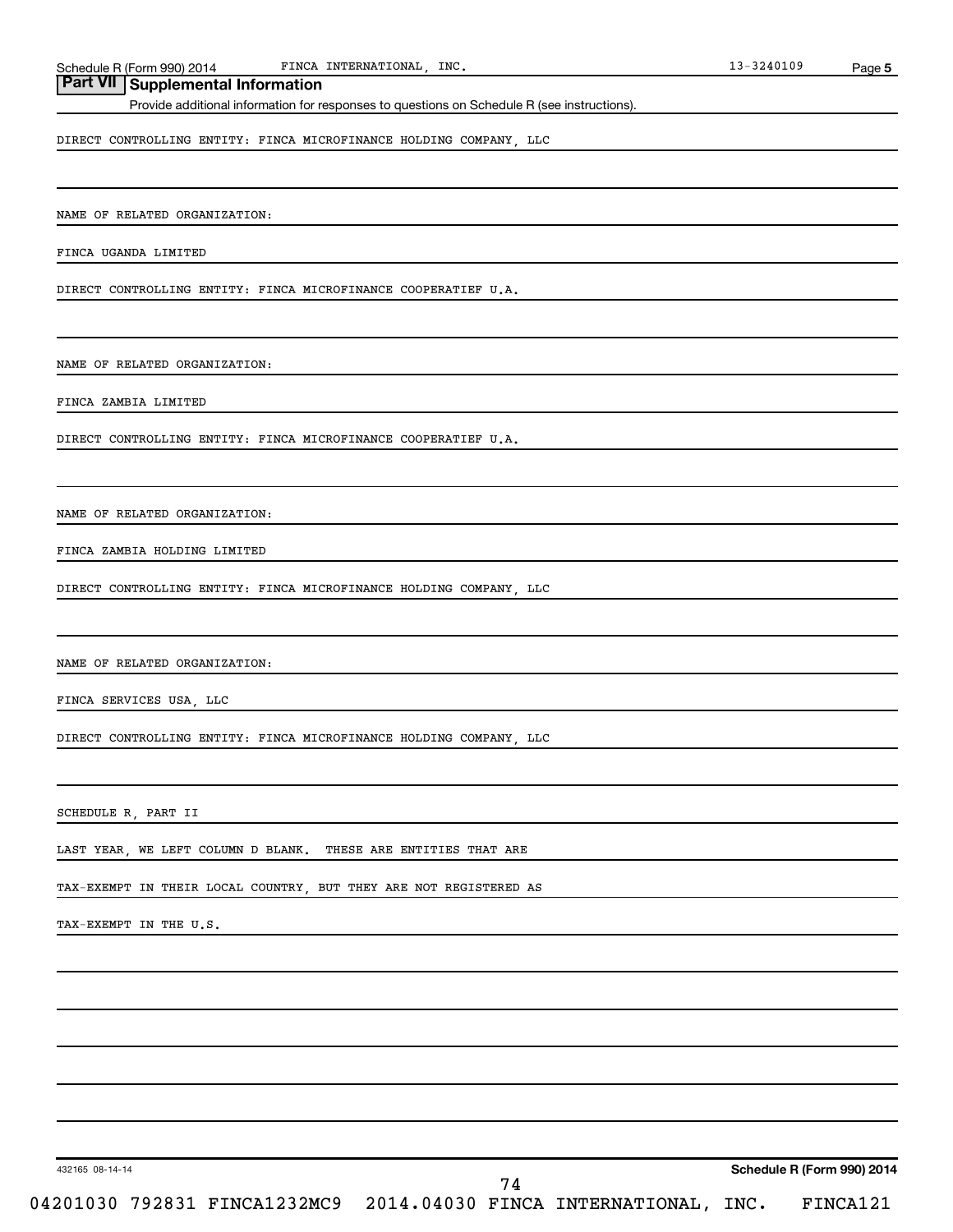## Part VII Supplemental Information

Provide additional information for responses to questions on Schedule R (see instructions).

DIRECT CONTROLLING ENTITY: FINCA MICROFINANCE HOLDING COMPANY, LLC

NAME OF RELATED ORGANIZATION:

FINCA UGANDA LIMITED

DIRECT CONTROLLING ENTITY: FINCA MICROFINANCE COOPERATIEF U.A.

NAME OF RELATED ORGANIZATION:

FINCA ZAMBIA LIMITED

DIRECT CONTROLLING ENTITY: FINCA MICROFINANCE COOPERATIEF U.A.

NAME OF RELATED ORGANIZATION:

FINCA ZAMBIA HOLDING LIMITED

DIRECT CONTROLLING ENTITY: FINCA MICROFINANCE HOLDING COMPANY, LLC

NAME OF RELATED ORGANIZATION:

FINCA SERVICES USA, LLC

DIRECT CONTROLLING ENTITY: FINCA MICROFINANCE HOLDING COMPANY, LLC

SCHEDULE R, PART II

LAST YEAR, WE LEFT COLUMN D BLANK. THESE ARE ENTITIES THAT ARE

TAX-EXEMPT IN THEIR LOCAL COUNTRY, BUT THEY ARE NOT REGISTERED AS

TAX-EXEMPT IN THE U.S.